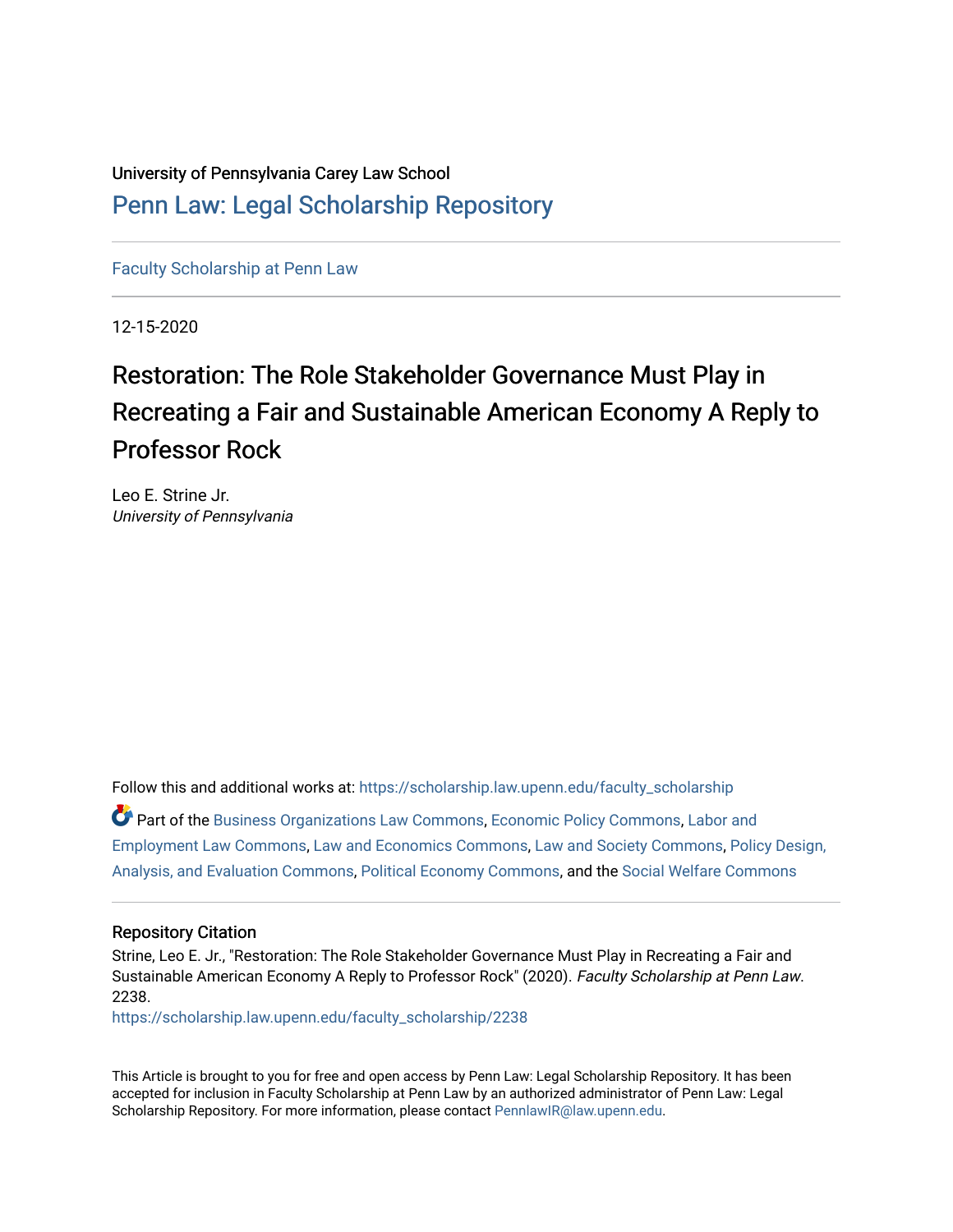University of Pennsylvania Carey Law School

## Penn Law: Legal Scholarship Repository

Faculty Scholarship at Penn Law

12-15-2020

# Restoration: The Role Stakeholder Governance Must Play in Recreating a Fair and Sustainable American Economy A Reply to Professor Rock

Leo E. Strine Jr.
*University of Pennsylvania*

Follow this and additional works at: https://scholarship.law.upenn.edu/faculty_scholarship

Part of the Business Organizations Law Commons, Economic Policy Commons, Labor and Employment Law Commons, Law and Economics Commons, Law and Society Commons, Policy Design, Analysis, and Evaluation Commons, Political Economy Commons, and the Social Welfare Commons

### Repository Citation

Strine, Leo E. Jr., "Restoration: The Role Stakeholder Governance Must Play in Recreating a Fair and Sustainable American Economy A Reply to Professor Rock" (2020). *Faculty Scholarship at Penn Law*. 2238.
https://scholarship.law.upenn.edu/faculty_scholarship/2238

This Article is brought to you for free and open access by Penn Law: Legal Scholarship Repository. It has been accepted for inclusion in Faculty Scholarship at Penn Law by an authorized administrator of Penn Law: Legal Scholarship Repository. For more information, please contact PennlawIR@law.upenn.edu.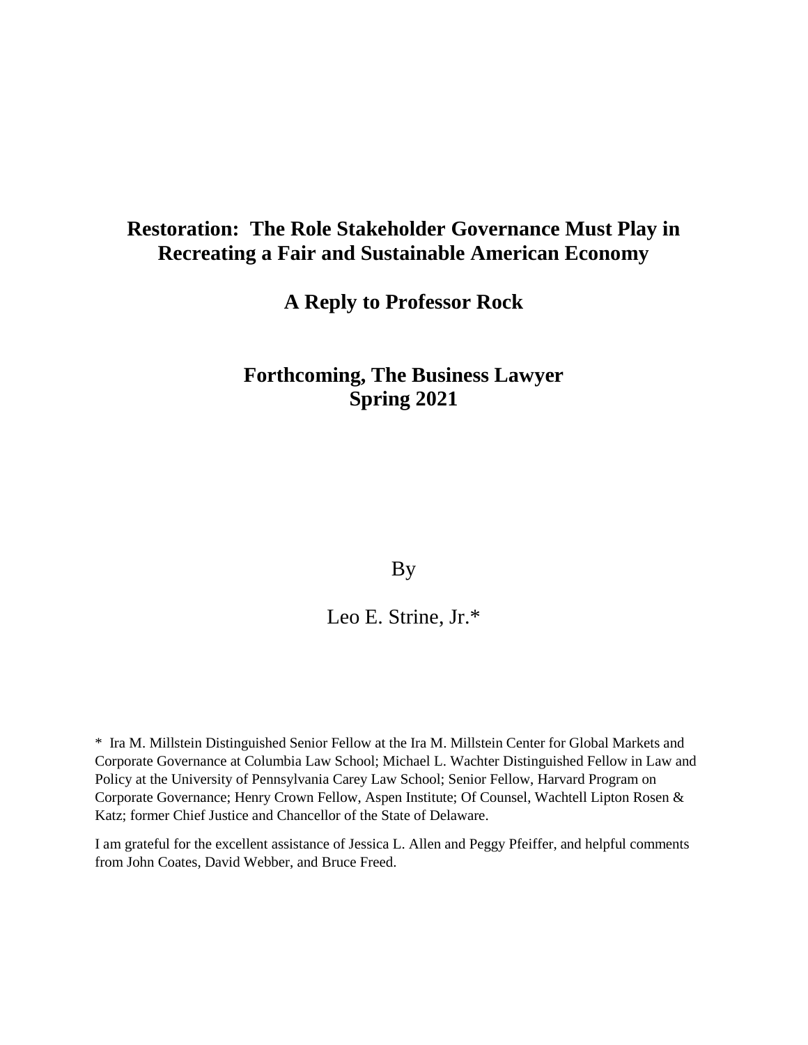# Restoration: The Role Stakeholder Governance Must Play in Recreating a Fair and Sustainable American Economy

## A Reply to Professor Rock

## Forthcoming, The Business Lawyer Spring 2021

By

Leo E. Strine, Jr.*

\* Ira M. Millstein Distinguished Senior Fellow at the Ira M. Millstein Center for Global Markets and Corporate Governance at Columbia Law School; Michael L. Wachter Distinguished Fellow in Law and Policy at the University of Pennsylvania Carey Law School; Senior Fellow, Harvard Program on Corporate Governance; Henry Crown Fellow, Aspen Institute; Of Counsel, Wachtell Lipton Rosen & Katz; former Chief Justice and Chancellor of the State of Delaware.

I am grateful for the excellent assistance of Jessica L. Allen and Peggy Pfeiffer, and helpful comments from John Coates, David Webber, and Bruce Freed.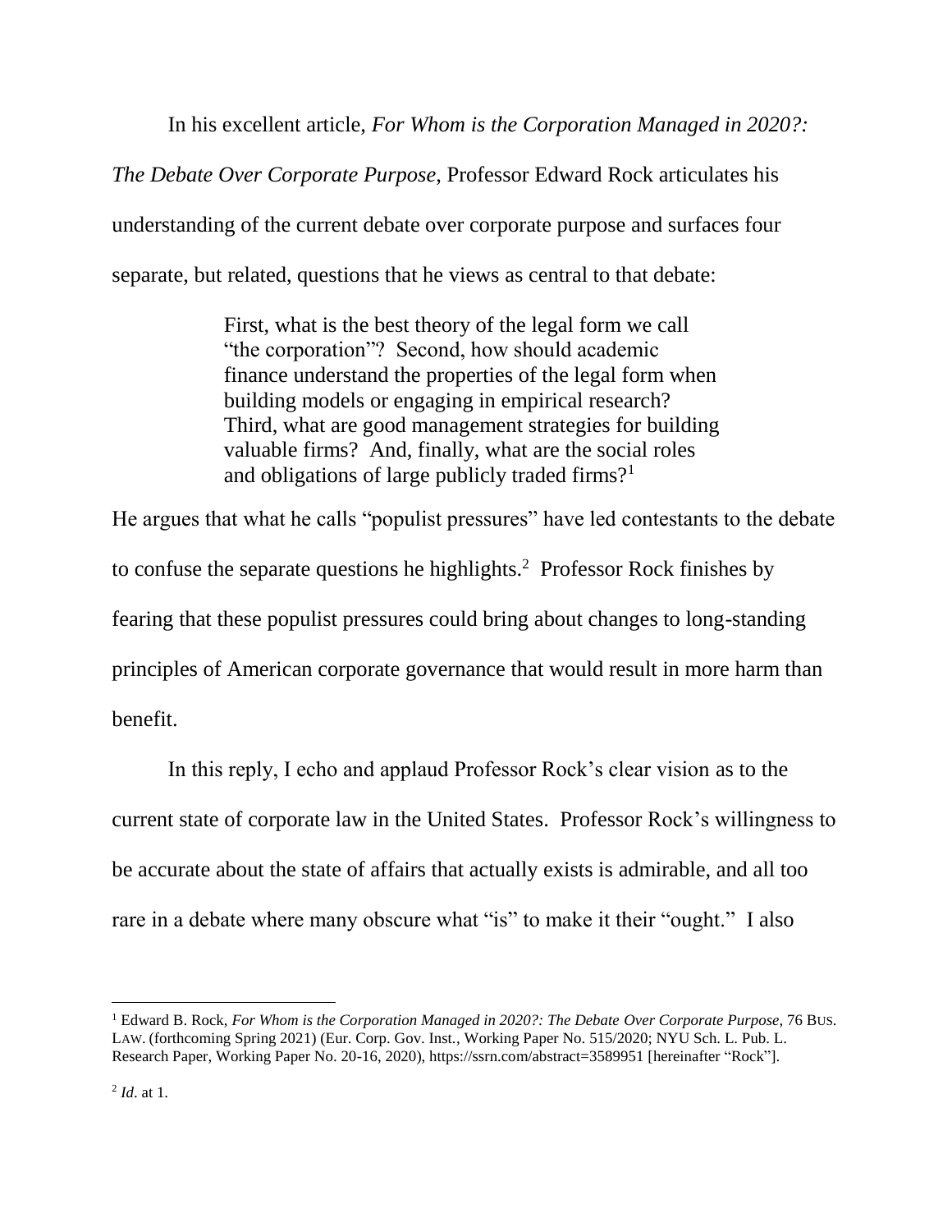In his excellent article, *For Whom is the Corporation Managed in 2020?: The Debate Over Corporate Purpose*, Professor Edward Rock articulates his understanding of the current debate over corporate purpose and surfaces four separate, but related, questions that he views as central to that debate:

> First, what is the best theory of the legal form we call "the corporation"? Second, how should academic finance understand the properties of the legal form when building models or engaging in empirical research? Third, what are good management strategies for building valuable firms? And, finally, what are the social roles and obligations of large publicly traded firms?[1]

He argues that what he calls "populist pressures" have led contestants to the debate to confuse the separate questions he highlights.[2] Professor Rock finishes by fearing that these populist pressures could bring about changes to long-standing principles of American corporate governance that would result in more harm than benefit.

In this reply, I echo and applaud Professor Rock's clear vision as to the current state of corporate law in the United States. Professor Rock's willingness to be accurate about the state of affairs that actually exists is admirable, and all too rare in a debate where many obscure what "is" to make it their "ought." I also

---

[1] Edward B. Rock, *For Whom is the Corporation Managed in 2020?: The Debate Over Corporate Purpose*, 76 BUS. LAW. (forthcoming Spring 2021) (Eur. Corp. Gov. Inst., Working Paper No. 515/2020; NYU Sch. L. Pub. L. Research Paper, Working Paper No. 20-16, 2020), https://ssrn.com/abstract=3589951 [hereinafter "Rock"].

[2] *Id*. at 1.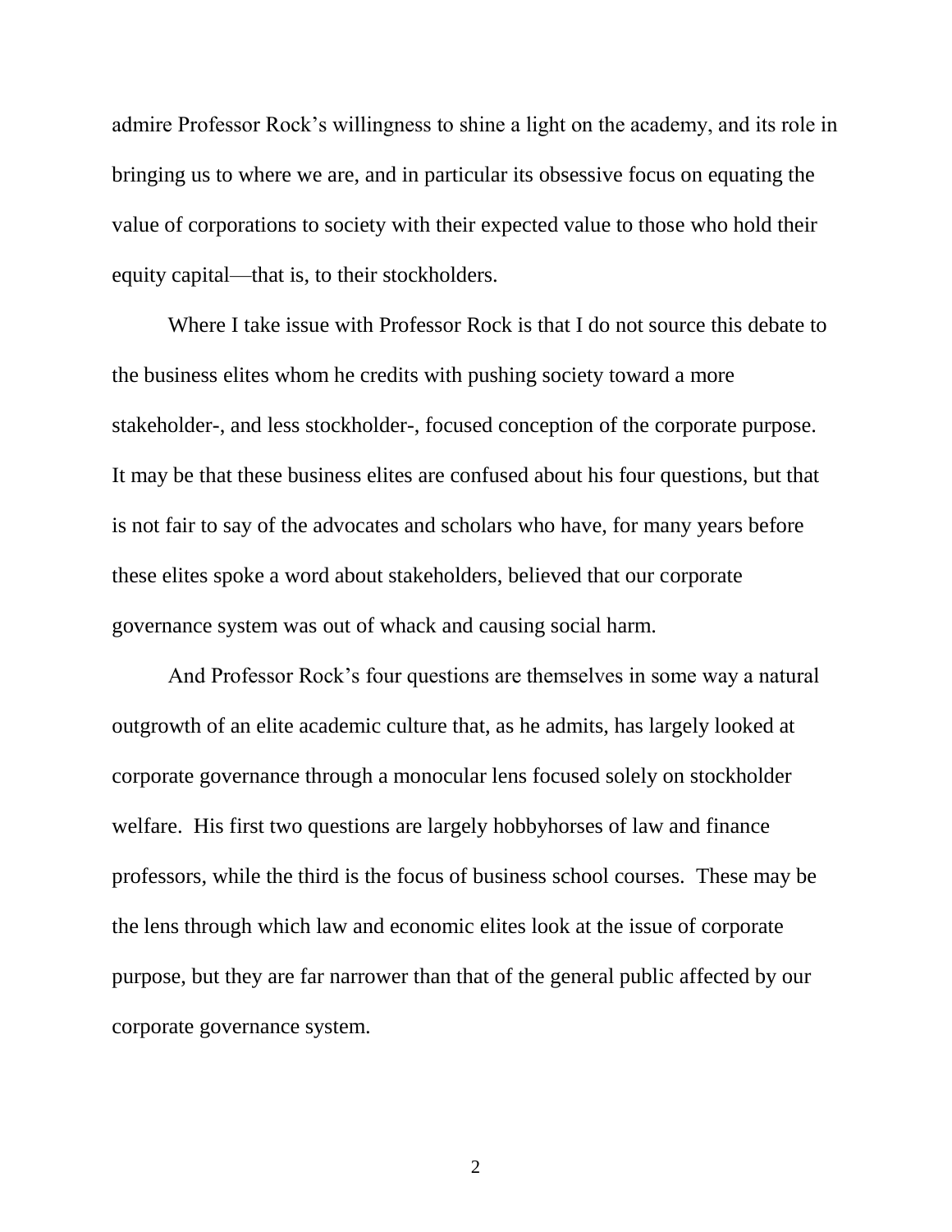admire Professor Rock's willingness to shine a light on the academy, and its role in bringing us to where we are, and in particular its obsessive focus on equating the value of corporations to society with their expected value to those who hold their equity capital—that is, to their stockholders.

Where I take issue with Professor Rock is that I do not source this debate to the business elites whom he credits with pushing society toward a more stakeholder-, and less stockholder-, focused conception of the corporate purpose. It may be that these business elites are confused about his four questions, but that is not fair to say of the advocates and scholars who have, for many years before these elites spoke a word about stakeholders, believed that our corporate governance system was out of whack and causing social harm.

And Professor Rock's four questions are themselves in some way a natural outgrowth of an elite academic culture that, as he admits, has largely looked at corporate governance through a monocular lens focused solely on stockholder welfare. His first two questions are largely hobbyhorses of law and finance professors, while the third is the focus of business school courses. These may be the lens through which law and economic elites look at the issue of corporate purpose, but they are far narrower than that of the general public affected by our corporate governance system.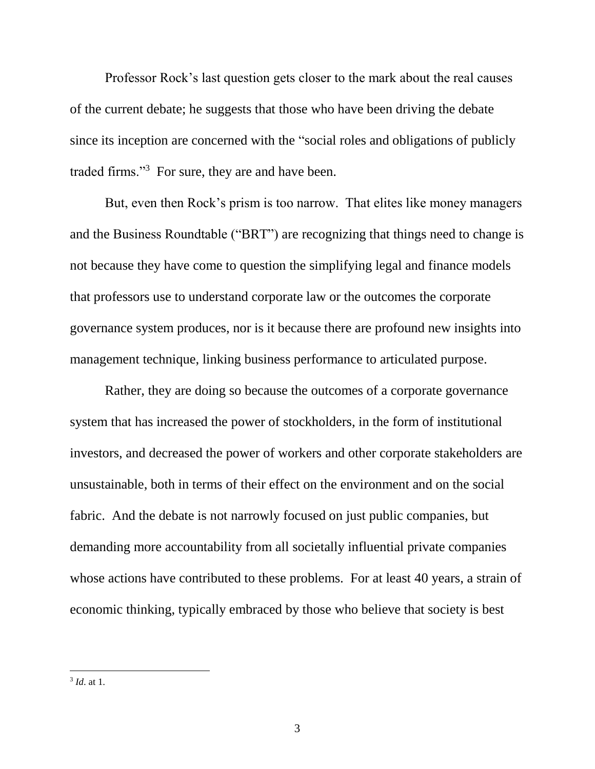Professor Rock's last question gets closer to the mark about the real causes of the current debate; he suggests that those who have been driving the debate since its inception are concerned with the "social roles and obligations of publicly traded firms."[3] For sure, they are and have been.

But, even then Rock's prism is too narrow. That elites like money managers and the Business Roundtable ("BRT") are recognizing that things need to change is not because they have come to question the simplifying legal and finance models that professors use to understand corporate law or the outcomes the corporate governance system produces, nor is it because there are profound new insights into management technique, linking business performance to articulated purpose.

Rather, they are doing so because the outcomes of a corporate governance system that has increased the power of stockholders, in the form of institutional investors, and decreased the power of workers and other corporate stakeholders are unsustainable, both in terms of their effect on the environment and on the social fabric. And the debate is not narrowly focused on just public companies, but demanding more accountability from all societally influential private companies whose actions have contributed to these problems. For at least 40 years, a strain of economic thinking, typically embraced by those who believe that society is best

---

[3] *Id*. at 1.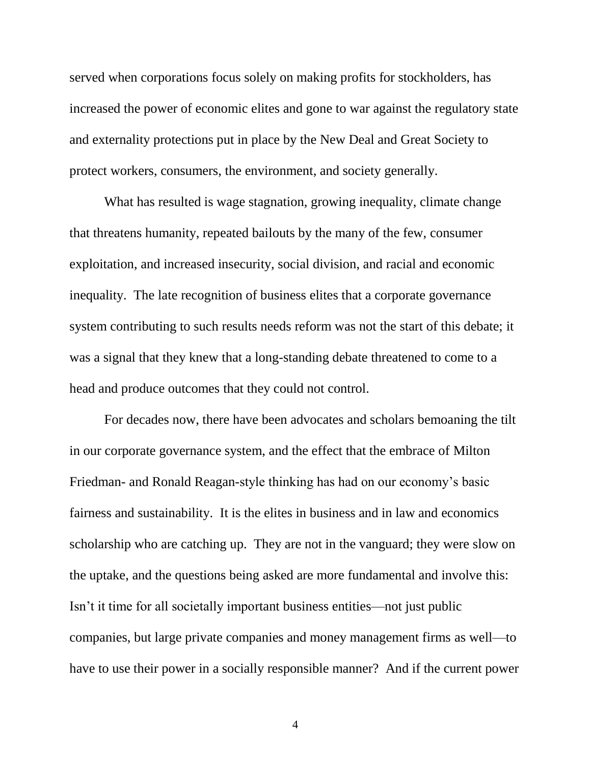served when corporations focus solely on making profits for stockholders, has increased the power of economic elites and gone to war against the regulatory state and externality protections put in place by the New Deal and Great Society to protect workers, consumers, the environment, and society generally.

What has resulted is wage stagnation, growing inequality, climate change that threatens humanity, repeated bailouts by the many of the few, consumer exploitation, and increased insecurity, social division, and racial and economic inequality. The late recognition of business elites that a corporate governance system contributing to such results needs reform was not the start of this debate; it was a signal that they knew that a long-standing debate threatened to come to a head and produce outcomes that they could not control.

For decades now, there have been advocates and scholars bemoaning the tilt in our corporate governance system, and the effect that the embrace of Milton Friedman- and Ronald Reagan-style thinking has had on our economy's basic fairness and sustainability. It is the elites in business and in law and economics scholarship who are catching up. They are not in the vanguard; they were slow on the uptake, and the questions being asked are more fundamental and involve this: Isn't it time for all societally important business entities—not just public companies, but large private companies and money management firms as well—to have to use their power in a socially responsible manner? And if the current power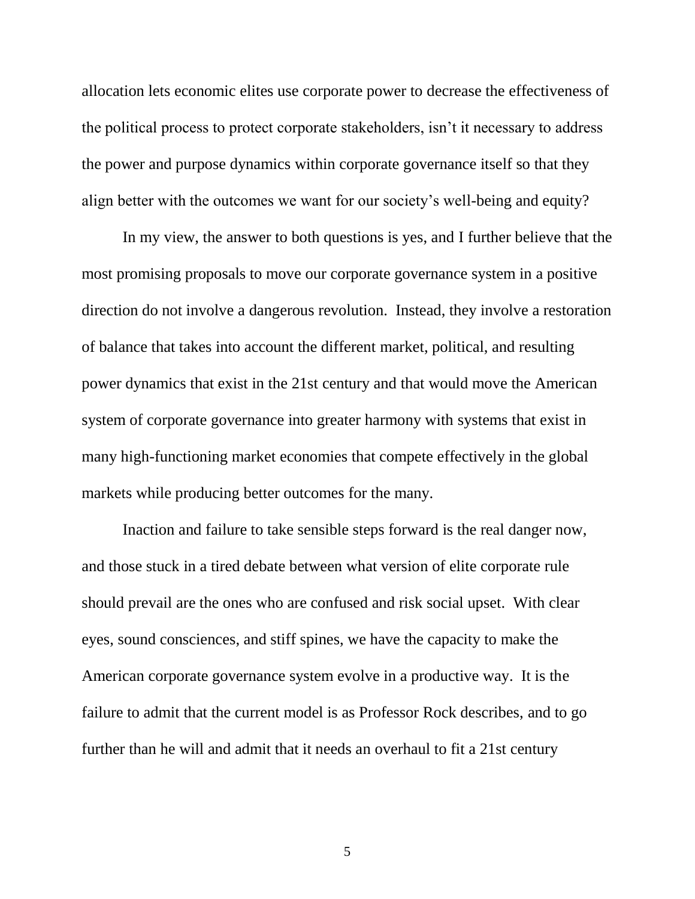allocation lets economic elites use corporate power to decrease the effectiveness of the political process to protect corporate stakeholders, isn't it necessary to address the power and purpose dynamics within corporate governance itself so that they align better with the outcomes we want for our society's well-being and equity?

In my view, the answer to both questions is yes, and I further believe that the most promising proposals to move our corporate governance system in a positive direction do not involve a dangerous revolution. Instead, they involve a restoration of balance that takes into account the different market, political, and resulting power dynamics that exist in the 21st century and that would move the American system of corporate governance into greater harmony with systems that exist in many high-functioning market economies that compete effectively in the global markets while producing better outcomes for the many.

Inaction and failure to take sensible steps forward is the real danger now, and those stuck in a tired debate between what version of elite corporate rule should prevail are the ones who are confused and risk social upset. With clear eyes, sound consciences, and stiff spines, we have the capacity to make the American corporate governance system evolve in a productive way. It is the failure to admit that the current model is as Professor Rock describes, and to go further than he will and admit that it needs an overhaul to fit a 21st century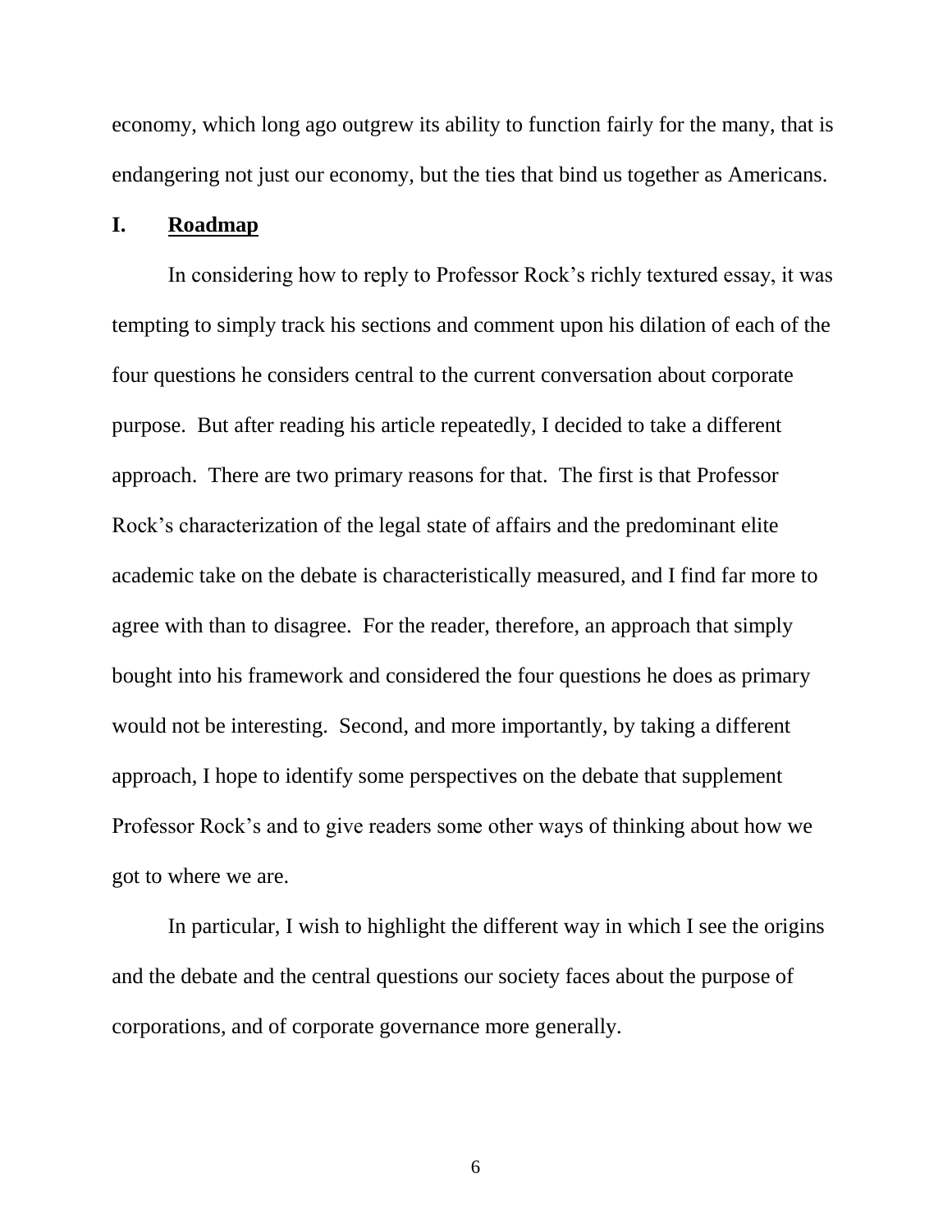economy, which long ago outgrew its ability to function fairly for the many, that is endangering not just our economy, but the ties that bind us together as Americans.

## I. Roadmap

In considering how to reply to Professor Rock's richly textured essay, it was tempting to simply track his sections and comment upon his dilation of each of the four questions he considers central to the current conversation about corporate purpose. But after reading his article repeatedly, I decided to take a different approach. There are two primary reasons for that. The first is that Professor Rock's characterization of the legal state of affairs and the predominant elite academic take on the debate is characteristically measured, and I find far more to agree with than to disagree. For the reader, therefore, an approach that simply bought into his framework and considered the four questions he does as primary would not be interesting. Second, and more importantly, by taking a different approach, I hope to identify some perspectives on the debate that supplement Professor Rock's and to give readers some other ways of thinking about how we got to where we are.

In particular, I wish to highlight the different way in which I see the origins and the debate and the central questions our society faces about the purpose of corporations, and of corporate governance more generally.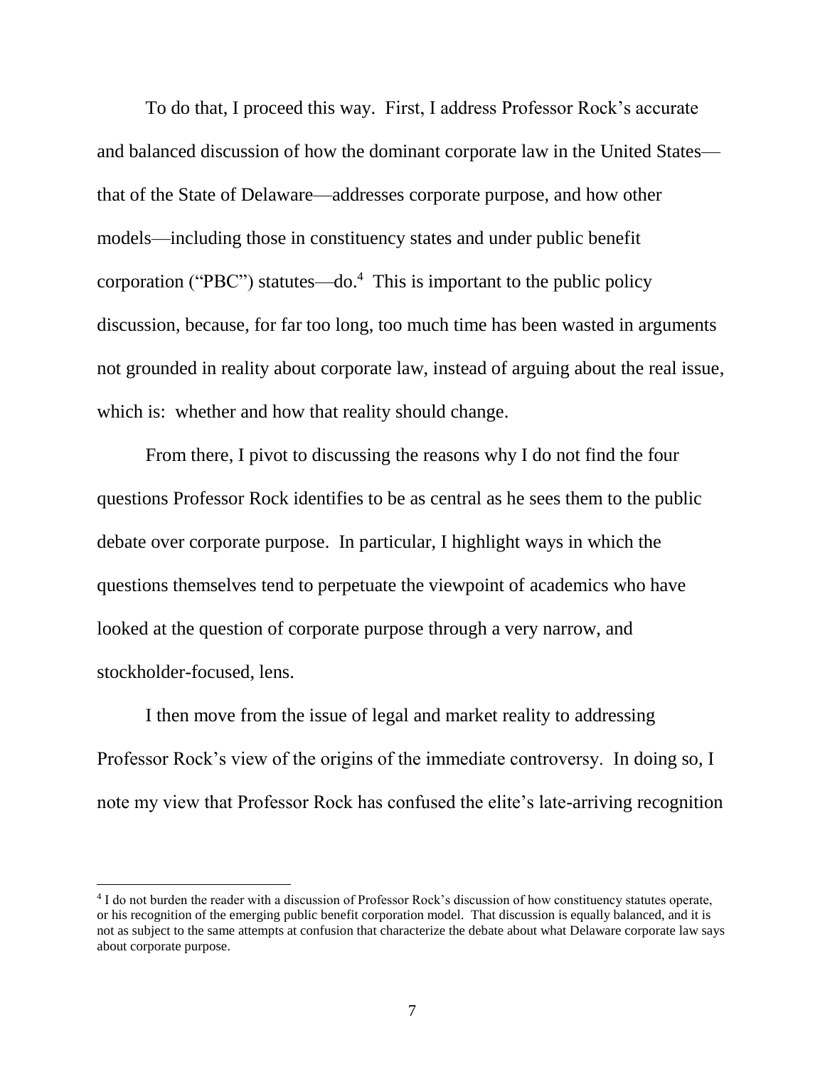To do that, I proceed this way. First, I address Professor Rock's accurate and balanced discussion of how the dominant corporate law in the United States—that of the State of Delaware—addresses corporate purpose, and how other models—including those in constituency states and under public benefit corporation ("PBC") statutes—do.[4] This is important to the public policy discussion, because, for far too long, too much time has been wasted in arguments not grounded in reality about corporate law, instead of arguing about the real issue, which is: whether and how that reality should change.

From there, I pivot to discussing the reasons why I do not find the four questions Professor Rock identifies to be as central as he sees them to the public debate over corporate purpose. In particular, I highlight ways in which the questions themselves tend to perpetuate the viewpoint of academics who have looked at the question of corporate purpose through a very narrow, and stockholder-focused, lens.

I then move from the issue of legal and market reality to addressing Professor Rock's view of the origins of the immediate controversy. In doing so, I note my view that Professor Rock has confused the elite's late-arriving recognition

[4] I do not burden the reader with a discussion of Professor Rock's discussion of how constituency statutes operate, or his recognition of the emerging public benefit corporation model. That discussion is equally balanced, and it is not as subject to the same attempts at confusion that characterize the debate about what Delaware corporate law says about corporate purpose.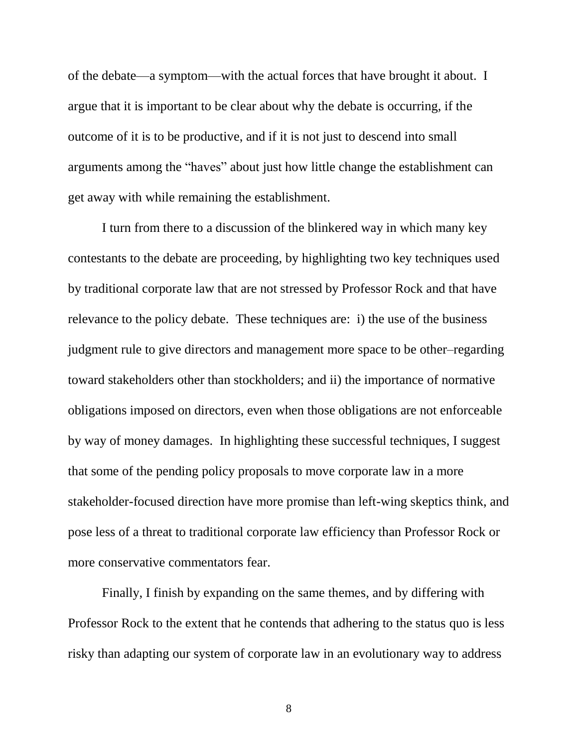of the debate—a symptom—with the actual forces that have brought it about. I argue that it is important to be clear about why the debate is occurring, if the outcome of it is to be productive, and if it is not just to descend into small arguments among the "haves" about just how little change the establishment can get away with while remaining the establishment.

I turn from there to a discussion of the blinkered way in which many key contestants to the debate are proceeding, by highlighting two key techniques used by traditional corporate law that are not stressed by Professor Rock and that have relevance to the policy debate. These techniques are: i) the use of the business judgment rule to give directors and management more space to be other–regarding toward stakeholders other than stockholders; and ii) the importance of normative obligations imposed on directors, even when those obligations are not enforceable by way of money damages. In highlighting these successful techniques, I suggest that some of the pending policy proposals to move corporate law in a more stakeholder-focused direction have more promise than left-wing skeptics think, and pose less of a threat to traditional corporate law efficiency than Professor Rock or more conservative commentators fear.

Finally, I finish by expanding on the same themes, and by differing with Professor Rock to the extent that he contends that adhering to the status quo is less risky than adapting our system of corporate law in an evolutionary way to address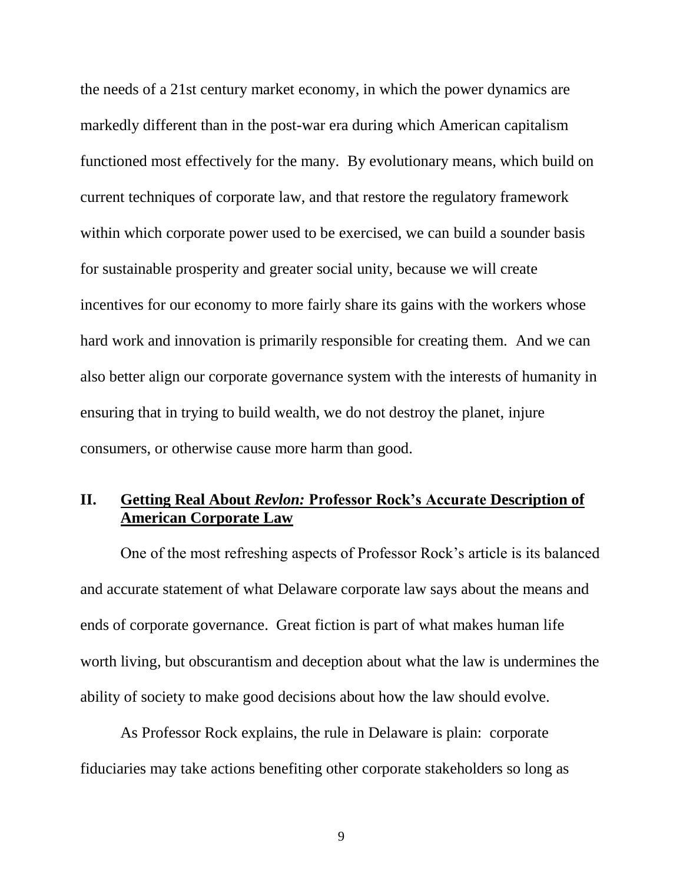the needs of a 21st century market economy, in which the power dynamics are markedly different than in the post-war era during which American capitalism functioned most effectively for the many. By evolutionary means, which build on current techniques of corporate law, and that restore the regulatory framework within which corporate power used to be exercised, we can build a sounder basis for sustainable prosperity and greater social unity, because we will create incentives for our economy to more fairly share its gains with the workers whose hard work and innovation is primarily responsible for creating them. And we can also better align our corporate governance system with the interests of humanity in ensuring that in trying to build wealth, we do not destroy the planet, injure consumers, or otherwise cause more harm than good.

## II. Getting Real About *Revlon:* Professor Rock's Accurate Description of American Corporate Law

One of the most refreshing aspects of Professor Rock's article is its balanced and accurate statement of what Delaware corporate law says about the means and ends of corporate governance. Great fiction is part of what makes human life worth living, but obscurantism and deception about what the law is undermines the ability of society to make good decisions about how the law should evolve.

As Professor Rock explains, the rule in Delaware is plain: corporate fiduciaries may take actions benefiting other corporate stakeholders so long as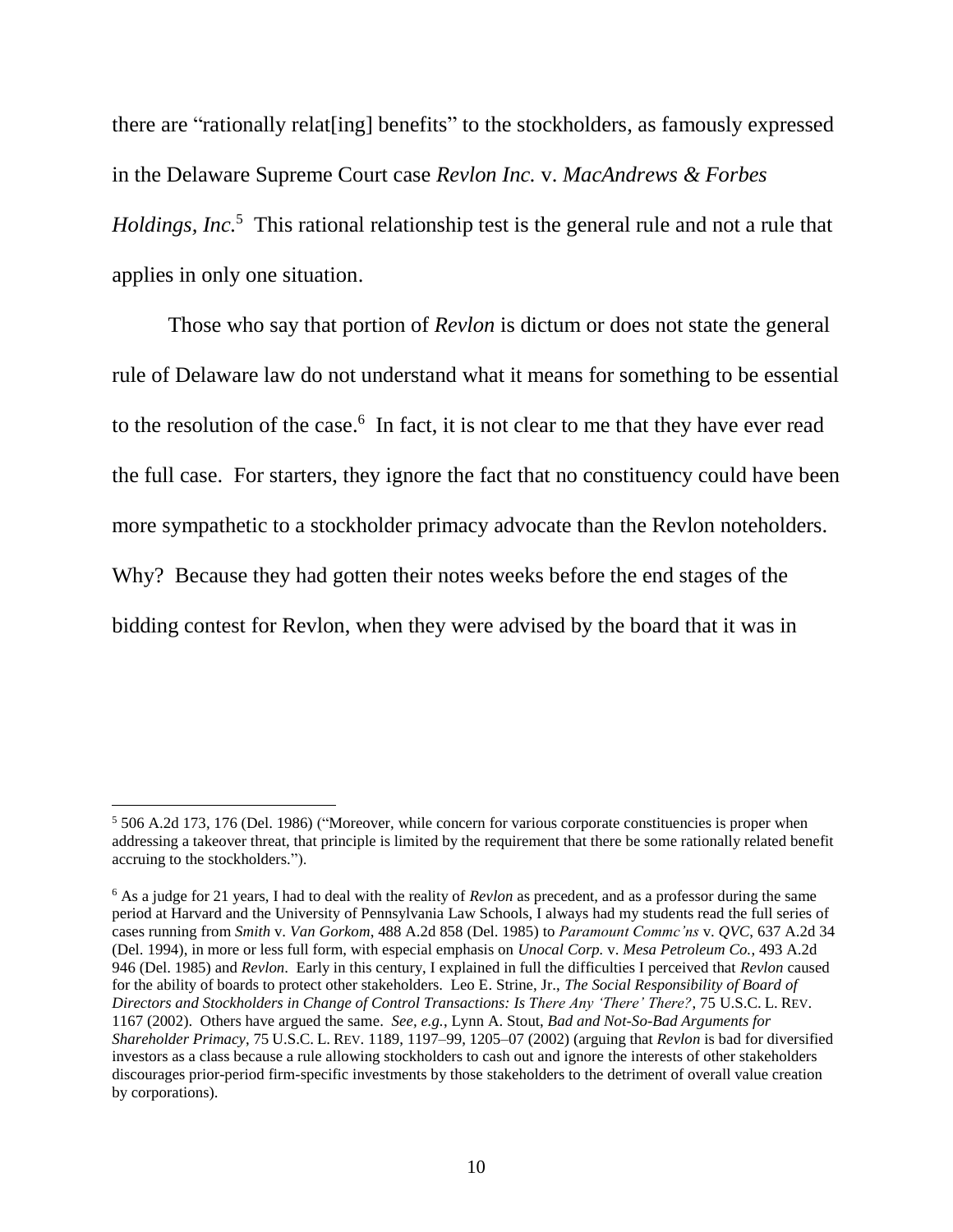there are "rationally relat[ing] benefits" to the stockholders, as famously expressed in the Delaware Supreme Court case *Revlon Inc.* v. *MacAndrews & Forbes Holdings, Inc.*[5] This rational relationship test is the general rule and not a rule that applies in only one situation.

Those who say that portion of *Revlon* is dictum or does not state the general rule of Delaware law do not understand what it means for something to be essential to the resolution of the case.[6] In fact, it is not clear to me that they have ever read the full case. For starters, they ignore the fact that no constituency could have been more sympathetic to a stockholder primacy advocate than the Revlon noteholders. Why? Because they had gotten their notes weeks before the end stages of the bidding contest for Revlon, when they were advised by the board that it was in

---

[5] 506 A.2d 173, 176 (Del. 1986) ("Moreover, while concern for various corporate constituencies is proper when addressing a takeover threat, that principle is limited by the requirement that there be some rationally related benefit accruing to the stockholders.").

[6] As a judge for 21 years, I had to deal with the reality of *Revlon* as precedent, and as a professor during the same period at Harvard and the University of Pennsylvania Law Schools, I always had my students read the full series of cases running from *Smith* v. *Van Gorkom*, 488 A.2d 858 (Del. 1985) to *Paramount Commc'ns* v. *QVC*, 637 A.2d 34 (Del. 1994), in more or less full form, with especial emphasis on *Unocal Corp.* v. *Mesa Petroleum Co.*, 493 A.2d 946 (Del. 1985) and *Revlon*. Early in this century, I explained in full the difficulties I perceived that *Revlon* caused for the ability of boards to protect other stakeholders. Leo E. Strine, Jr., *The Social Responsibility of Board of Directors and Stockholders in Change of Control Transactions: Is There Any 'There' There?*, 75 U.S.C. L. REV. 1167 (2002). Others have argued the same. *See, e.g.*, Lynn A. Stout, *Bad and Not-So-Bad Arguments for Shareholder Primacy*, 75 U.S.C. L. REV. 1189, 1197–99, 1205–07 (2002) (arguing that *Revlon* is bad for diversified investors as a class because a rule allowing stockholders to cash out and ignore the interests of other stakeholders discourages prior-period firm-specific investments by those stakeholders to the detriment of overall value creation by corporations).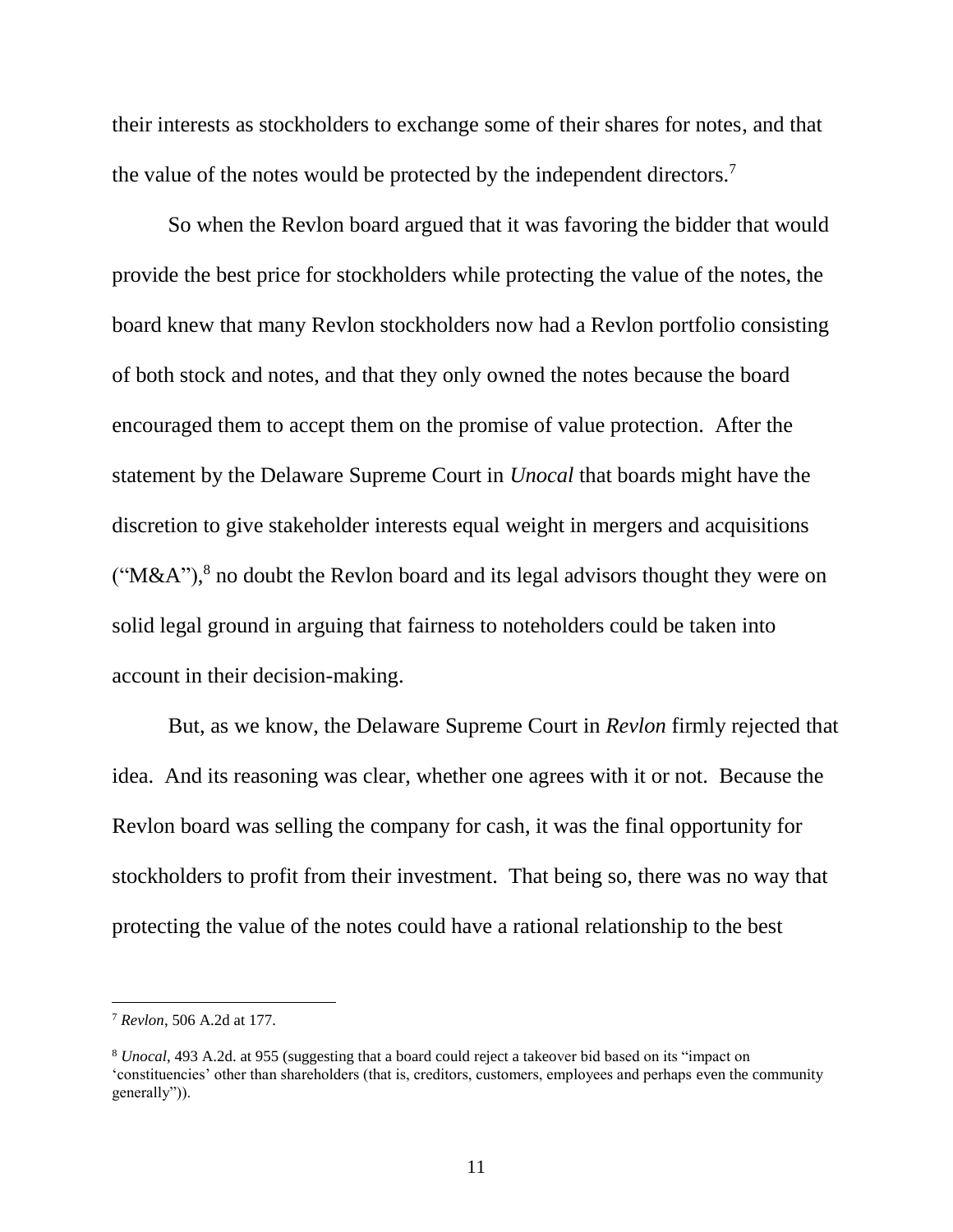their interests as stockholders to exchange some of their shares for notes, and that the value of the notes would be protected by the independent directors.[7]

So when the Revlon board argued that it was favoring the bidder that would provide the best price for stockholders while protecting the value of the notes, the board knew that many Revlon stockholders now had a Revlon portfolio consisting of both stock and notes, and that they only owned the notes because the board encouraged them to accept them on the promise of value protection. After the statement by the Delaware Supreme Court in *Unocal* that boards might have the discretion to give stakeholder interests equal weight in mergers and acquisitions ("M&A"),[8] no doubt the Revlon board and its legal advisors thought they were on solid legal ground in arguing that fairness to noteholders could be taken into account in their decision-making.

But, as we know, the Delaware Supreme Court in *Revlon* firmly rejected that idea. And its reasoning was clear, whether one agrees with it or not. Because the Revlon board was selling the company for cash, it was the final opportunity for stockholders to profit from their investment. That being so, there was no way that protecting the value of the notes could have a rational relationship to the best

---

[7] *Revlon*, 506 A.2d at 177.

[8] *Unocal*, 493 A.2d. at 955 (suggesting that a board could reject a takeover bid based on its "impact on 'constituencies' other than shareholders (that is, creditors, customers, employees and perhaps even the community generally")).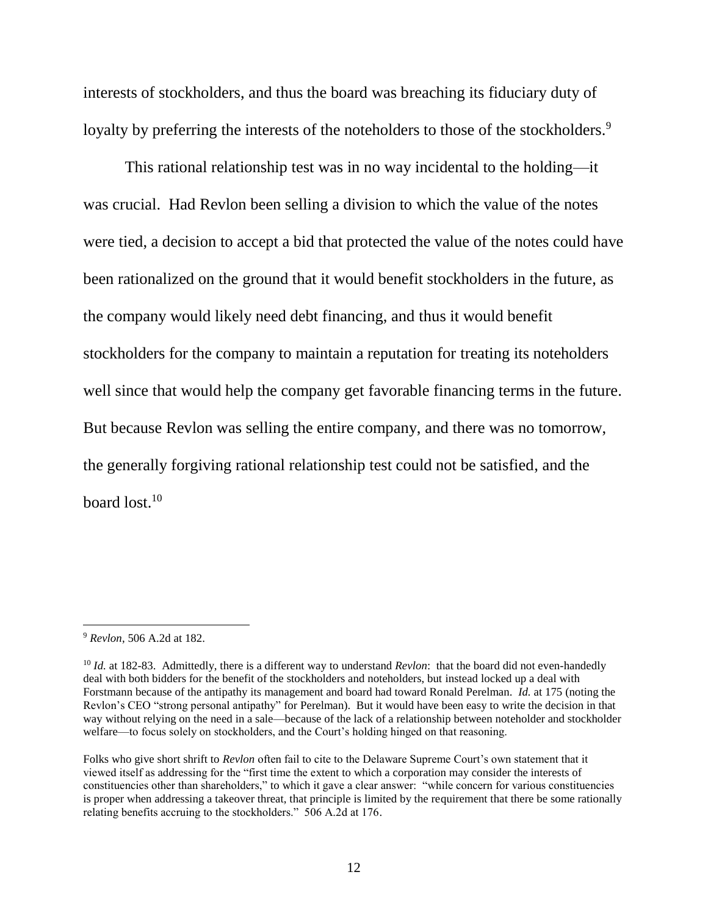interests of stockholders, and thus the board was breaching its fiduciary duty of loyalty by preferring the interests of the noteholders to those of the stockholders.[9]

This rational relationship test was in no way incidental to the holding—it was crucial. Had Revlon been selling a division to which the value of the notes were tied, a decision to accept a bid that protected the value of the notes could have been rationalized on the ground that it would benefit stockholders in the future, as the company would likely need debt financing, and thus it would benefit stockholders for the company to maintain a reputation for treating its noteholders well since that would help the company get favorable financing terms in the future. But because Revlon was selling the entire company, and there was no tomorrow, the generally forgiving rational relationship test could not be satisfied, and the board lost.[10]

---

[9] *Revlon*, 506 A.2d at 182.

[10] *Id.* at 182-83. Admittedly, there is a different way to understand *Revlon*: that the board did not even-handedly deal with both bidders for the benefit of the stockholders and noteholders, but instead locked up a deal with Forstmann because of the antipathy its management and board had toward Ronald Perelman. *Id.* at 175 (noting the Revlon's CEO "strong personal antipathy" for Perelman). But it would have been easy to write the decision in that way without relying on the need in a sale—because of the lack of a relationship between noteholder and stockholder welfare—to focus solely on stockholders, and the Court's holding hinged on that reasoning.

Folks who give short shrift to *Revlon* often fail to cite to the Delaware Supreme Court's own statement that it viewed itself as addressing for the "first time the extent to which a corporation may consider the interests of constituencies other than shareholders," to which it gave a clear answer: "while concern for various constituencies is proper when addressing a takeover threat, that principle is limited by the requirement that there be some rationally relating benefits accruing to the stockholders." 506 A.2d at 176.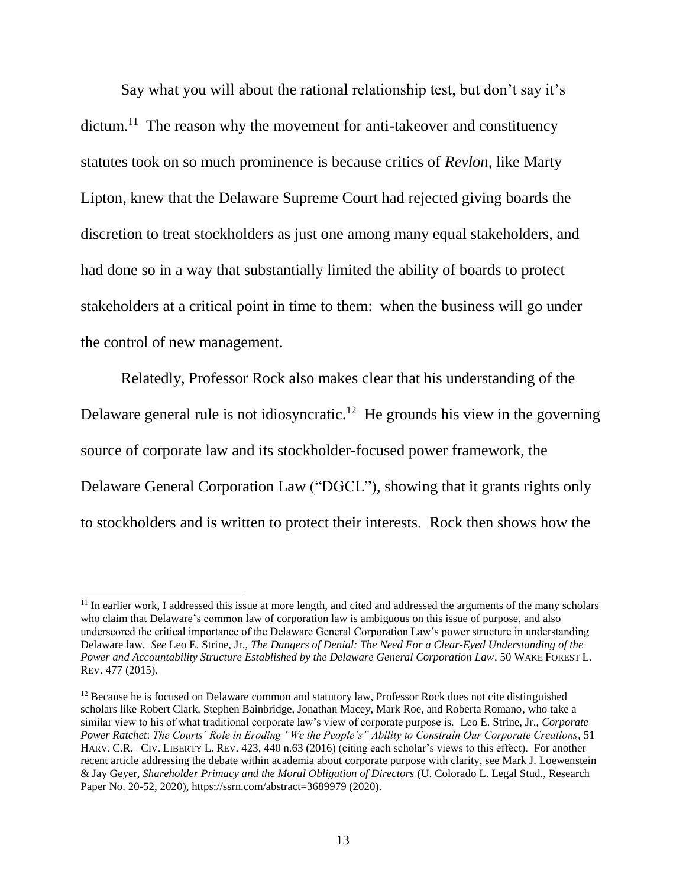Say what you will about the rational relationship test, but don't say it's dictum.[11] The reason why the movement for anti-takeover and constituency statutes took on so much prominence is because critics of *Revlon*, like Marty Lipton, knew that the Delaware Supreme Court had rejected giving boards the discretion to treat stockholders as just one among many equal stakeholders, and had done so in a way that substantially limited the ability of boards to protect stakeholders at a critical point in time to them: when the business will go under the control of new management.

Relatedly, Professor Rock also makes clear that his understanding of the Delaware general rule is not idiosyncratic.[12] He grounds his view in the governing source of corporate law and its stockholder-focused power framework, the Delaware General Corporation Law ("DGCL"), showing that it grants rights only to stockholders and is written to protect their interests. Rock then shows how the

---

[11] In earlier work, I addressed this issue at more length, and cited and addressed the arguments of the many scholars who claim that Delaware's common law of corporation law is ambiguous on this issue of purpose, and also underscored the critical importance of the Delaware General Corporation Law's power structure in understanding Delaware law. *See* Leo E. Strine, Jr., *The Dangers of Denial: The Need For a Clear-Eyed Understanding of the Power and Accountability Structure Established by the Delaware General Corporation Law*, 50 WAKE FOREST L. REV. 477 (2015).

[12] Because he is focused on Delaware common and statutory law, Professor Rock does not cite distinguished scholars like Robert Clark, Stephen Bainbridge, Jonathan Macey, Mark Roe, and Roberta Romano, who take a similar view to his of what traditional corporate law's view of corporate purpose is. Leo E. Strine, Jr., *Corporate Power Ratchet*: *The Courts' Role in Eroding "We the People's" Ability to Constrain Our Corporate Creations*, 51 HARV. C.R.– CIV. LIBERTY L. REV. 423, 440 n.63 (2016) (citing each scholar's views to this effect). For another recent article addressing the debate within academia about corporate purpose with clarity, see Mark J. Loewenstein & Jay Geyer, *Shareholder Primacy and the Moral Obligation of Directors* (U. Colorado L. Legal Stud., Research Paper No. 20-52, 2020), https://ssrn.com/abstract=3689979 (2020).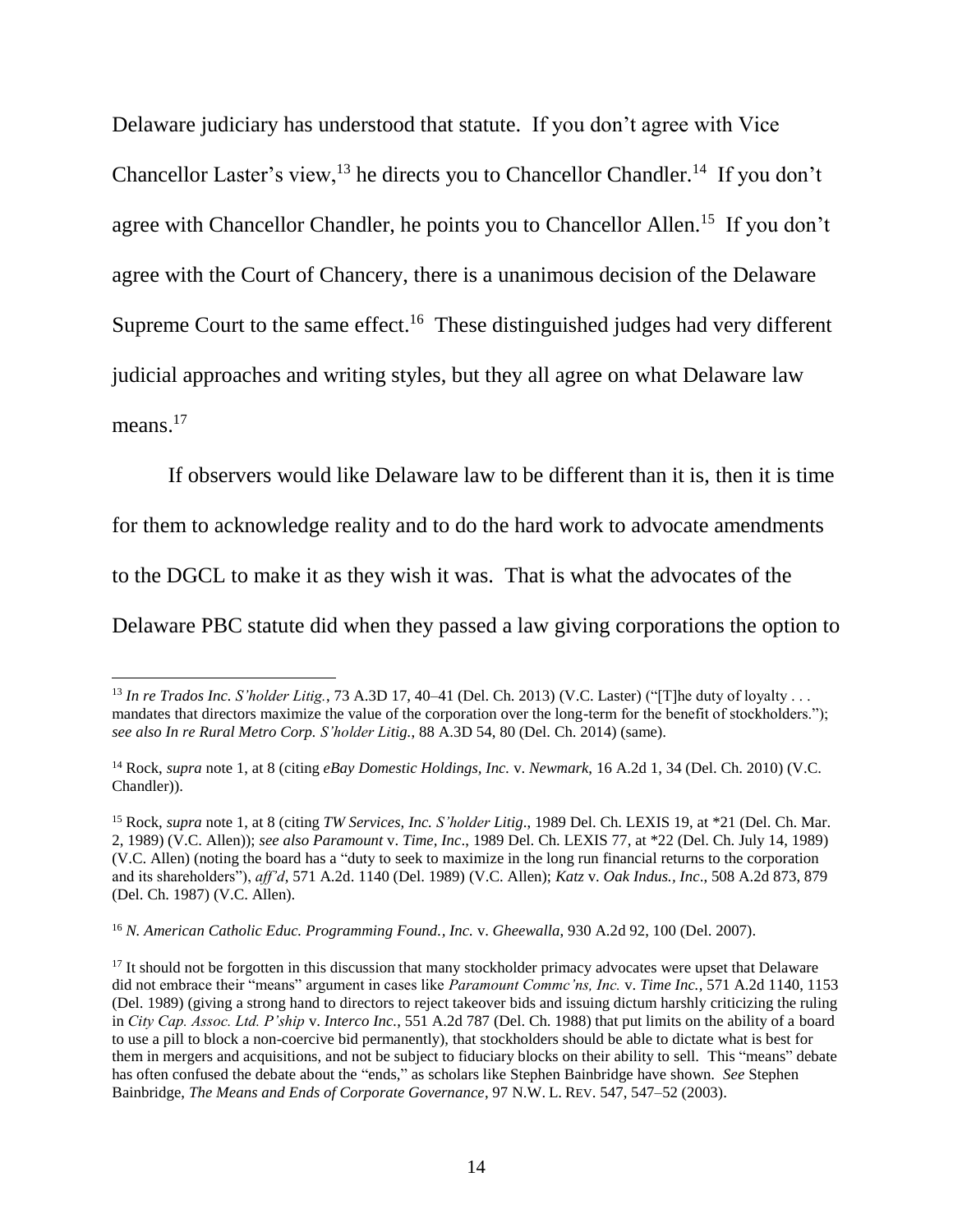Delaware judiciary has understood that statute. If you don't agree with Vice Chancellor Laster's view,[13] he directs you to Chancellor Chandler.[14] If you don't agree with Chancellor Chandler, he points you to Chancellor Allen.[15] If you don't agree with the Court of Chancery, there is a unanimous decision of the Delaware Supreme Court to the same effect.[16] These distinguished judges had very different judicial approaches and writing styles, but they all agree on what Delaware law means.[17]

If observers would like Delaware law to be different than it is, then it is time for them to acknowledge reality and to do the hard work to advocate amendments to the DGCL to make it as they wish it was. That is what the advocates of the Delaware PBC statute did when they passed a law giving corporations the option to

---

[13] *In re Trados Inc. S'holder Litig.*, 73 A.3D 17, 40–41 (Del. Ch. 2013) (V.C. Laster) ("[T]he duty of loyalty . . . mandates that directors maximize the value of the corporation over the long-term for the benefit of stockholders."); *see also In re Rural Metro Corp. S'holder Litig.*, 88 A.3D 54, 80 (Del. Ch. 2014) (same).

[14] Rock, *supra* note 1, at 8 (citing *eBay Domestic Holdings, Inc.* v. *Newmark*, 16 A.2d 1, 34 (Del. Ch. 2010) (V.C. Chandler)).

[15] Rock, *supra* note 1, at 8 (citing *TW Services, Inc. S'holder Litig*., 1989 Del. Ch. LEXIS 19, at *21 (Del. Ch. Mar. 2, 1989) (V.C. Allen)); *see also Paramount* v. *Time, Inc*., 1989 Del. Ch. LEXIS 77, at *22 (Del. Ch. July 14, 1989) (V.C. Allen) (noting the board has a "duty to seek to maximize in the long run financial returns to the corporation and its shareholders"), *aff'd*, 571 A.2d. 1140 (Del. 1989) (V.C. Allen); *Katz* v. *Oak Indus., Inc*., 508 A.2d 873, 879 (Del. Ch. 1987) (V.C. Allen).

[16] *N. American Catholic Educ. Programming Found., Inc.* v. *Gheewalla*, 930 A.2d 92, 100 (Del. 2007).

[17] It should not be forgotten in this discussion that many stockholder primacy advocates were upset that Delaware did not embrace their "means" argument in cases like *Paramount Commc'ns, Inc.* v. *Time Inc.*, 571 A.2d 1140, 1153 (Del. 1989) (giving a strong hand to directors to reject takeover bids and issuing dictum harshly criticizing the ruling in *City Cap. Assoc. Ltd. P'ship* v. *Interco Inc.*, 551 A.2d 787 (Del. Ch. 1988) that put limits on the ability of a board to use a pill to block a non-coercive bid permanently), that stockholders should be able to dictate what is best for them in mergers and acquisitions, and not be subject to fiduciary blocks on their ability to sell. This "means" debate has often confused the debate about the "ends," as scholars like Stephen Bainbridge have shown. *See* Stephen Bainbridge, *The Means and Ends of Corporate Governance*, 97 N.W. L. REV. 547, 547–52 (2003).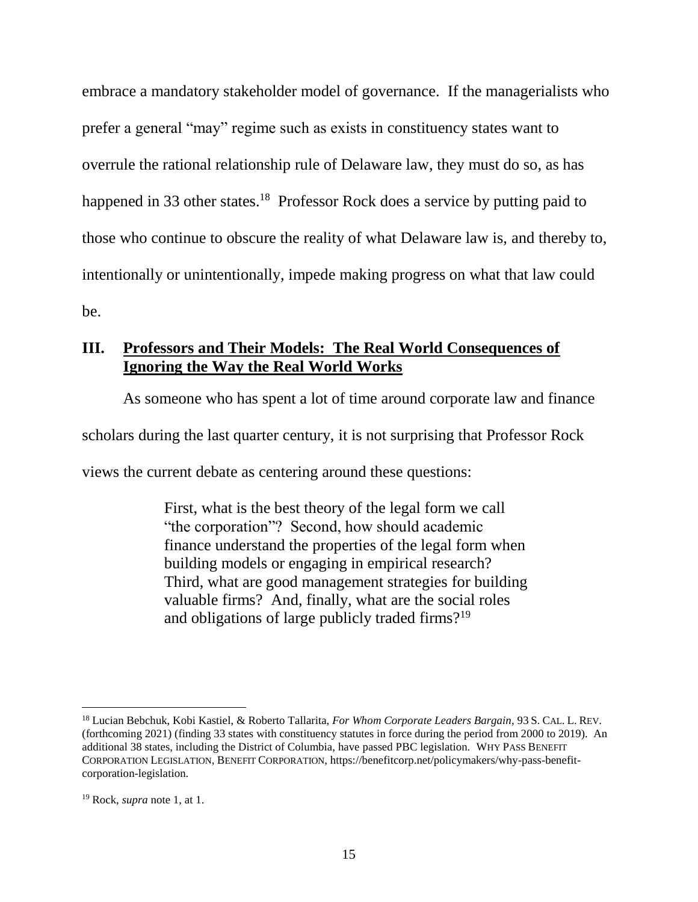embrace a mandatory stakeholder model of governance. If the managerialists who prefer a general "may" regime such as exists in constituency states want to overrule the rational relationship rule of Delaware law, they must do so, as has happened in 33 other states.[18] Professor Rock does a service by putting paid to those who continue to obscure the reality of what Delaware law is, and thereby to, intentionally or unintentionally, impede making progress on what that law could be.

## III. Professors and Their Models: The Real World Consequences of Ignoring the Way the Real World Works

As someone who has spent a lot of time around corporate law and finance scholars during the last quarter century, it is not surprising that Professor Rock views the current debate as centering around these questions:

> First, what is the best theory of the legal form we call "the corporation"? Second, how should academic finance understand the properties of the legal form when building models or engaging in empirical research? Third, what are good management strategies for building valuable firms? And, finally, what are the social roles and obligations of large publicly traded firms?[19]

---

[18] Lucian Bebchuk, Kobi Kastiel, & Roberto Tallarita, *For Whom Corporate Leaders Bargain*, 93 S. CAL. L. REV. (forthcoming 2021) (finding 33 states with constituency statutes in force during the period from 2000 to 2019). An additional 38 states, including the District of Columbia, have passed PBC legislation. WHY PASS BENEFIT CORPORATION LEGISLATION, BENEFIT CORPORATION, https://benefitcorp.net/policymakers/why-pass-benefit-corporation-legislation.

[19] Rock, *supra* note 1, at 1.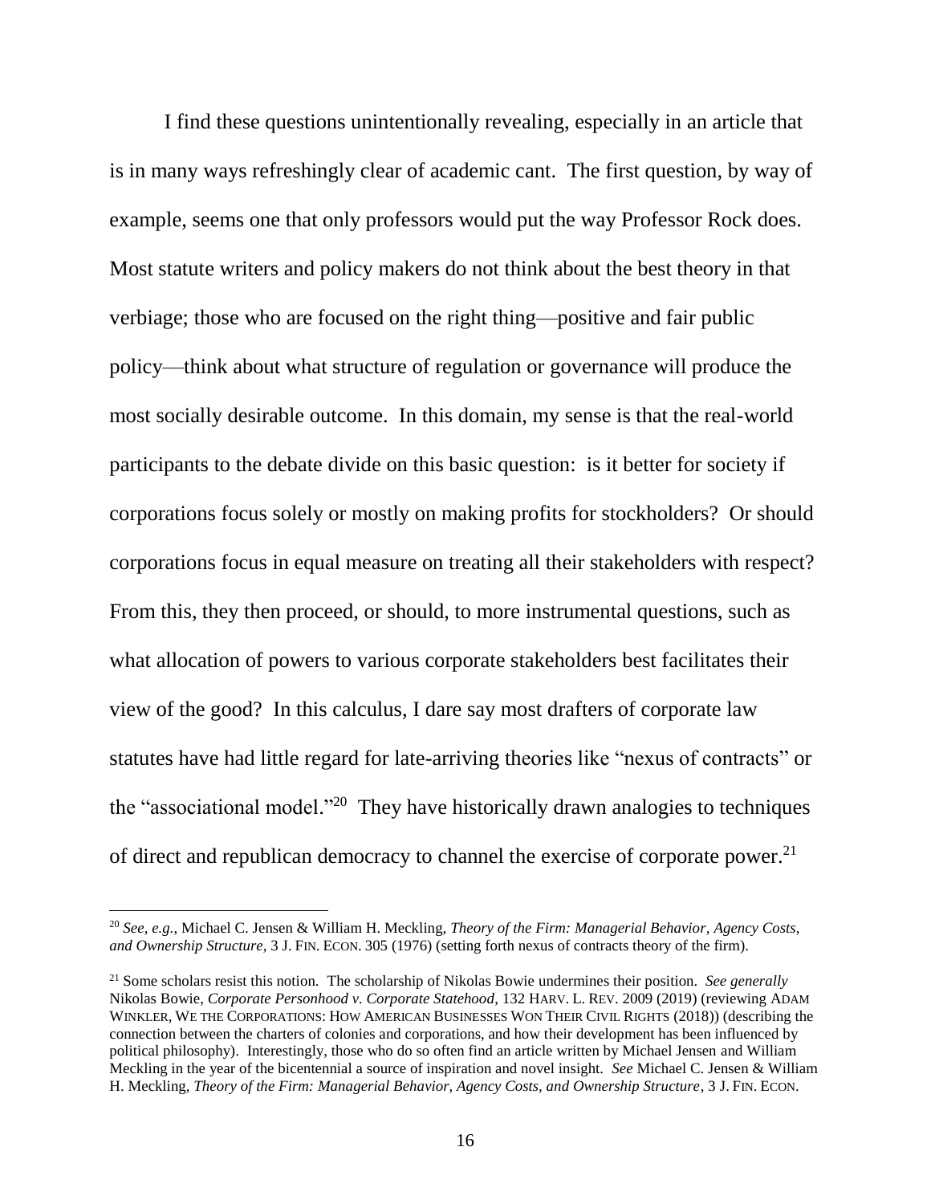I find these questions unintentionally revealing, especially in an article that is in many ways refreshingly clear of academic cant. The first question, by way of example, seems one that only professors would put the way Professor Rock does. Most statute writers and policy makers do not think about the best theory in that verbiage; those who are focused on the right thing—positive and fair public policy—think about what structure of regulation or governance will produce the most socially desirable outcome. In this domain, my sense is that the real-world participants to the debate divide on this basic question: is it better for society if corporations focus solely or mostly on making profits for stockholders? Or should corporations focus in equal measure on treating all their stakeholders with respect? From this, they then proceed, or should, to more instrumental questions, such as what allocation of powers to various corporate stakeholders best facilitates their view of the good? In this calculus, I dare say most drafters of corporate law statutes have had little regard for late-arriving theories like "nexus of contracts" or the "associational model."[20] They have historically drawn analogies to techniques of direct and republican democracy to channel the exercise of corporate power.[21]

---

[20] *See, e.g.*, Michael C. Jensen & William H. Meckling, *Theory of the Firm: Managerial Behavior, Agency Costs, and Ownership Structure*, 3 J. FIN. ECON. 305 (1976) (setting forth nexus of contracts theory of the firm).

[21] Some scholars resist this notion. The scholarship of Nikolas Bowie undermines their position. *See generally* Nikolas Bowie, *Corporate Personhood v. Corporate Statehood*, 132 HARV. L. REV. 2009 (2019) (reviewing ADAM WINKLER, WE THE CORPORATIONS: HOW AMERICAN BUSINESSES WON THEIR CIVIL RIGHTS (2018)) (describing the connection between the charters of colonies and corporations, and how their development has been influenced by political philosophy). Interestingly, those who do so often find an article written by Michael Jensen and William Meckling in the year of the bicentennial a source of inspiration and novel insight. *See* Michael C. Jensen & William H. Meckling, *Theory of the Firm: Managerial Behavior, Agency Costs, and Ownership Structure*, 3 J. FIN. ECON.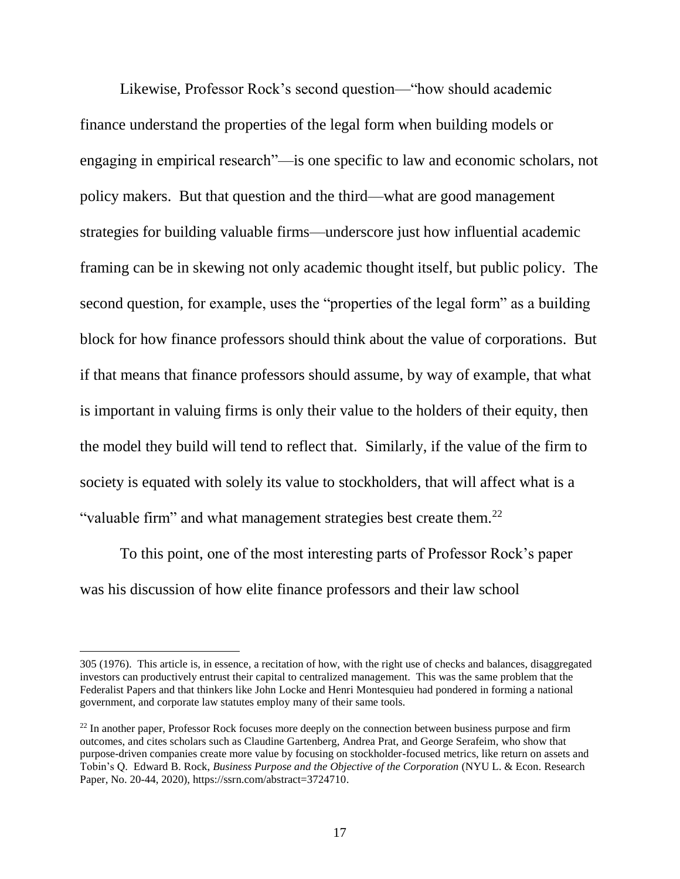Likewise, Professor Rock's second question—"how should academic finance understand the properties of the legal form when building models or engaging in empirical research"—is one specific to law and economic scholars, not policy makers. But that question and the third—what are good management strategies for building valuable firms—underscore just how influential academic framing can be in skewing not only academic thought itself, but public policy. The second question, for example, uses the "properties of the legal form" as a building block for how finance professors should think about the value of corporations. But if that means that finance professors should assume, by way of example, that what is important in valuing firms is only their value to the holders of their equity, then the model they build will tend to reflect that. Similarly, if the value of the firm to society is equated with solely its value to stockholders, that will affect what is a "valuable firm" and what management strategies best create them.[22]

To this point, one of the most interesting parts of Professor Rock's paper was his discussion of how elite finance professors and their law school

---

305 (1976). This article is, in essence, a recitation of how, with the right use of checks and balances, disaggregated investors can productively entrust their capital to centralized management. This was the same problem that the Federalist Papers and that thinkers like John Locke and Henri Montesquieu had pondered in forming a national government, and corporate law statutes employ many of their same tools.

[22] In another paper, Professor Rock focuses more deeply on the connection between business purpose and firm outcomes, and cites scholars such as Claudine Gartenberg, Andrea Prat, and George Serafeim, who show that purpose-driven companies create more value by focusing on stockholder-focused metrics, like return on assets and Tobin's Q. Edward B. Rock, *Business Purpose and the Objective of the Corporation* (NYU L. & Econ. Research Paper, No. 20-44, 2020), https://ssrn.com/abstract=3724710.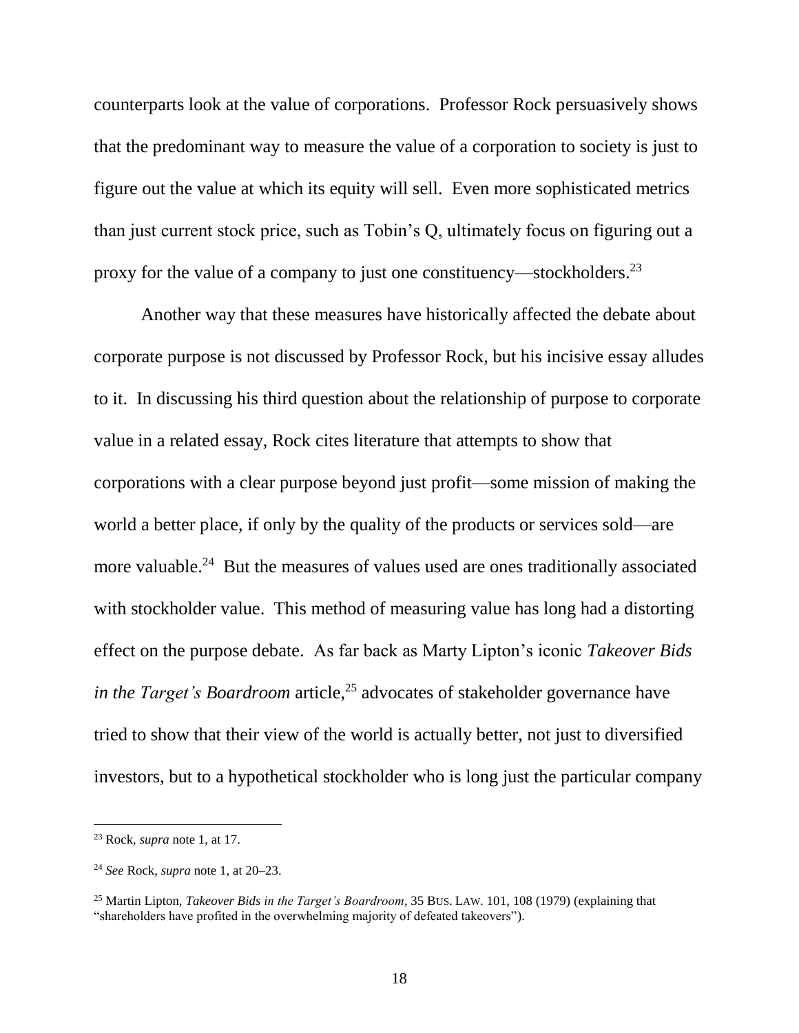counterparts look at the value of corporations. Professor Rock persuasively shows that the predominant way to measure the value of a corporation to society is just to figure out the value at which its equity will sell. Even more sophisticated metrics than just current stock price, such as Tobin's Q, ultimately focus on figuring out a proxy for the value of a company to just one constituency—stockholders.[23]

Another way that these measures have historically affected the debate about corporate purpose is not discussed by Professor Rock, but his incisive essay alludes to it. In discussing his third question about the relationship of purpose to corporate value in a related essay, Rock cites literature that attempts to show that corporations with a clear purpose beyond just profit—some mission of making the world a better place, if only by the quality of the products or services sold—are more valuable.[24] But the measures of values used are ones traditionally associated with stockholder value. This method of measuring value has long had a distorting effect on the purpose debate. As far back as Marty Lipton's iconic *Takeover Bids in the Target's Boardroom* article,[25] advocates of stakeholder governance have tried to show that their view of the world is actually better, not just to diversified investors, but to a hypothetical stockholder who is long just the particular company

---

[23] Rock, *supra* note 1, at 17.

[24] *See* Rock, *supra* note 1, at 20–23.

[25] Martin Lipton, *Takeover Bids in the Target's Boardroom*, 35 BUS. LAW. 101, 108 (1979) (explaining that "shareholders have profited in the overwhelming majority of defeated takeovers").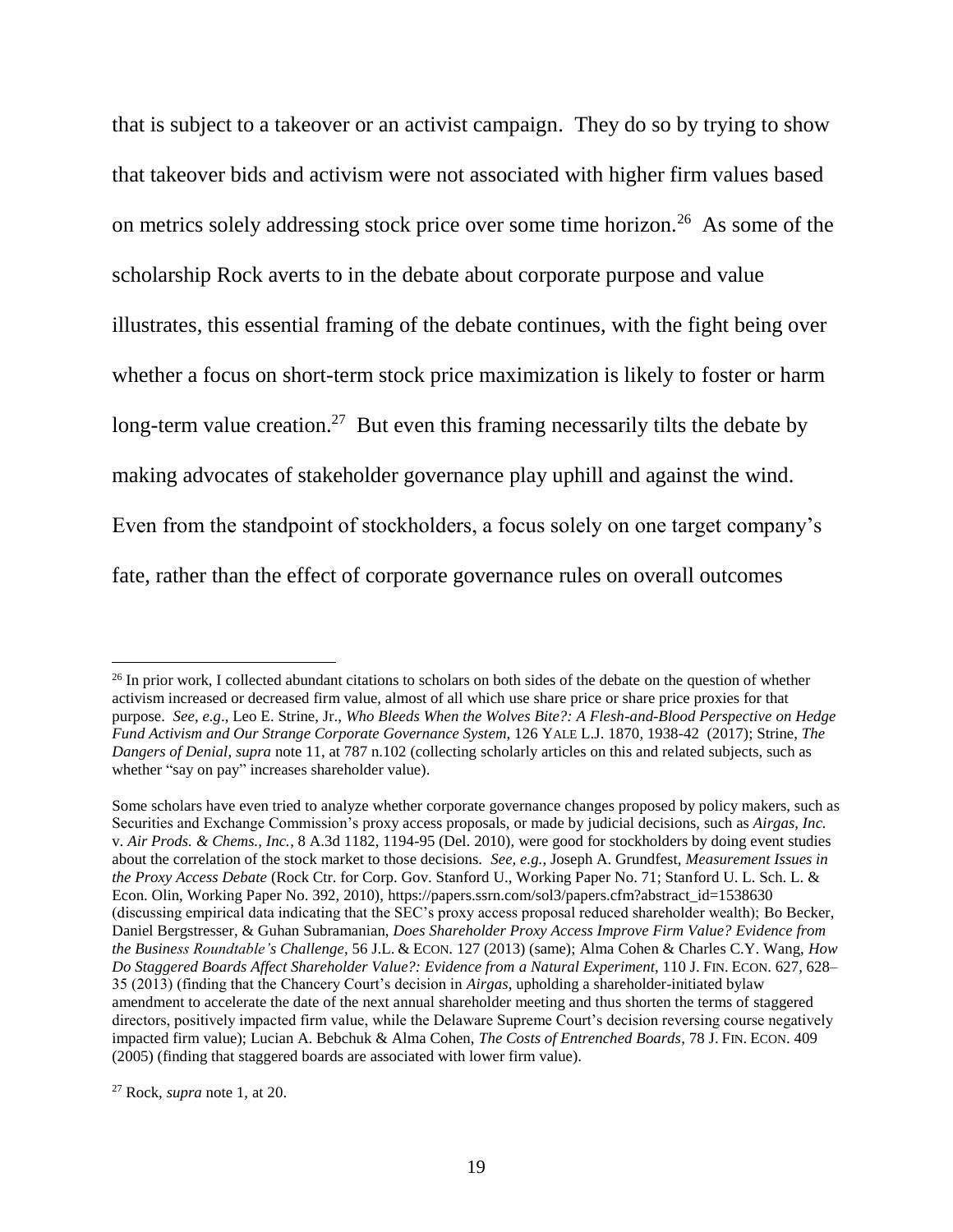that is subject to a takeover or an activist campaign. They do so by trying to show that takeover bids and activism were not associated with higher firm values based on metrics solely addressing stock price over some time horizon.[26] As some of the scholarship Rock averts to in the debate about corporate purpose and value illustrates, this essential framing of the debate continues, with the fight being over whether a focus on short-term stock price maximization is likely to foster or harm long-term value creation.[27] But even this framing necessarily tilts the debate by making advocates of stakeholder governance play uphill and against the wind. Even from the standpoint of stockholders, a focus solely on one target company's fate, rather than the effect of corporate governance rules on overall outcomes

---

[26] In prior work, I collected abundant citations to scholars on both sides of the debate on the question of whether activism increased or decreased firm value, almost of all which use share price or share price proxies for that purpose. *See, e.g.*, Leo E. Strine, Jr., *Who Bleeds When the Wolves Bite?: A Flesh-and-Blood Perspective on Hedge Fund Activism and Our Strange Corporate Governance System*, 126 YALE L.J. 1870, 1938-42 (2017); Strine, *The Dangers of Denial*, *supra* note 11, at 787 n.102 (collecting scholarly articles on this and related subjects, such as whether "say on pay" increases shareholder value).

Some scholars have even tried to analyze whether corporate governance changes proposed by policy makers, such as Securities and Exchange Commission's proxy access proposals, or made by judicial decisions, such as *Airgas, Inc.* v. *Air Prods. & Chems., Inc.*, 8 A.3d 1182, 1194-95 (Del. 2010), were good for stockholders by doing event studies about the correlation of the stock market to those decisions. *See, e.g.*, Joseph A. Grundfest, *Measurement Issues in the Proxy Access Debate* (Rock Ctr. for Corp. Gov. Stanford U., Working Paper No. 71; Stanford U. L. Sch. L. & Econ. Olin, Working Paper No. 392, 2010), https://papers.ssrn.com/sol3/papers.cfm?abstract_id=1538630 (discussing empirical data indicating that the SEC's proxy access proposal reduced shareholder wealth); Bo Becker, Daniel Bergstresser, & Guhan Subramanian, *Does Shareholder Proxy Access Improve Firm Value? Evidence from the Business Roundtable's Challenge*, 56 J.L. & ECON. 127 (2013) (same); Alma Cohen & Charles C.Y. Wang, *How Do Staggered Boards Affect Shareholder Value?: Evidence from a Natural Experiment*, 110 J. FIN. ECON. 627, 628–35 (2013) (finding that the Chancery Court's decision in *Airgas*, upholding a shareholder-initiated bylaw amendment to accelerate the date of the next annual shareholder meeting and thus shorten the terms of staggered directors, positively impacted firm value, while the Delaware Supreme Court's decision reversing course negatively impacted firm value); Lucian A. Bebchuk & Alma Cohen, *The Costs of Entrenched Boards*, 78 J. FIN. ECON. 409 (2005) (finding that staggered boards are associated with lower firm value).

[27] Rock, *supra* note 1, at 20.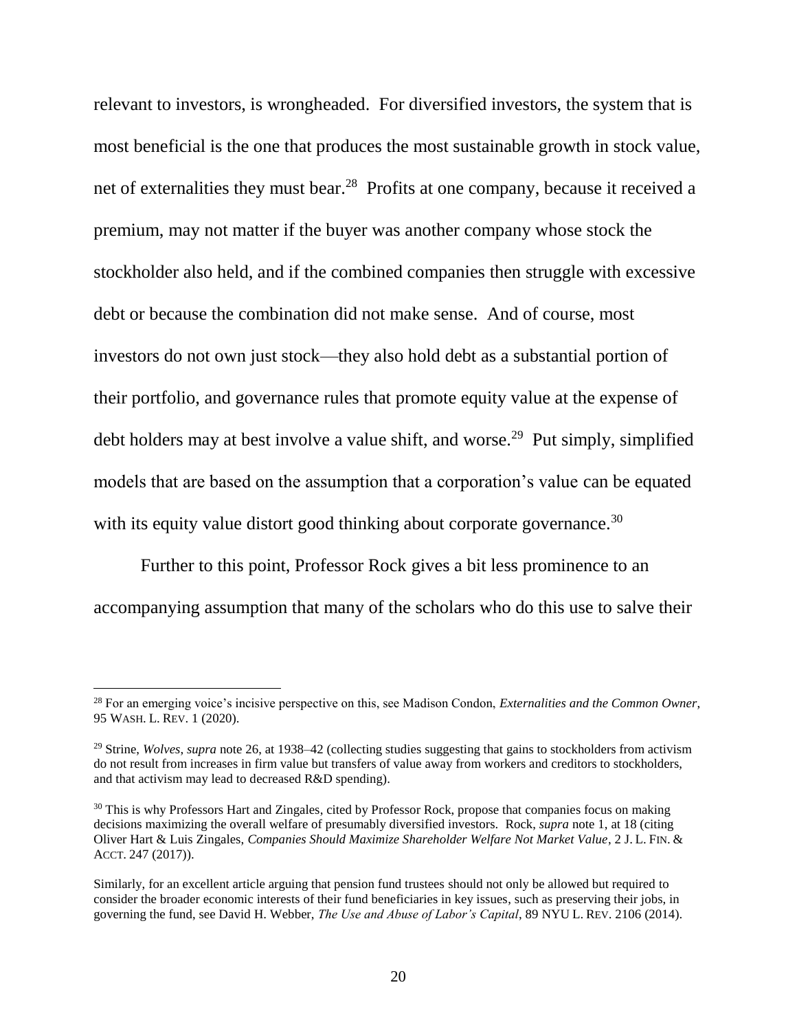relevant to investors, is wrongheaded. For diversified investors, the system that is most beneficial is the one that produces the most sustainable growth in stock value, net of externalities they must bear.[28] Profits at one company, because it received a premium, may not matter if the buyer was another company whose stock the stockholder also held, and if the combined companies then struggle with excessive debt or because the combination did not make sense. And of course, most investors do not own just stock—they also hold debt as a substantial portion of their portfolio, and governance rules that promote equity value at the expense of debt holders may at best involve a value shift, and worse.[29] Put simply, simplified models that are based on the assumption that a corporation's value can be equated with its equity value distort good thinking about corporate governance.[30]

Further to this point, Professor Rock gives a bit less prominence to an accompanying assumption that many of the scholars who do this use to salve their

---

[28] For an emerging voice's incisive perspective on this, see Madison Condon, *Externalities and the Common Owner*, 95 WASH. L. REV. 1 (2020).

[29] Strine, *Wolves*, *supra* note 26, at 1938–42 (collecting studies suggesting that gains to stockholders from activism do not result from increases in firm value but transfers of value away from workers and creditors to stockholders, and that activism may lead to decreased R&D spending).

[30] This is why Professors Hart and Zingales, cited by Professor Rock, propose that companies focus on making decisions maximizing the overall welfare of presumably diversified investors. Rock, *supra* note 1, at 18 (citing Oliver Hart & Luis Zingales, *Companies Should Maximize Shareholder Welfare Not Market Value*, 2 J. L. FIN. & ACCT. 247 (2017)).

Similarly, for an excellent article arguing that pension fund trustees should not only be allowed but required to consider the broader economic interests of their fund beneficiaries in key issues, such as preserving their jobs, in governing the fund, see David H. Webber, *The Use and Abuse of Labor's Capital*, 89 NYU L. REV. 2106 (2014).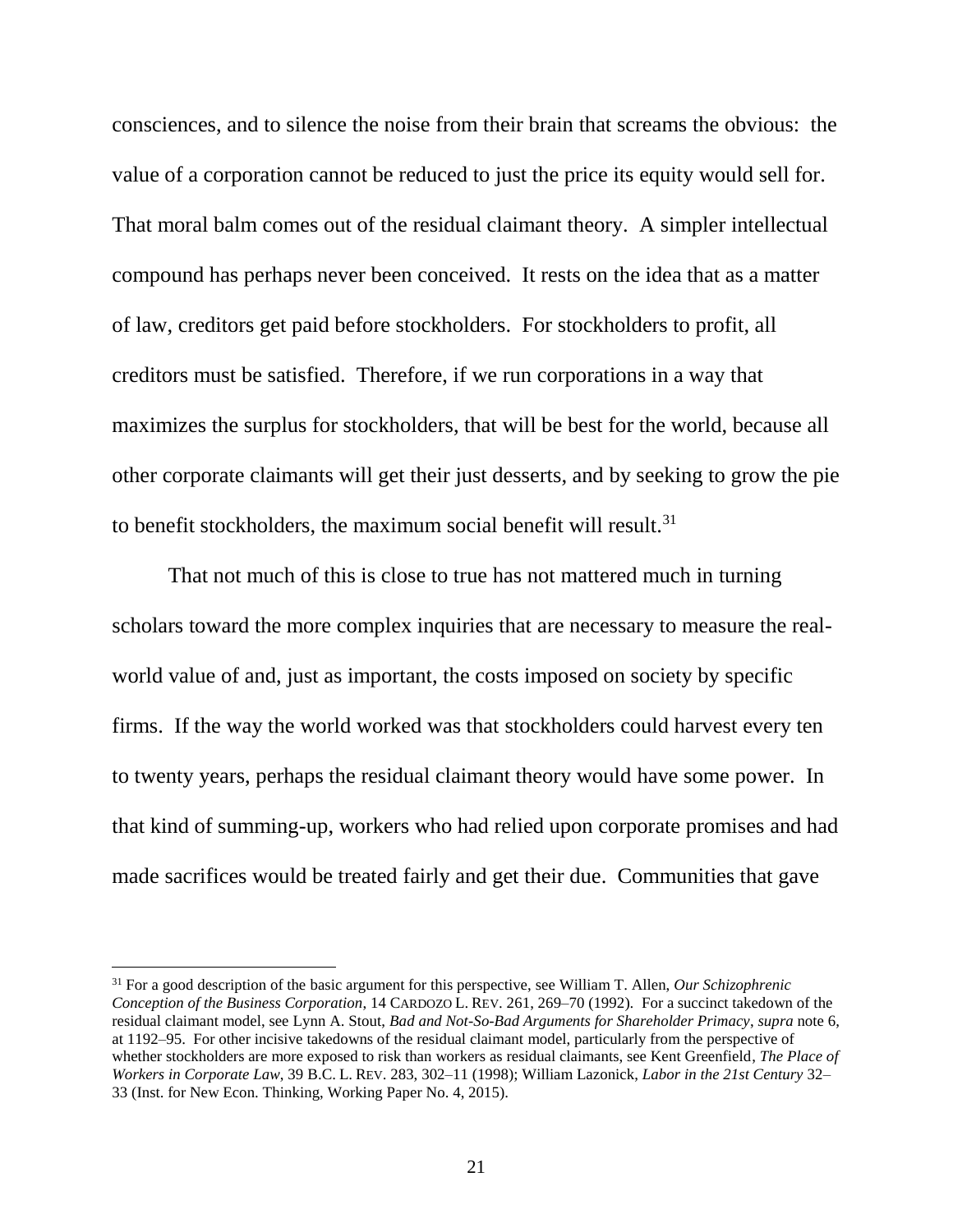consciences, and to silence the noise from their brain that screams the obvious: the value of a corporation cannot be reduced to just the price its equity would sell for. That moral balm comes out of the residual claimant theory. A simpler intellectual compound has perhaps never been conceived. It rests on the idea that as a matter of law, creditors get paid before stockholders. For stockholders to profit, all creditors must be satisfied. Therefore, if we run corporations in a way that maximizes the surplus for stockholders, that will be best for the world, because all other corporate claimants will get their just desserts, and by seeking to grow the pie to benefit stockholders, the maximum social benefit will result.[31]

That not much of this is close to true has not mattered much in turning scholars toward the more complex inquiries that are necessary to measure the real-world value of and, just as important, the costs imposed on society by specific firms. If the way the world worked was that stockholders could harvest every ten to twenty years, perhaps the residual claimant theory would have some power. In that kind of summing-up, workers who had relied upon corporate promises and had made sacrifices would be treated fairly and get their due. Communities that gave

---

[31] For a good description of the basic argument for this perspective, see William T. Allen, *Our Schizophrenic Conception of the Business Corporation*, 14 CARDOZO L. REV. 261, 269–70 (1992). For a succinct takedown of the residual claimant model, see Lynn A. Stout, *Bad and Not-So-Bad Arguments for Shareholder Primacy*, *supra* note 6, at 1192–95. For other incisive takedowns of the residual claimant model, particularly from the perspective of whether stockholders are more exposed to risk than workers as residual claimants, see Kent Greenfield, *The Place of Workers in Corporate Law*, 39 B.C. L. REV. 283, 302–11 (1998); William Lazonick, *Labor in the 21st Century* 32–33 (Inst. for New Econ. Thinking, Working Paper No. 4, 2015).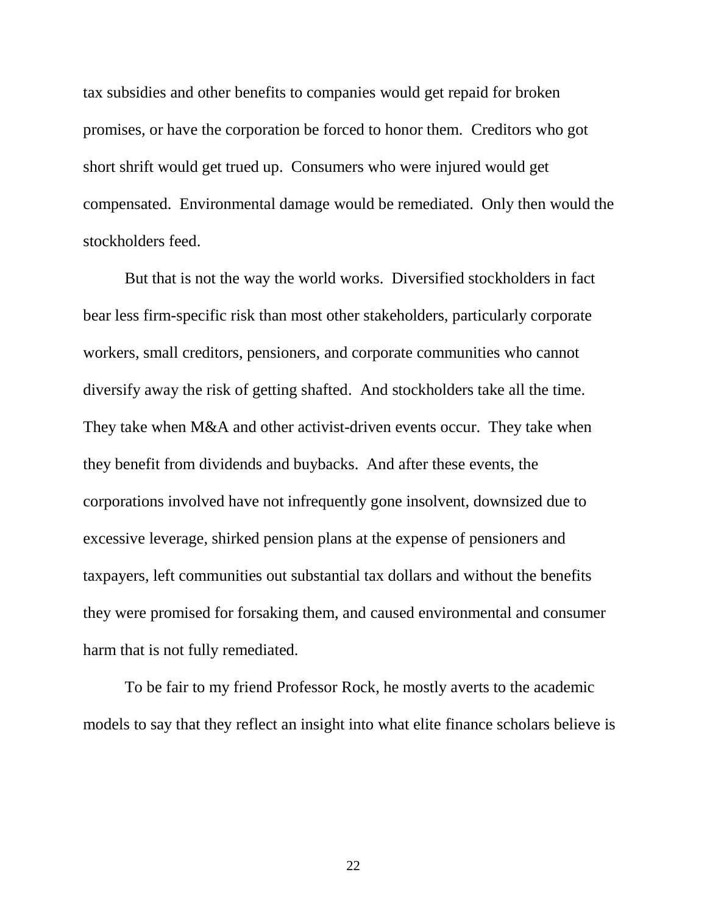tax subsidies and other benefits to companies would get repaid for broken promises, or have the corporation be forced to honor them. Creditors who got short shrift would get trued up. Consumers who were injured would get compensated. Environmental damage would be remediated. Only then would the stockholders feed.

But that is not the way the world works. Diversified stockholders in fact bear less firm-specific risk than most other stakeholders, particularly corporate workers, small creditors, pensioners, and corporate communities who cannot diversify away the risk of getting shafted. And stockholders take all the time. They take when M&A and other activist-driven events occur. They take when they benefit from dividends and buybacks. And after these events, the corporations involved have not infrequently gone insolvent, downsized due to excessive leverage, shirked pension plans at the expense of pensioners and taxpayers, left communities out substantial tax dollars and without the benefits they were promised for forsaking them, and caused environmental and consumer harm that is not fully remediated.

To be fair to my friend Professor Rock, he mostly averts to the academic models to say that they reflect an insight into what elite finance scholars believe is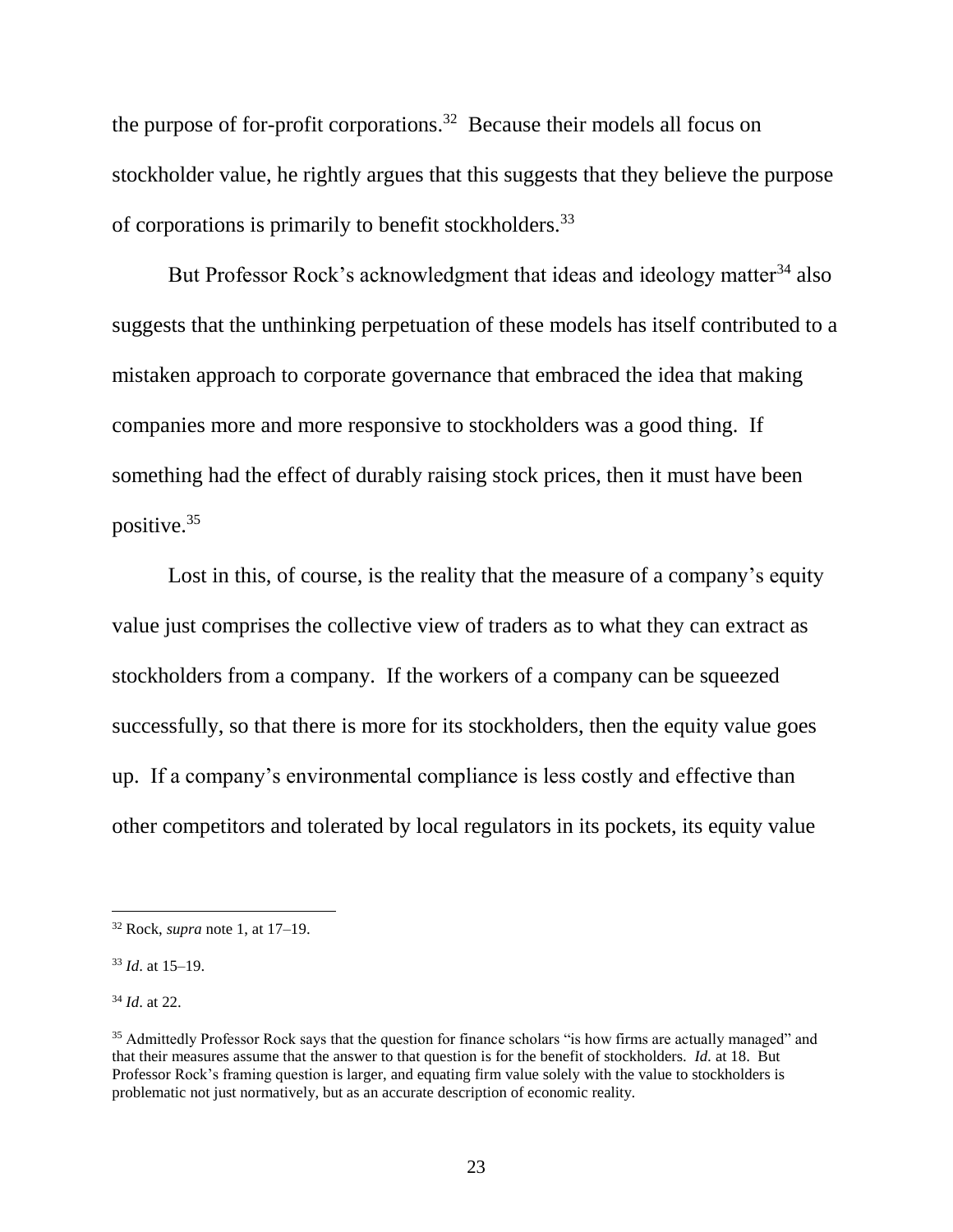the purpose of for-profit corporations.[32] Because their models all focus on stockholder value, he rightly argues that this suggests that they believe the purpose of corporations is primarily to benefit stockholders.[33]

But Professor Rock's acknowledgment that ideas and ideology matter[34] also suggests that the unthinking perpetuation of these models has itself contributed to a mistaken approach to corporate governance that embraced the idea that making companies more and more responsive to stockholders was a good thing. If something had the effect of durably raising stock prices, then it must have been positive.[35]

Lost in this, of course, is the reality that the measure of a company's equity value just comprises the collective view of traders as to what they can extract as stockholders from a company. If the workers of a company can be squeezed successfully, so that there is more for its stockholders, then the equity value goes up. If a company's environmental compliance is less costly and effective than other competitors and tolerated by local regulators in its pockets, its equity value

---

[32] Rock, *supra* note 1, at 17–19.

[33] *Id*. at 15–19.

[34] *Id*. at 22.

[35] Admittedly Professor Rock says that the question for finance scholars "is how firms are actually managed" and that their measures assume that the answer to that question is for the benefit of stockholders. *Id*. at 18. But Professor Rock's framing question is larger, and equating firm value solely with the value to stockholders is problematic not just normatively, but as an accurate description of economic reality.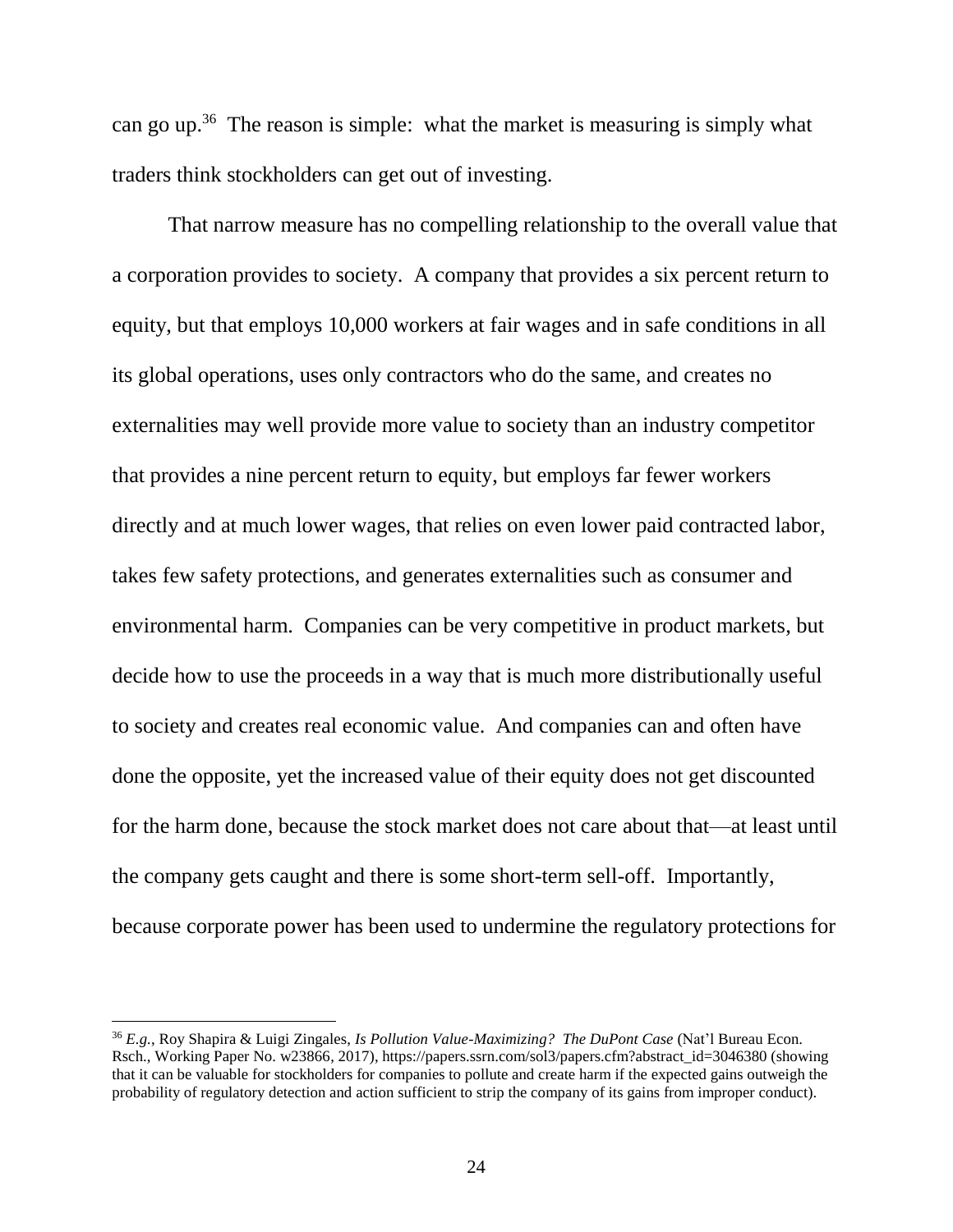can go up.[36] The reason is simple: what the market is measuring is simply what traders think stockholders can get out of investing.

That narrow measure has no compelling relationship to the overall value that a corporation provides to society. A company that provides a six percent return to equity, but that employs 10,000 workers at fair wages and in safe conditions in all its global operations, uses only contractors who do the same, and creates no externalities may well provide more value to society than an industry competitor that provides a nine percent return to equity, but employs far fewer workers directly and at much lower wages, that relies on even lower paid contracted labor, takes few safety protections, and generates externalities such as consumer and environmental harm. Companies can be very competitive in product markets, but decide how to use the proceeds in a way that is much more distributionally useful to society and creates real economic value. And companies can and often have done the opposite, yet the increased value of their equity does not get discounted for the harm done, because the stock market does not care about that—at least until the company gets caught and there is some short-term sell-off. Importantly, because corporate power has been used to undermine the regulatory protections for

---

[36] *E.g.*, Roy Shapira & Luigi Zingales, *Is Pollution Value-Maximizing? The DuPont Case* (Nat'l Bureau Econ. Rsch., Working Paper No. w23866, 2017), https://papers.ssrn.com/sol3/papers.cfm?abstract_id=3046380 (showing that it can be valuable for stockholders for companies to pollute and create harm if the expected gains outweigh the probability of regulatory detection and action sufficient to strip the company of its gains from improper conduct).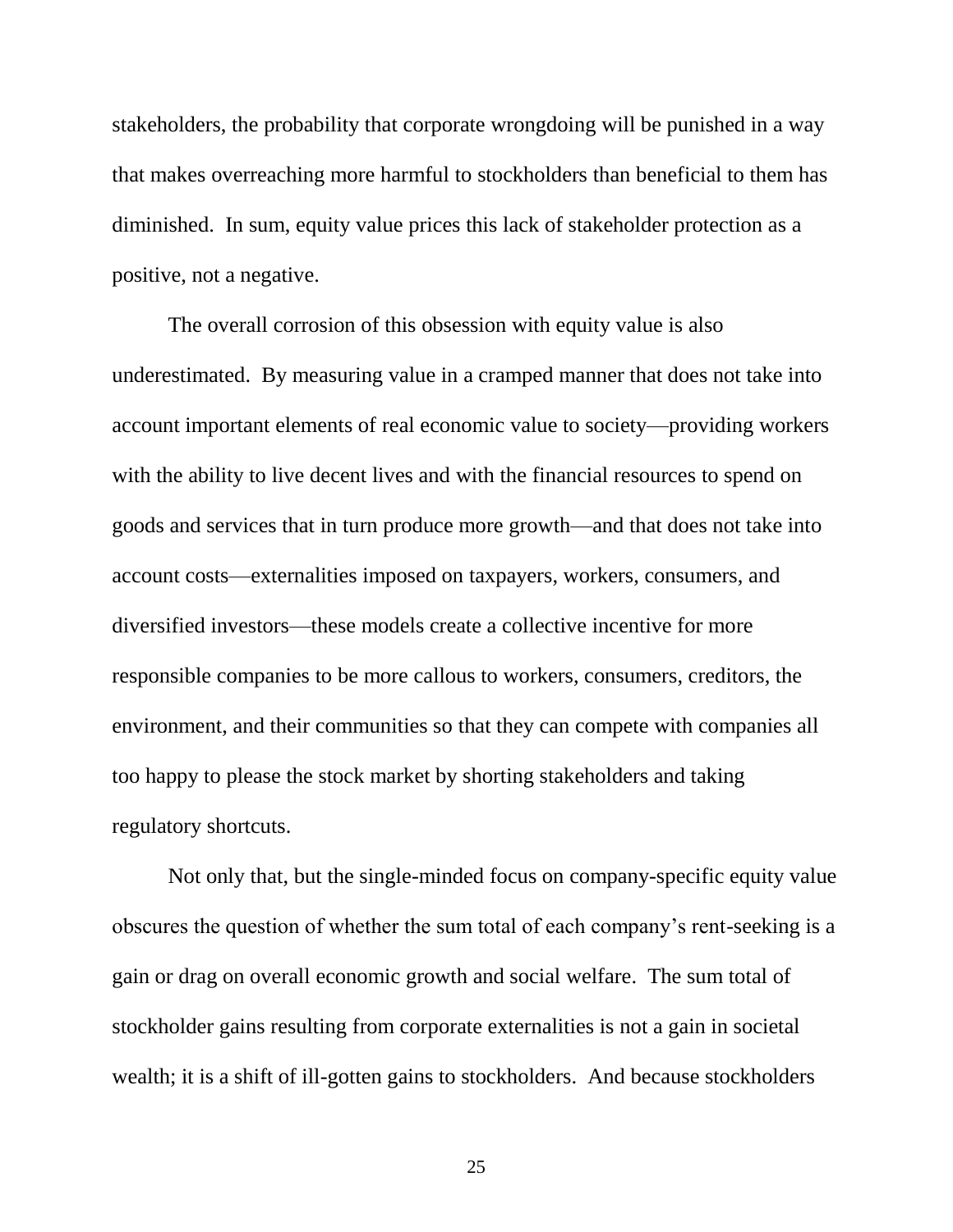stakeholders, the probability that corporate wrongdoing will be punished in a way that makes overreaching more harmful to stockholders than beneficial to them has diminished. In sum, equity value prices this lack of stakeholder protection as a positive, not a negative.

The overall corrosion of this obsession with equity value is also underestimated. By measuring value in a cramped manner that does not take into account important elements of real economic value to society—providing workers with the ability to live decent lives and with the financial resources to spend on goods and services that in turn produce more growth—and that does not take into account costs—externalities imposed on taxpayers, workers, consumers, and diversified investors—these models create a collective incentive for more responsible companies to be more callous to workers, consumers, creditors, the environment, and their communities so that they can compete with companies all too happy to please the stock market by shorting stakeholders and taking regulatory shortcuts.

Not only that, but the single-minded focus on company-specific equity value obscures the question of whether the sum total of each company's rent-seeking is a gain or drag on overall economic growth and social welfare. The sum total of stockholder gains resulting from corporate externalities is not a gain in societal wealth; it is a shift of ill-gotten gains to stockholders. And because stockholders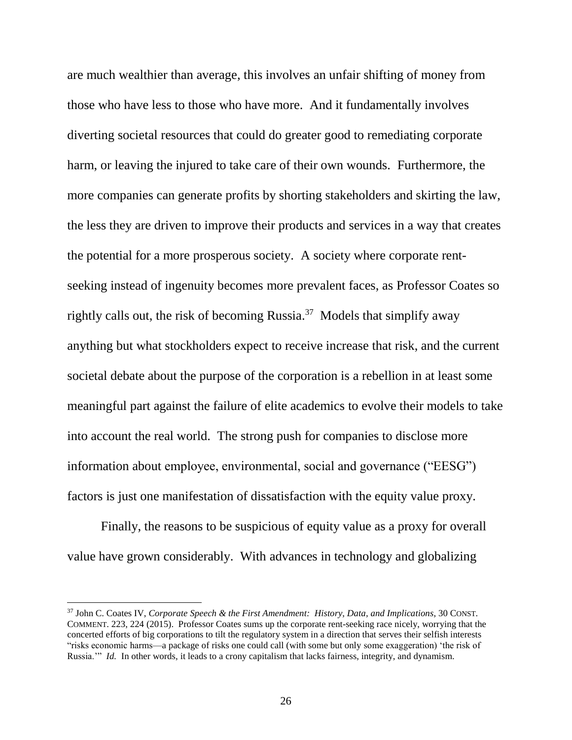are much wealthier than average, this involves an unfair shifting of money from those who have less to those who have more. And it fundamentally involves diverting societal resources that could do greater good to remediating corporate harm, or leaving the injured to take care of their own wounds. Furthermore, the more companies can generate profits by shorting stakeholders and skirting the law, the less they are driven to improve their products and services in a way that creates the potential for a more prosperous society. A society where corporate rent-seeking instead of ingenuity becomes more prevalent faces, as Professor Coates so rightly calls out, the risk of becoming Russia.[37] Models that simplify away anything but what stockholders expect to receive increase that risk, and the current societal debate about the purpose of the corporation is a rebellion in at least some meaningful part against the failure of elite academics to evolve their models to take into account the real world. The strong push for companies to disclose more information about employee, environmental, social and governance ("EESG") factors is just one manifestation of dissatisfaction with the equity value proxy.

Finally, the reasons to be suspicious of equity value as a proxy for overall value have grown considerably. With advances in technology and globalizing

---

[37] John C. Coates IV, *Corporate Speech & the First Amendment: History, Data, and Implications*, 30 CONST. COMMENT. 223, 224 (2015). Professor Coates sums up the corporate rent-seeking race nicely, worrying that the concerted efforts of big corporations to tilt the regulatory system in a direction that serves their selfish interests "risks economic harms—a package of risks one could call (with some but only some exaggeration) 'the risk of Russia.'" *Id.* In other words, it leads to a crony capitalism that lacks fairness, integrity, and dynamism.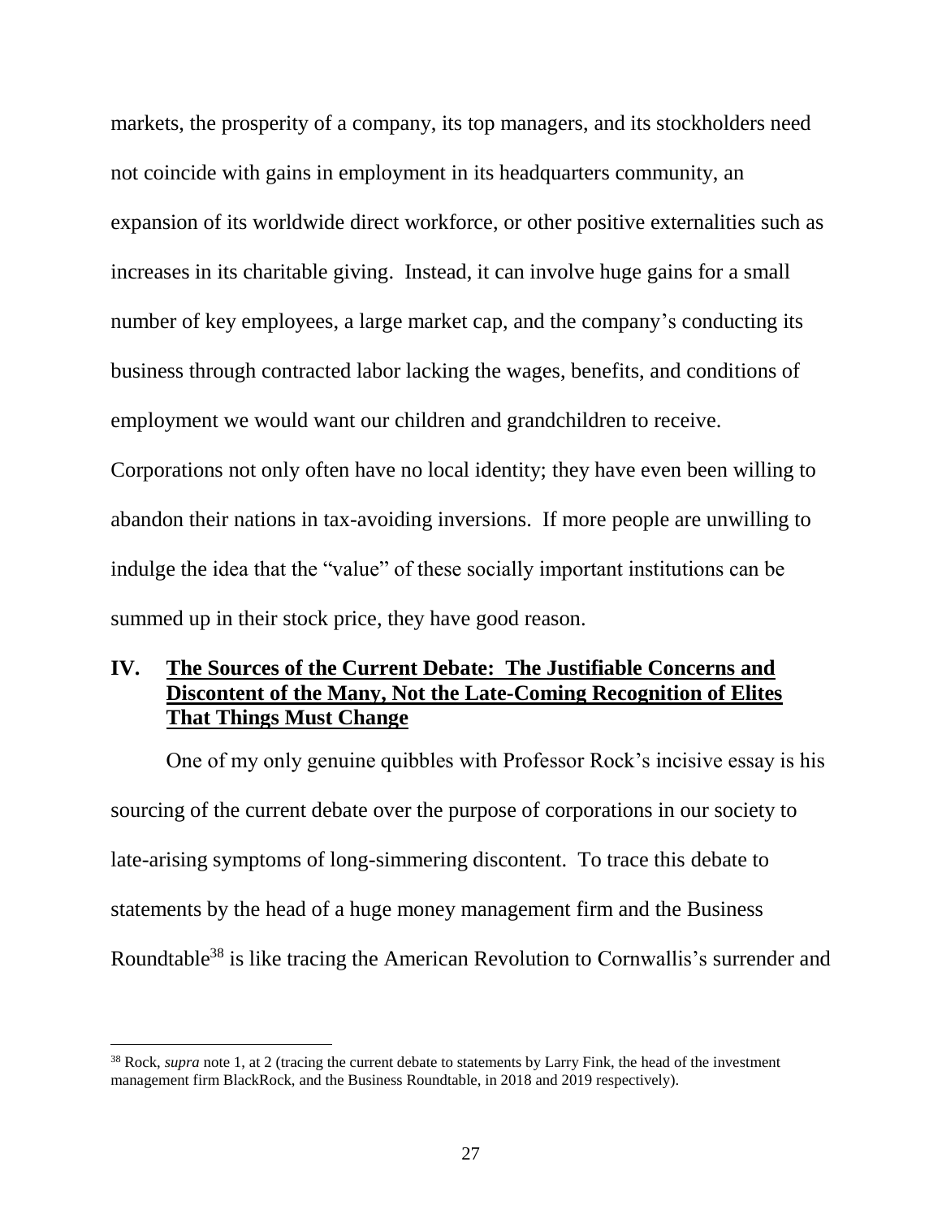markets, the prosperity of a company, its top managers, and its stockholders need not coincide with gains in employment in its headquarters community, an expansion of its worldwide direct workforce, or other positive externalities such as increases in its charitable giving. Instead, it can involve huge gains for a small number of key employees, a large market cap, and the company's conducting its business through contracted labor lacking the wages, benefits, and conditions of employment we would want our children and grandchildren to receive. Corporations not only often have no local identity; they have even been willing to abandon their nations in tax-avoiding inversions. If more people are unwilling to indulge the idea that the "value" of these socially important institutions can be summed up in their stock price, they have good reason.

## IV. <u>The Sources of the Current Debate: The Justifiable Concerns and Discontent of the Many, Not the Late-Coming Recognition of Elites That Things Must Change</u>

One of my only genuine quibbles with Professor Rock's incisive essay is his sourcing of the current debate over the purpose of corporations in our society to late-arising symptoms of long-simmering discontent. To trace this debate to statements by the head of a huge money management firm and the Business Roundtable[38] is like tracing the American Revolution to Cornwallis's surrender and

[38] Rock, *supra* note 1, at 2 (tracing the current debate to statements by Larry Fink, the head of the investment management firm BlackRock, and the Business Roundtable, in 2018 and 2019 respectively).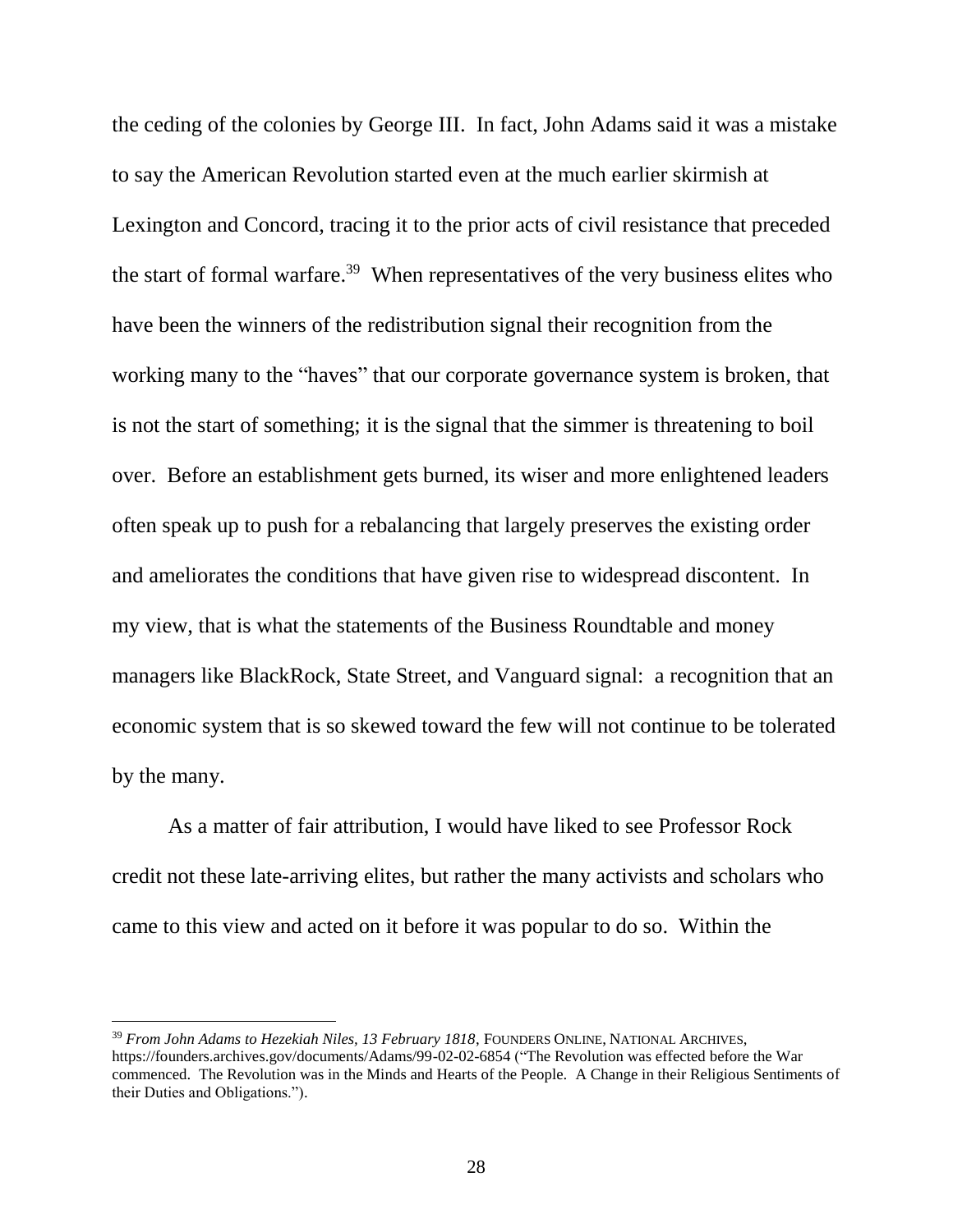the ceding of the colonies by George III. In fact, John Adams said it was a mistake to say the American Revolution started even at the much earlier skirmish at Lexington and Concord, tracing it to the prior acts of civil resistance that preceded the start of formal warfare.[39] When representatives of the very business elites who have been the winners of the redistribution signal their recognition from the working many to the "haves" that our corporate governance system is broken, that is not the start of something; it is the signal that the simmer is threatening to boil over. Before an establishment gets burned, its wiser and more enlightened leaders often speak up to push for a rebalancing that largely preserves the existing order and ameliorates the conditions that have given rise to widespread discontent. In my view, that is what the statements of the Business Roundtable and money managers like BlackRock, State Street, and Vanguard signal: a recognition that an economic system that is so skewed toward the few will not continue to be tolerated by the many.

As a matter of fair attribution, I would have liked to see Professor Rock credit not these late-arriving elites, but rather the many activists and scholars who came to this view and acted on it before it was popular to do so. Within the

---

[39] *From John Adams to Hezekiah Niles, 13 February 1818*, FOUNDERS ONLINE, NATIONAL ARCHIVES, https://founders.archives.gov/documents/Adams/99-02-02-6854 ("The Revolution was effected before the War commenced. The Revolution was in the Minds and Hearts of the People. A Change in their Religious Sentiments of their Duties and Obligations.").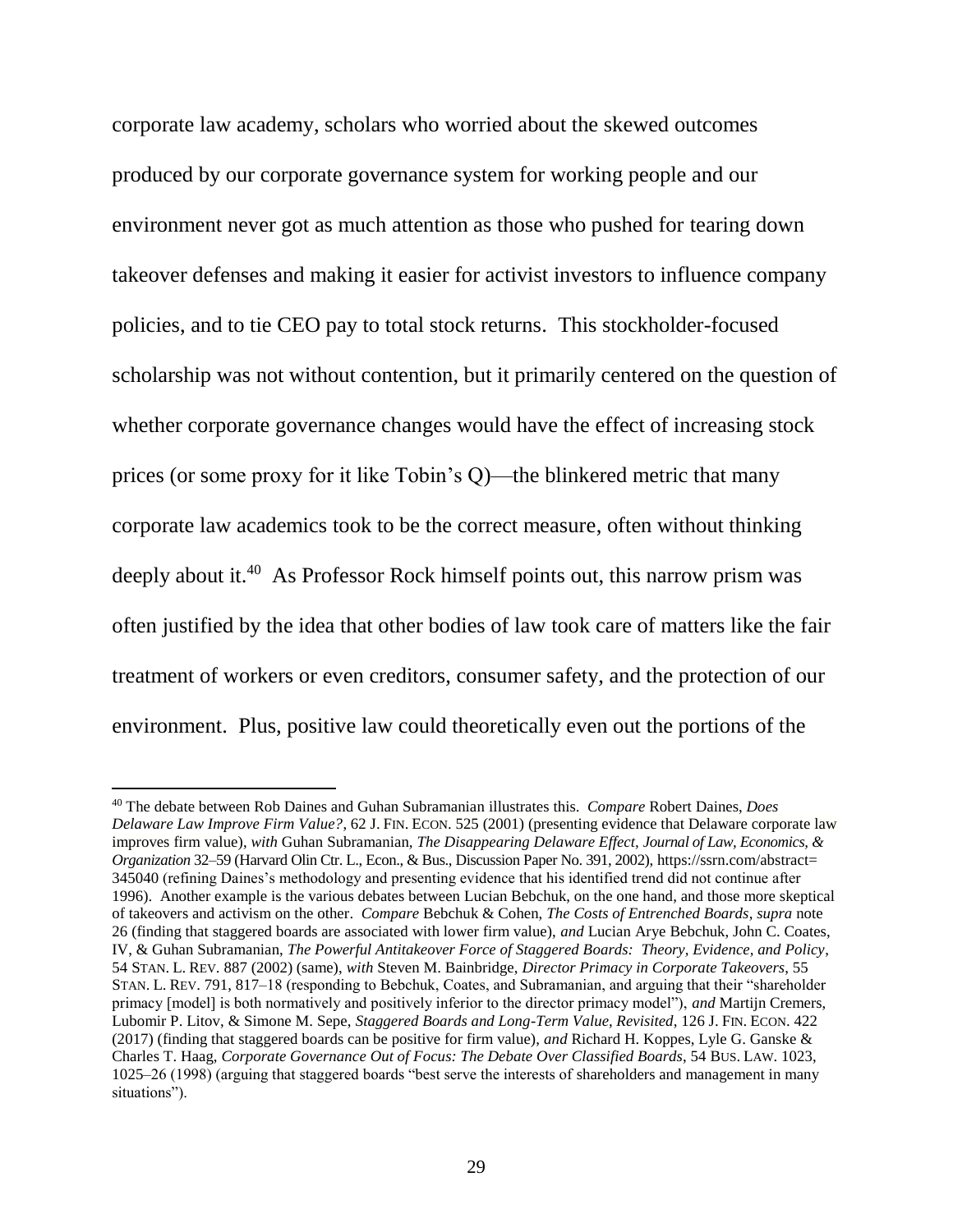corporate law academy, scholars who worried about the skewed outcomes produced by our corporate governance system for working people and our environment never got as much attention as those who pushed for tearing down takeover defenses and making it easier for activist investors to influence company policies, and to tie CEO pay to total stock returns. This stockholder-focused scholarship was not without contention, but it primarily centered on the question of whether corporate governance changes would have the effect of increasing stock prices (or some proxy for it like Tobin's Q)—the blinkered metric that many corporate law academics took to be the correct measure, often without thinking deeply about it.[40] As Professor Rock himself points out, this narrow prism was often justified by the idea that other bodies of law took care of matters like the fair treatment of workers or even creditors, consumer safety, and the protection of our environment. Plus, positive law could theoretically even out the portions of the

---

[40] The debate between Rob Daines and Guhan Subramanian illustrates this. *Compare* Robert Daines, *Does Delaware Law Improve Firm Value?*, 62 J. FIN. ECON. 525 (2001) (presenting evidence that Delaware corporate law improves firm value), *with* Guhan Subramanian, *The Disappearing Delaware Effect, Journal of Law, Economics, & Organization* 32–59 (Harvard Olin Ctr. L., Econ., & Bus., Discussion Paper No. 391, 2002), https://ssrn.com/abstract=345040 (refining Daines's methodology and presenting evidence that his identified trend did not continue after 1996). Another example is the various debates between Lucian Bebchuk, on the one hand, and those more skeptical of takeovers and activism on the other. *Compare* Bebchuk & Cohen, *The Costs of Entrenched Boards*, *supra* note 26 (finding that staggered boards are associated with lower firm value), *and* Lucian Arye Bebchuk, John C. Coates, IV, & Guhan Subramanian, *The Powerful Antitakeover Force of Staggered Boards: Theory, Evidence, and Policy*, 54 STAN. L. REV. 887 (2002) (same), *with* Steven M. Bainbridge, *Director Primacy in Corporate Takeovers*, 55 STAN. L. REV. 791, 817–18 (responding to Bebchuk, Coates, and Subramanian, and arguing that their "shareholder primacy [model] is both normatively and positively inferior to the director primacy model"), *and* Martijn Cremers, Lubomir P. Litov, & Simone M. Sepe, *Staggered Boards and Long-Term Value, Revisited*, 126 J. FIN. ECON. 422 (2017) (finding that staggered boards can be positive for firm value), *and* Richard H. Koppes, Lyle G. Ganske & Charles T. Haag, *Corporate Governance Out of Focus: The Debate Over Classified Boards*, 54 BUS. LAW. 1023, 1025–26 (1998) (arguing that staggered boards "best serve the interests of shareholders and management in many situations").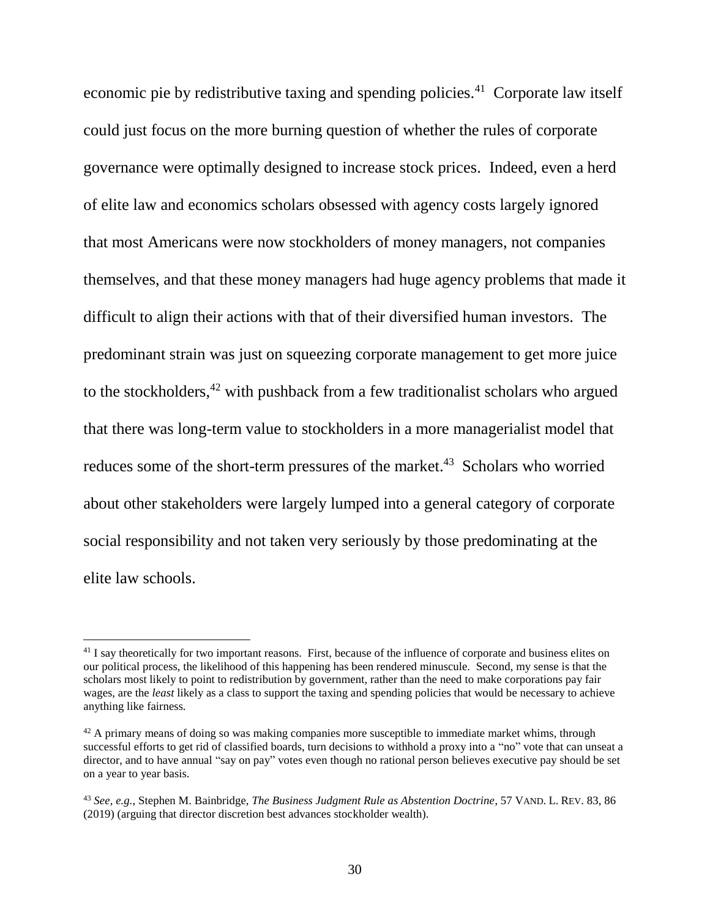economic pie by redistributive taxing and spending policies.[41] Corporate law itself could just focus on the more burning question of whether the rules of corporate governance were optimally designed to increase stock prices. Indeed, even a herd of elite law and economics scholars obsessed with agency costs largely ignored that most Americans were now stockholders of money managers, not companies themselves, and that these money managers had huge agency problems that made it difficult to align their actions with that of their diversified human investors. The predominant strain was just on squeezing corporate management to get more juice to the stockholders,[42] with pushback from a few traditionalist scholars who argued that there was long-term value to stockholders in a more managerialist model that reduces some of the short-term pressures of the market.[43] Scholars who worried about other stakeholders were largely lumped into a general category of corporate social responsibility and not taken very seriously by those predominating at the elite law schools.

---

[41] I say theoretically for two important reasons. First, because of the influence of corporate and business elites on our political process, the likelihood of this happening has been rendered minuscule. Second, my sense is that the scholars most likely to point to redistribution by government, rather than the need to make corporations pay fair wages, are the *least* likely as a class to support the taxing and spending policies that would be necessary to achieve anything like fairness.

[42] A primary means of doing so was making companies more susceptible to immediate market whims, through successful efforts to get rid of classified boards, turn decisions to withhold a proxy into a "no" vote that can unseat a director, and to have annual "say on pay" votes even though no rational person believes executive pay should be set on a year to year basis.

[43] *See, e.g.*, Stephen M. Bainbridge, *The Business Judgment Rule as Abstention Doctrine*, 57 VAND. L. REV. 83, 86 (2019) (arguing that director discretion best advances stockholder wealth).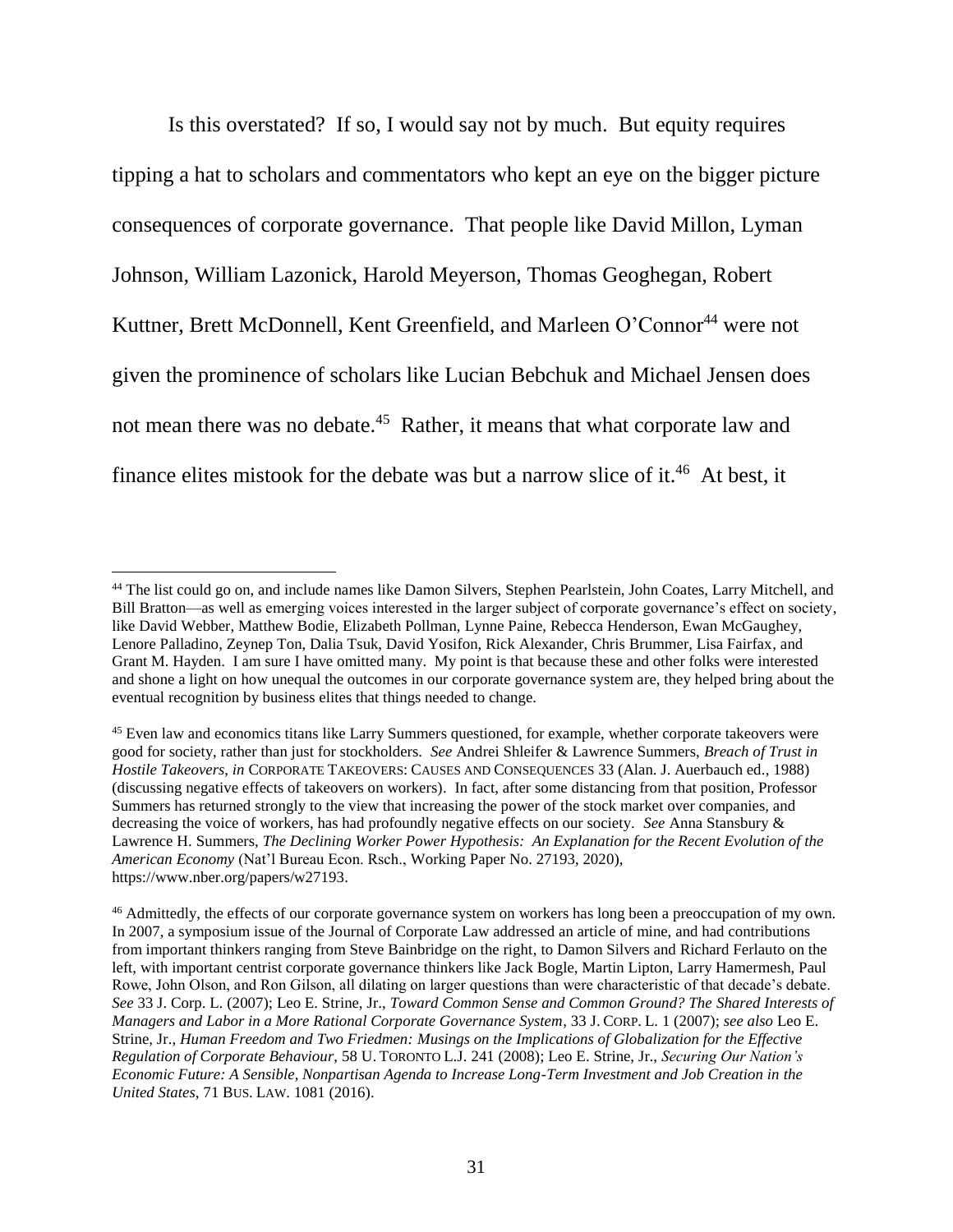Is this overstated? If so, I would say not by much. But equity requires tipping a hat to scholars and commentators who kept an eye on the bigger picture consequences of corporate governance. That people like David Millon, Lyman Johnson, William Lazonick, Harold Meyerson, Thomas Geoghegan, Robert Kuttner, Brett McDonnell, Kent Greenfield, and Marleen O'Connor[44] were not given the prominence of scholars like Lucian Bebchuk and Michael Jensen does not mean there was no debate.[45] Rather, it means that what corporate law and finance elites mistook for the debate was but a narrow slice of it.[46] At best, it

---

[44] The list could go on, and include names like Damon Silvers, Stephen Pearlstein, John Coates, Larry Mitchell, and Bill Bratton—as well as emerging voices interested in the larger subject of corporate governance's effect on society, like David Webber, Matthew Bodie, Elizabeth Pollman, Lynne Paine, Rebecca Henderson, Ewan McGaughey, Lenore Palladino, Zeynep Ton, Dalia Tsuk, David Yosifon, Rick Alexander, Chris Brummer, Lisa Fairfax, and Grant M. Hayden. I am sure I have omitted many. My point is that because these and other folks were interested and shone a light on how unequal the outcomes in our corporate governance system are, they helped bring about the eventual recognition by business elites that things needed to change.

[45] Even law and economics titans like Larry Summers questioned, for example, whether corporate takeovers were good for society, rather than just for stockholders. *See* Andrei Shleifer & Lawrence Summers, *Breach of Trust in Hostile Takeovers*, *in* CORPORATE TAKEOVERS: CAUSES AND CONSEQUENCES 33 (Alan. J. Auerbauch ed., 1988) (discussing negative effects of takeovers on workers). In fact, after some distancing from that position, Professor Summers has returned strongly to the view that increasing the power of the stock market over companies, and decreasing the voice of workers, has had profoundly negative effects on our society. *See* Anna Stansbury & Lawrence H. Summers, *The Declining Worker Power Hypothesis: An Explanation for the Recent Evolution of the American Economy* (Nat'l Bureau Econ. Rsch., Working Paper No. 27193, 2020), https://www.nber.org/papers/w27193.

[46] Admittedly, the effects of our corporate governance system on workers has long been a preoccupation of my own. In 2007, a symposium issue of the Journal of Corporate Law addressed an article of mine, and had contributions from important thinkers ranging from Steve Bainbridge on the right, to Damon Silvers and Richard Ferlauto on the left, with important centrist corporate governance thinkers like Jack Bogle, Martin Lipton, Larry Hamermesh, Paul Rowe, John Olson, and Ron Gilson, all dilating on larger questions than were characteristic of that decade's debate. *See* 33 J. Corp. L. (2007); Leo E. Strine, Jr., *Toward Common Sense and Common Ground? The Shared Interests of Managers and Labor in a More Rational Corporate Governance System*, 33 J. CORP. L. 1 (2007); *see also* Leo E. Strine, Jr., *Human Freedom and Two Friedmen: Musings on the Implications of Globalization for the Effective Regulation of Corporate Behaviour*, 58 U. TORONTO L.J. 241 (2008); Leo E. Strine, Jr., *Securing Our Nation's Economic Future: A Sensible, Nonpartisan Agenda to Increase Long-Term Investment and Job Creation in the United States*, 71 BUS. LAW. 1081 (2016).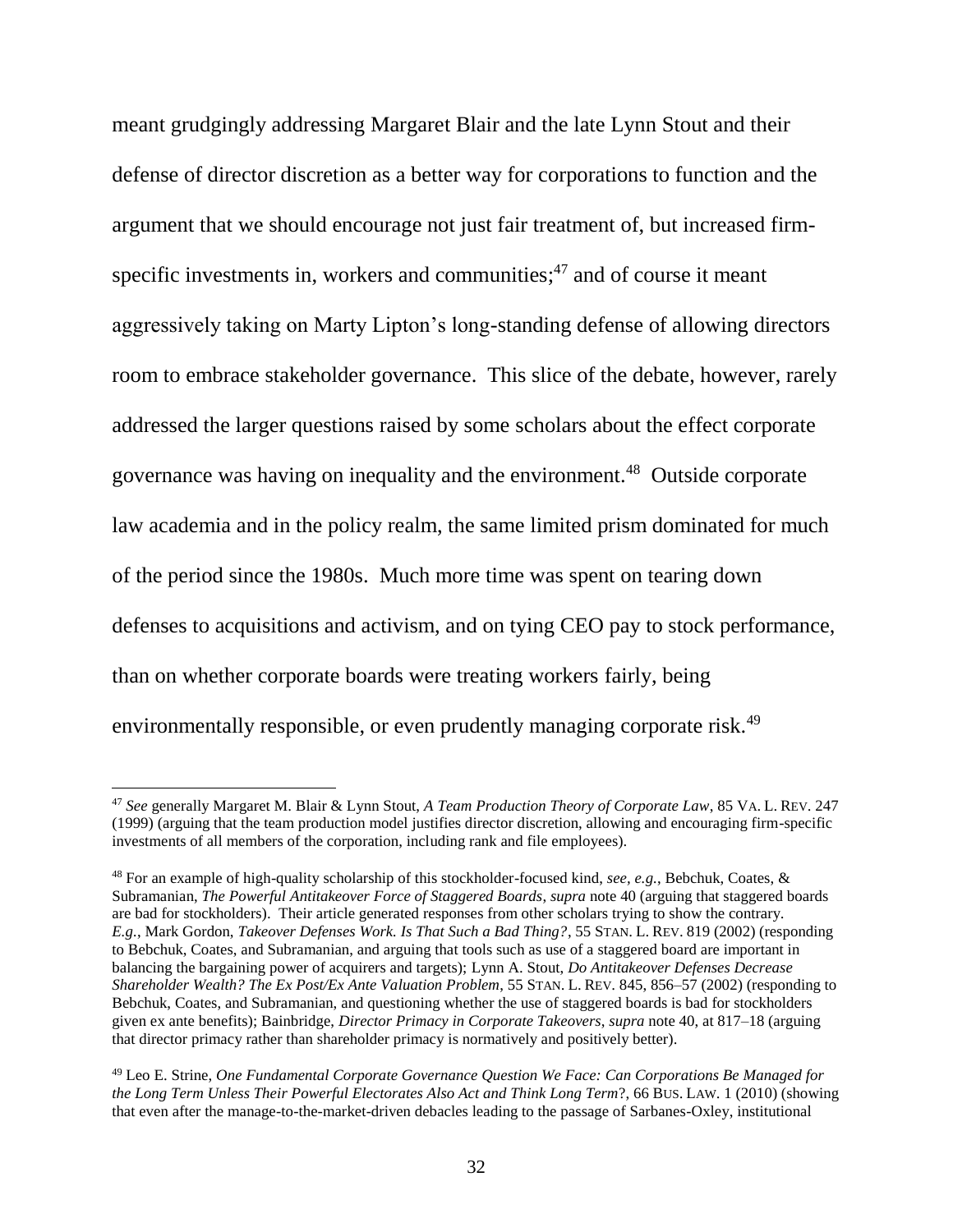meant grudgingly addressing Margaret Blair and the late Lynn Stout and their defense of director discretion as a better way for corporations to function and the argument that we should encourage not just fair treatment of, but increased firm-specific investments in, workers and communities;[47] and of course it meant aggressively taking on Marty Lipton's long-standing defense of allowing directors room to embrace stakeholder governance. This slice of the debate, however, rarely addressed the larger questions raised by some scholars about the effect corporate governance was having on inequality and the environment.[48] Outside corporate law academia and in the policy realm, the same limited prism dominated for much of the period since the 1980s. Much more time was spent on tearing down defenses to acquisitions and activism, and on tying CEO pay to stock performance, than on whether corporate boards were treating workers fairly, being environmentally responsible, or even prudently managing corporate risk.[49]

---

[47] *See* generally Margaret M. Blair & Lynn Stout, *A Team Production Theory of Corporate Law*, 85 VA. L. REV. 247 (1999) (arguing that the team production model justifies director discretion, allowing and encouraging firm-specific investments of all members of the corporation, including rank and file employees).

[48] For an example of high-quality scholarship of this stockholder-focused kind, *see, e.g.*, Bebchuk, Coates, & Subramanian, *The Powerful Antitakeover Force of Staggered Boards*, *supra* note 40 (arguing that staggered boards are bad for stockholders). Their article generated responses from other scholars trying to show the contrary. *E.g.*, Mark Gordon, *Takeover Defenses Work. Is That Such a Bad Thing?*, 55 STAN. L. REV. 819 (2002) (responding to Bebchuk, Coates, and Subramanian, and arguing that tools such as use of a staggered board are important in balancing the bargaining power of acquirers and targets); Lynn A. Stout, *Do Antitakeover Defenses Decrease Shareholder Wealth? The Ex Post/Ex Ante Valuation Problem*, 55 STAN. L. REV. 845, 856–57 (2002) (responding to Bebchuk, Coates, and Subramanian, and questioning whether the use of staggered boards is bad for stockholders given ex ante benefits); Bainbridge, *Director Primacy in Corporate Takeovers*, *supra* note 40, at 817–18 (arguing that director primacy rather than shareholder primacy is normatively and positively better).

[49] Leo E. Strine, *One Fundamental Corporate Governance Question We Face: Can Corporations Be Managed for the Long Term Unless Their Powerful Electorates Also Act and Think Long Term*?, 66 BUS. LAW. 1 (2010) (showing that even after the manage-to-the-market-driven debacles leading to the passage of Sarbanes-Oxley, institutional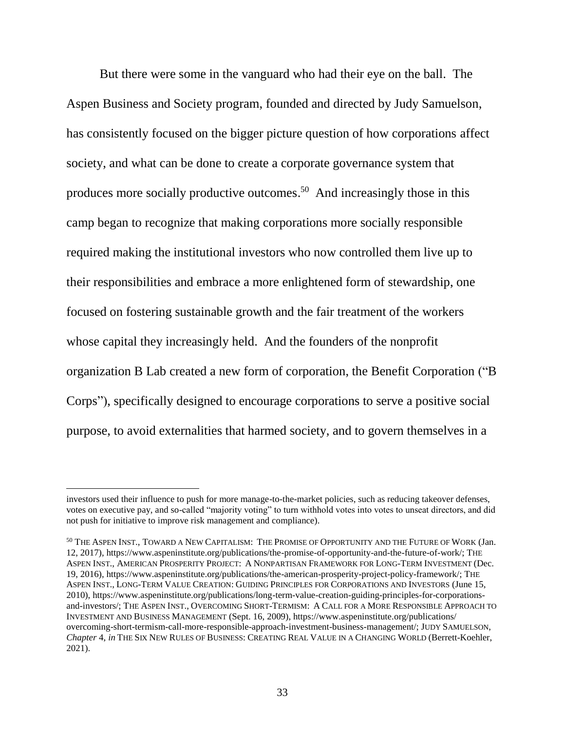But there were some in the vanguard who had their eye on the ball. The Aspen Business and Society program, founded and directed by Judy Samuelson, has consistently focused on the bigger picture question of how corporations affect society, and what can be done to create a corporate governance system that produces more socially productive outcomes.[50] And increasingly those in this camp began to recognize that making corporations more socially responsible required making the institutional investors who now controlled them live up to their responsibilities and embrace a more enlightened form of stewardship, one focused on fostering sustainable growth and the fair treatment of the workers whose capital they increasingly held. And the founders of the nonprofit organization B Lab created a new form of corporation, the Benefit Corporation ("B Corps"), specifically designed to encourage corporations to serve a positive social purpose, to avoid externalities that harmed society, and to govern themselves in a

---

investors used their influence to push for more manage-to-the-market policies, such as reducing takeover defenses, votes on executive pay, and so-called "majority voting" to turn withhold votes into votes to unseat directors, and did not push for initiative to improve risk management and compliance).

[50] THE ASPEN INST., TOWARD A NEW CAPITALISM: THE PROMISE OF OPPORTUNITY AND THE FUTURE OF WORK (Jan. 12, 2017), https://www.aspeninstitute.org/publications/the-promise-of-opportunity-and-the-future-of-work/; THE ASPEN INST., AMERICAN PROSPERITY PROJECT: A NONPARTISAN FRAMEWORK FOR LONG-TERM INVESTMENT (Dec. 19, 2016), https://www.aspeninstitute.org/publications/the-american-prosperity-project-policy-framework/; THE ASPEN INST., LONG-TERM VALUE CREATION: GUIDING PRINCIPLES FOR CORPORATIONS AND INVESTORS (June 15, 2010), https://www.aspeninstitute.org/publications/long-term-value-creation-guiding-principles-for-corporations-and-investors/; THE ASPEN INST., OVERCOMING SHORT-TERMISM: A CALL FOR A MORE RESPONSIBLE APPROACH TO INVESTMENT AND BUSINESS MANAGEMENT (Sept. 16, 2009), https://www.aspeninstitute.org/publications/overcoming-short-termism-call-more-responsible-approach-investment-business-management/; JUDY SAMUELSON, *Chapter* 4, *in* THE SIX NEW RULES OF BUSINESS: CREATING REAL VALUE IN A CHANGING WORLD (Berrett-Koehler, 2021).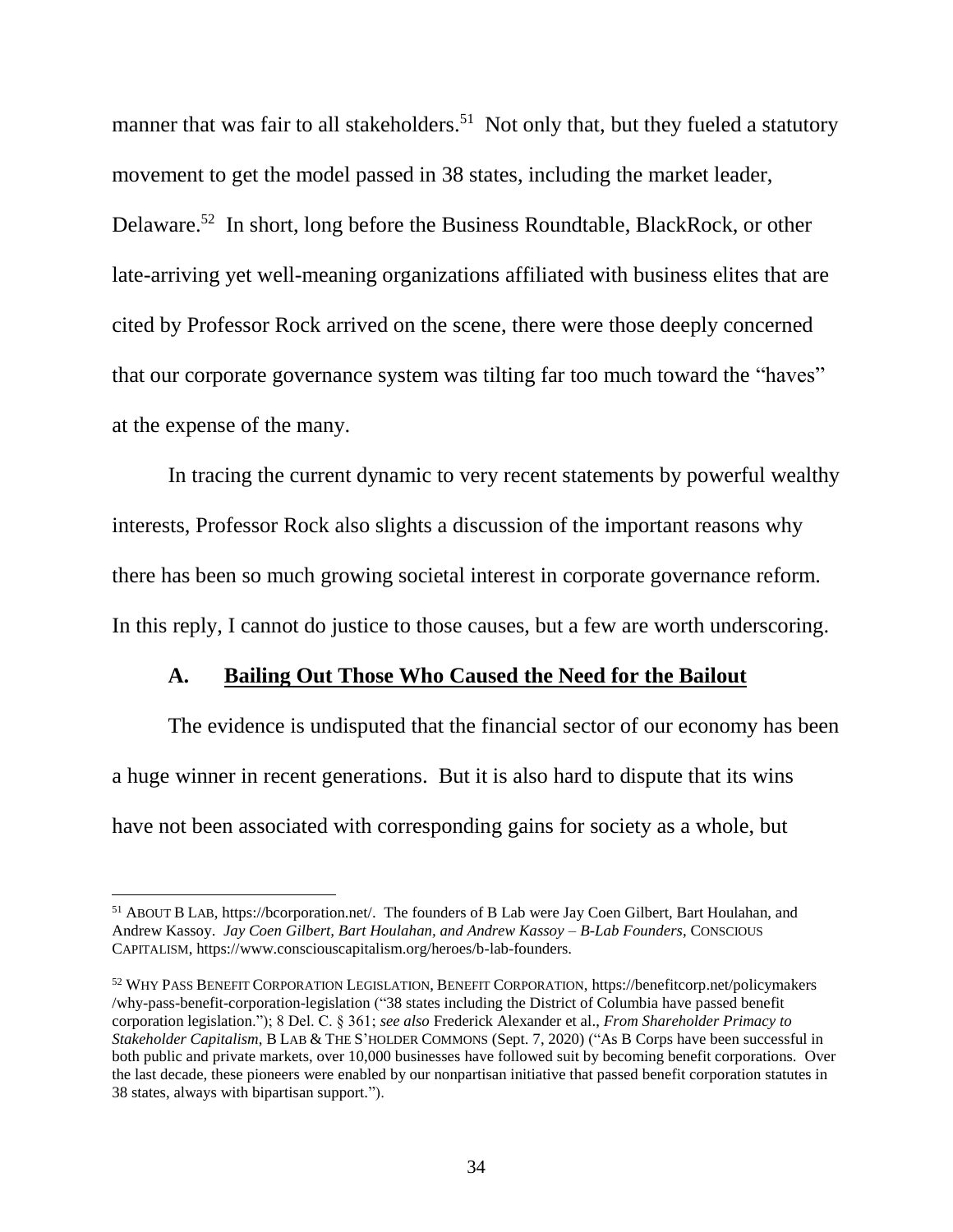manner that was fair to all stakeholders.[51] Not only that, but they fueled a statutory movement to get the model passed in 38 states, including the market leader, Delaware.[52] In short, long before the Business Roundtable, BlackRock, or other late-arriving yet well-meaning organizations affiliated with business elites that are cited by Professor Rock arrived on the scene, there were those deeply concerned that our corporate governance system was tilting far too much toward the "haves" at the expense of the many.

In tracing the current dynamic to very recent statements by powerful wealthy interests, Professor Rock also slights a discussion of the important reasons why there has been so much growing societal interest in corporate governance reform. In this reply, I cannot do justice to those causes, but a few are worth underscoring.

### A. Bailing Out Those Who Caused the Need for the Bailout

The evidence is undisputed that the financial sector of our economy has been a huge winner in recent generations. But it is also hard to dispute that its wins have not been associated with corresponding gains for society as a whole, but

---

[51] ABOUT B LAB, https://bcorporation.net/. The founders of B Lab were Jay Coen Gilbert, Bart Houlahan, and Andrew Kassoy. *Jay Coen Gilbert, Bart Houlahan, and Andrew Kassoy – B-Lab Founders*, CONSCIOUS CAPITALISM, https://www.consciouscapitalism.org/heroes/b-lab-founders.

[52] WHY PASS BENEFIT CORPORATION LEGISLATION, BENEFIT CORPORATION, https://benefitcorp.net/policymakers /why-pass-benefit-corporation-legislation ("38 states including the District of Columbia have passed benefit corporation legislation."); 8 Del. C. § 361; *see also* Frederick Alexander et al., *From Shareholder Primacy to Stakeholder Capitalism*, B LAB & THE S'HOLDER COMMONS (Sept. 7, 2020) ("As B Corps have been successful in both public and private markets, over 10,000 businesses have followed suit by becoming benefit corporations. Over the last decade, these pioneers were enabled by our nonpartisan initiative that passed benefit corporation statutes in 38 states, always with bipartisan support.").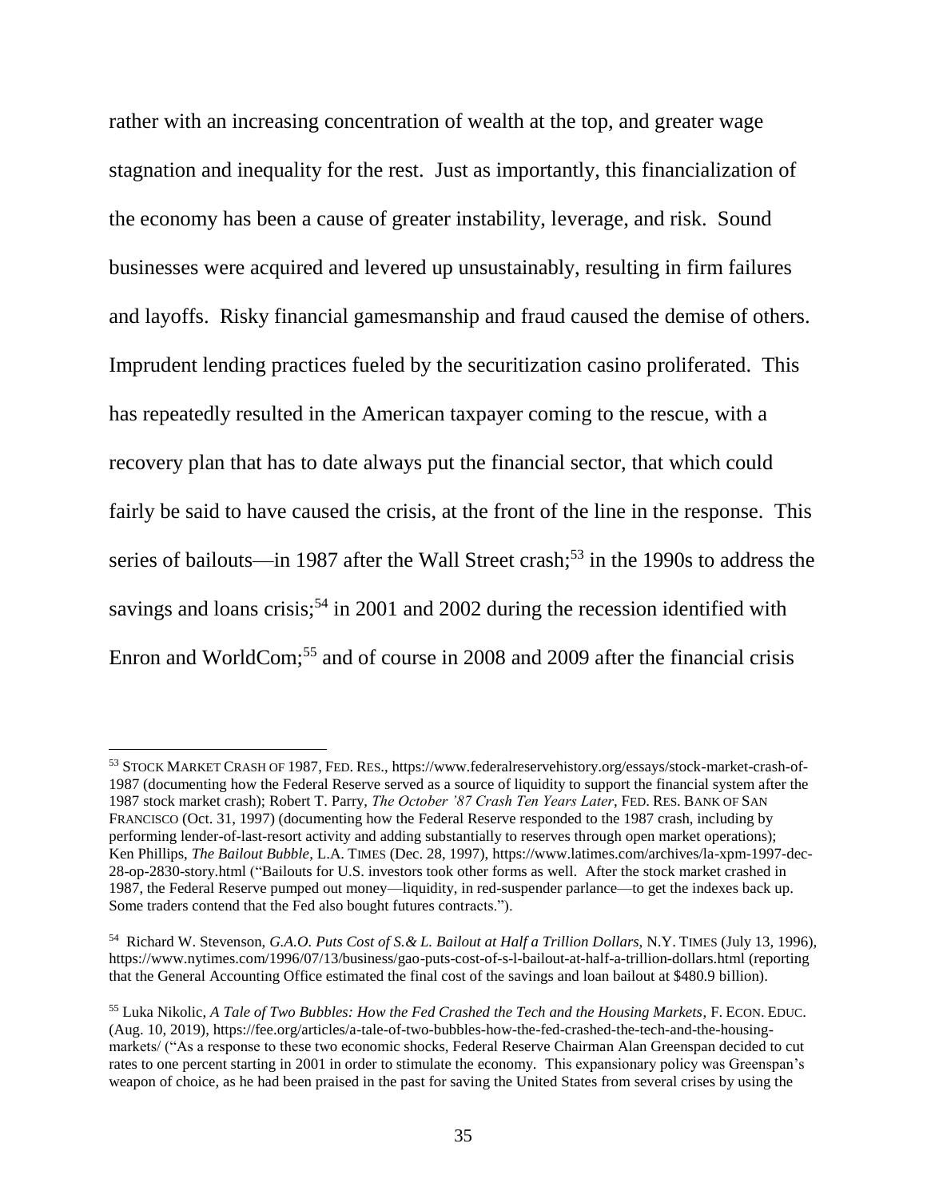rather with an increasing concentration of wealth at the top, and greater wage stagnation and inequality for the rest. Just as importantly, this financialization of the economy has been a cause of greater instability, leverage, and risk. Sound businesses were acquired and levered up unsustainably, resulting in firm failures and layoffs. Risky financial gamesmanship and fraud caused the demise of others. Imprudent lending practices fueled by the securitization casino proliferated. This has repeatedly resulted in the American taxpayer coming to the rescue, with a recovery plan that has to date always put the financial sector, that which could fairly be said to have caused the crisis, at the front of the line in the response. This series of bailouts—in 1987 after the Wall Street crash;[53] in the 1990s to address the savings and loans crisis;[54] in 2001 and 2002 during the recession identified with Enron and WorldCom;[55] and of course in 2008 and 2009 after the financial crisis

---

[53] STOCK MARKET CRASH OF 1987, FED. RES., https://www.federalreservehistory.org/essays/stock-market-crash-of-1987 (documenting how the Federal Reserve served as a source of liquidity to support the financial system after the 1987 stock market crash); Robert T. Parry, *The October '87 Crash Ten Years Later*, FED. RES. BANK OF SAN FRANCISCO (Oct. 31, 1997) (documenting how the Federal Reserve responded to the 1987 crash, including by performing lender-of-last-resort activity and adding substantially to reserves through open market operations); Ken Phillips, *The Bailout Bubble*, L.A. TIMES (Dec. 28, 1997), https://www.latimes.com/archives/la-xpm-1997-dec-28-op-2830-story.html ("Bailouts for U.S. investors took other forms as well. After the stock market crashed in 1987, the Federal Reserve pumped out money—liquidity, in red-suspender parlance—to get the indexes back up. Some traders contend that the Fed also bought futures contracts.").

[54] Richard W. Stevenson, *G.A.O. Puts Cost of S.& L. Bailout at Half a Trillion Dollars*, N.Y. TIMES (July 13, 1996), https://www.nytimes.com/1996/07/13/business/gao-puts-cost-of-s-l-bailout-at-half-a-trillion-dollars.html (reporting that the General Accounting Office estimated the final cost of the savings and loan bailout at $480.9 billion).

[55] Luka Nikolic, *A Tale of Two Bubbles: How the Fed Crashed the Tech and the Housing Markets*, F. ECON. EDUC. (Aug. 10, 2019), https://fee.org/articles/a-tale-of-two-bubbles-how-the-fed-crashed-the-tech-and-the-housing-markets/ ("As a response to these two economic shocks, Federal Reserve Chairman Alan Greenspan decided to cut rates to one percent starting in 2001 in order to stimulate the economy. This expansionary policy was Greenspan's weapon of choice, as he had been praised in the past for saving the United States from several crises by using the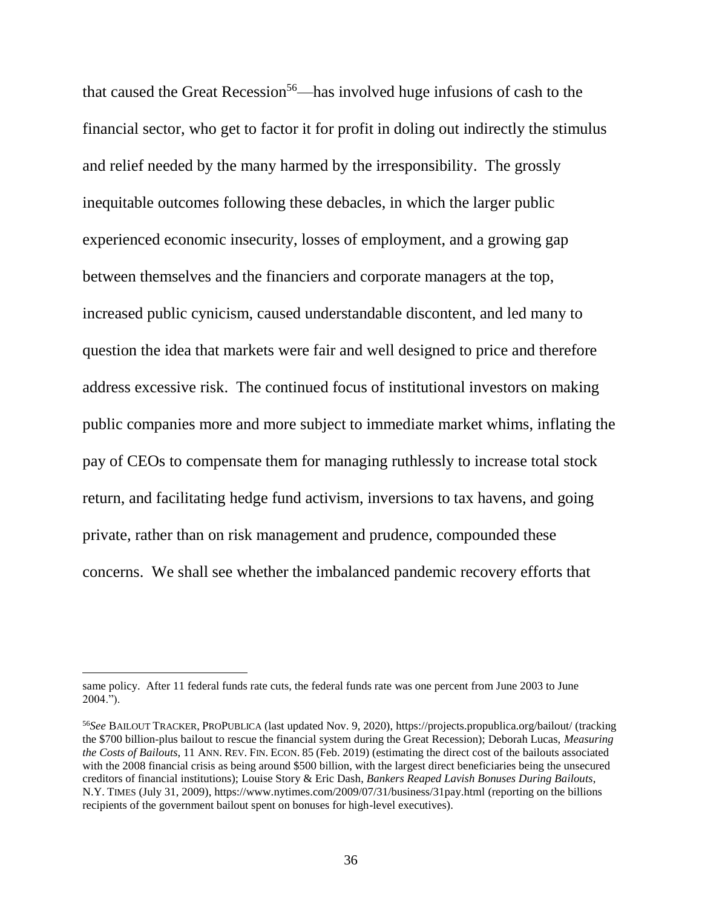that caused the Great Recession[56]—has involved huge infusions of cash to the financial sector, who get to factor it for profit in doling out indirectly the stimulus and relief needed by the many harmed by the irresponsibility. The grossly inequitable outcomes following these debacles, in which the larger public experienced economic insecurity, losses of employment, and a growing gap between themselves and the financiers and corporate managers at the top, increased public cynicism, caused understandable discontent, and led many to question the idea that markets were fair and well designed to price and therefore address excessive risk. The continued focus of institutional investors on making public companies more and more subject to immediate market whims, inflating the pay of CEOs to compensate them for managing ruthlessly to increase total stock return, and facilitating hedge fund activism, inversions to tax havens, and going private, rather than on risk management and prudence, compounded these concerns. We shall see whether the imbalanced pandemic recovery efforts that

---

same policy. After 11 federal funds rate cuts, the federal funds rate was one percent from June 2003 to June 2004.").

[56] *See* BAILOUT TRACKER, PROPUBLICA (last updated Nov. 9, 2020), https://projects.propublica.org/bailout/ (tracking the $700 billion-plus bailout to rescue the financial system during the Great Recession); Deborah Lucas, *Measuring the Costs of Bailouts*, 11 ANN. REV. FIN. ECON. 85 (Feb. 2019) (estimating the direct cost of the bailouts associated with the 2008 financial crisis as being around $500 billion, with the largest direct beneficiaries being the unsecured creditors of financial institutions); Louise Story & Eric Dash, *Bankers Reaped Lavish Bonuses During Bailouts*, N.Y. TIMES (July 31, 2009), https://www.nytimes.com/2009/07/31/business/31pay.html (reporting on the billions recipients of the government bailout spent on bonuses for high-level executives).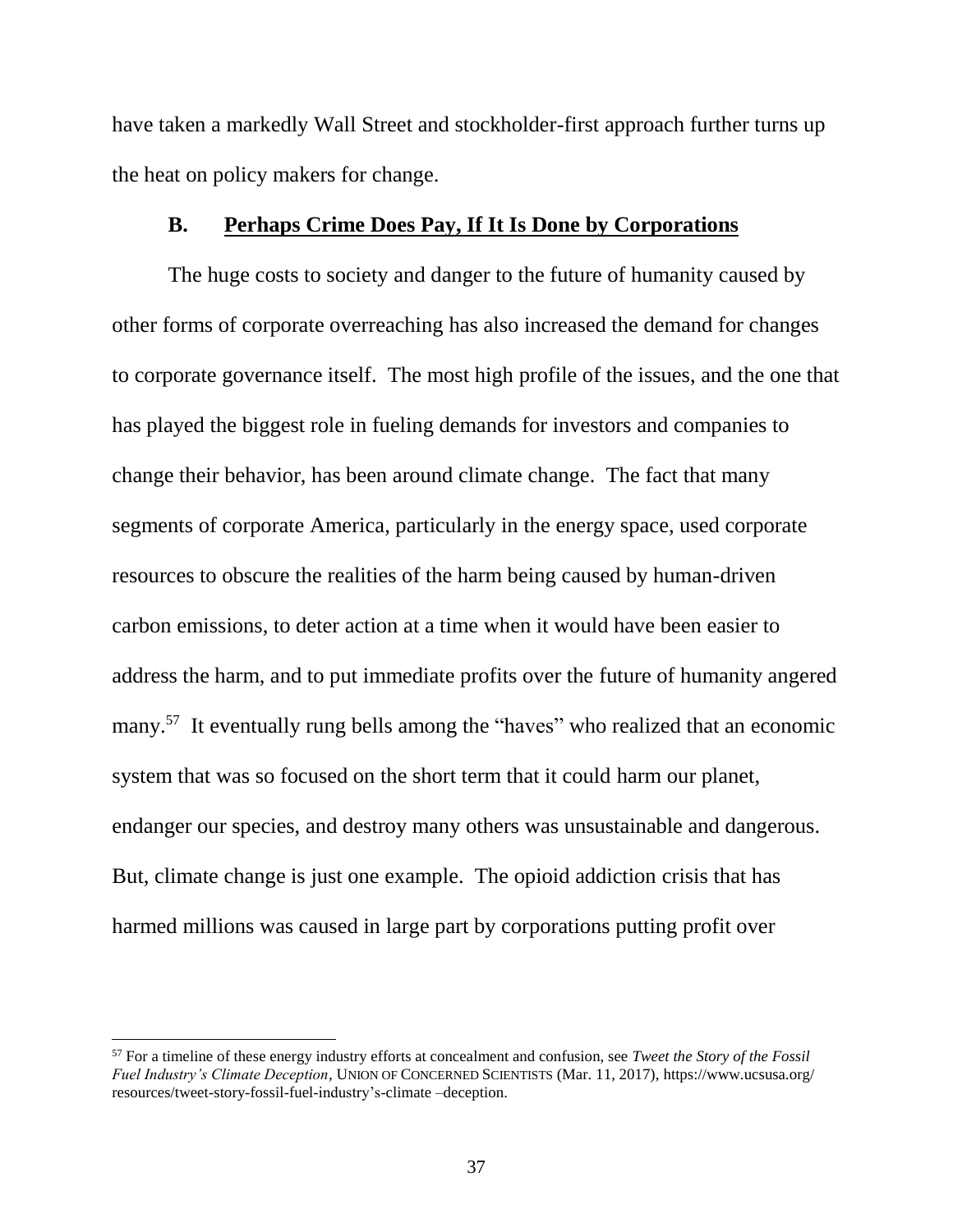have taken a markedly Wall Street and stockholder-first approach further turns up the heat on policy makers for change.

### B. Perhaps Crime Does Pay, If It Is Done by Corporations

The huge costs to society and danger to the future of humanity caused by other forms of corporate overreaching has also increased the demand for changes to corporate governance itself. The most high profile of the issues, and the one that has played the biggest role in fueling demands for investors and companies to change their behavior, has been around climate change. The fact that many segments of corporate America, particularly in the energy space, used corporate resources to obscure the realities of the harm being caused by human-driven carbon emissions, to deter action at a time when it would have been easier to address the harm, and to put immediate profits over the future of humanity angered many.[57] It eventually rung bells among the "haves" who realized that an economic system that was so focused on the short term that it could harm our planet, endanger our species, and destroy many others was unsustainable and dangerous. But, climate change is just one example. The opioid addiction crisis that has harmed millions was caused in large part by corporations putting profit over

[57] For a timeline of these energy industry efforts at concealment and confusion, see *Tweet the Story of the Fossil Fuel Industry's Climate Deception*, UNION OF CONCERNED SCIENTISTS (Mar. 11, 2017), https://www.ucsusa.org/resources/tweet-story-fossil-fuel-industry's-climate –deception.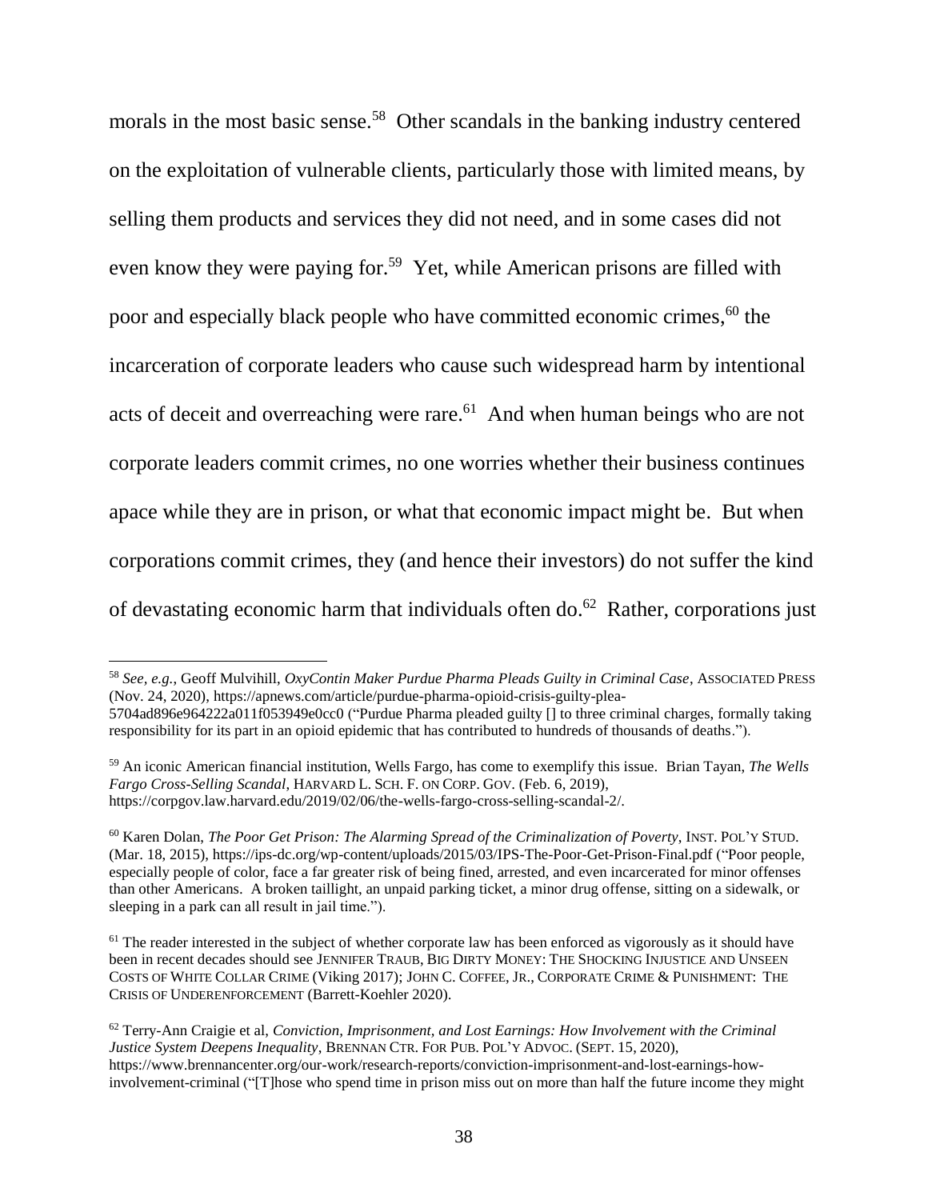morals in the most basic sense.[58] Other scandals in the banking industry centered on the exploitation of vulnerable clients, particularly those with limited means, by selling them products and services they did not need, and in some cases did not even know they were paying for.[59] Yet, while American prisons are filled with poor and especially black people who have committed economic crimes,[60] the incarceration of corporate leaders who cause such widespread harm by intentional acts of deceit and overreaching were rare.[61] And when human beings who are not corporate leaders commit crimes, no one worries whether their business continues apace while they are in prison, or what that economic impact might be. But when corporations commit crimes, they (and hence their investors) do not suffer the kind of devastating economic harm that individuals often do.[62] Rather, corporations just

---

[58] *See, e.g.*, Geoff Mulvihill, *OxyContin Maker Purdue Pharma Pleads Guilty in Criminal Case*, ASSOCIATED PRESS (Nov. 24, 2020), https://apnews.com/article/purdue-pharma-opioid-crisis-guilty-plea-5704ad896e964222a011f053949e0cc0 ("Purdue Pharma pleaded guilty [] to three criminal charges, formally taking responsibility for its part in an opioid epidemic that has contributed to hundreds of thousands of deaths.").

[59] An iconic American financial institution, Wells Fargo, has come to exemplify this issue. Brian Tayan, *The Wells Fargo Cross-Selling Scandal*, HARVARD L. SCH. F. ON CORP. GOV. (Feb. 6, 2019), https://corpgov.law.harvard.edu/2019/02/06/the-wells-fargo-cross-selling-scandal-2/.

[60] Karen Dolan, *The Poor Get Prison: The Alarming Spread of the Criminalization of Poverty*, INST. POL'Y STUD. (Mar. 18, 2015), https://ips-dc.org/wp-content/uploads/2015/03/IPS-The-Poor-Get-Prison-Final.pdf ("Poor people, especially people of color, face a far greater risk of being fined, arrested, and even incarcerated for minor offenses than other Americans. A broken taillight, an unpaid parking ticket, a minor drug offense, sitting on a sidewalk, or sleeping in a park can all result in jail time.").

[61] The reader interested in the subject of whether corporate law has been enforced as vigorously as it should have been in recent decades should see JENNIFER TRAUB, BIG DIRTY MONEY: THE SHOCKING INJUSTICE AND UNSEEN COSTS OF WHITE COLLAR CRIME (Viking 2017); JOHN C. COFFEE, JR., CORPORATE CRIME & PUNISHMENT: THE CRISIS OF UNDERENFORCEMENT (Barrett-Koehler 2020).

[62] Terry-Ann Craigie et al, *Conviction, Imprisonment, and Lost Earnings: How Involvement with the Criminal Justice System Deepens Inequality*, BRENNAN CTR. FOR PUB. POL'Y ADVOC. (SEPT. 15, 2020), https://www.brennancenter.org/our-work/research-reports/conviction-imprisonment-and-lost-earnings-how-involvement-criminal ("[T]hose who spend time in prison miss out on more than half the future income they might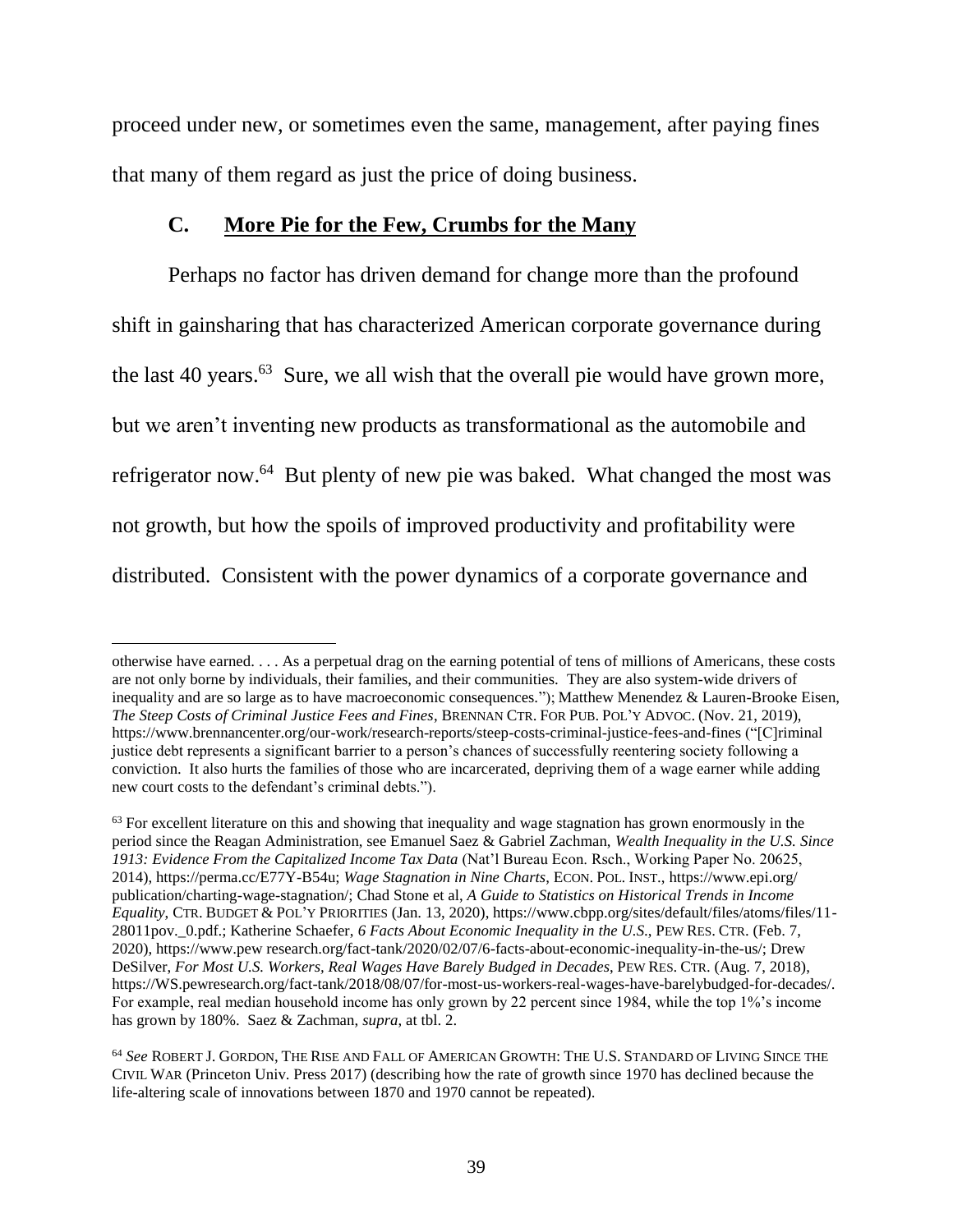proceed under new, or sometimes even the same, management, after paying fines that many of them regard as just the price of doing business.

### C. <u>More Pie for the Few, Crumbs for the Many</u>

Perhaps no factor has driven demand for change more than the profound shift in gainsharing that has characterized American corporate governance during the last 40 years.[63] Sure, we all wish that the overall pie would have grown more, but we aren't inventing new products as transformational as the automobile and refrigerator now.[64] But plenty of new pie was baked. What changed the most was not growth, but how the spoils of improved productivity and profitability were distributed. Consistent with the power dynamics of a corporate governance and

---

otherwise have earned. . . . As a perpetual drag on the earning potential of tens of millions of Americans, these costs are not only borne by individuals, their families, and their communities. They are also system-wide drivers of inequality and are so large as to have macroeconomic consequences."); Matthew Menendez & Lauren-Brooke Eisen, *The Steep Costs of Criminal Justice Fees and Fines*, BRENNAN CTR. FOR PUB. POL'Y ADVOC. (Nov. 21, 2019), https://www.brennancenter.org/our-work/research-reports/steep-costs-criminal-justice-fees-and-fines ("[C]riminal justice debt represents a significant barrier to a person's chances of successfully reentering society following a conviction. It also hurts the families of those who are incarcerated, depriving them of a wage earner while adding new court costs to the defendant's criminal debts.").

[63] For excellent literature on this and showing that inequality and wage stagnation has grown enormously in the period since the Reagan Administration, see Emanuel Saez & Gabriel Zachman, *Wealth Inequality in the U.S. Since 1913: Evidence From the Capitalized Income Tax Data* (Nat'l Bureau Econ. Rsch., Working Paper No. 20625, 2014), https://perma.cc/E77Y-B54u; *Wage Stagnation in Nine Charts*, ECON. POL. INST., https://www.epi.org/publication/charting-wage-stagnation/; Chad Stone et al, *A Guide to Statistics on Historical Trends in Income Equality*, CTR. BUDGET & POL'Y PRIORITIES (Jan. 13, 2020), https://www.cbpp.org/sites/default/files/atoms/files/11-28011pov._0.pdf.; Katherine Schaefer, *6 Facts About Economic Inequality in the U.S.*, PEW RES. CTR. (Feb. 7, 2020), https://www.pew research.org/fact-tank/2020/02/07/6-facts-about-economic-inequality-in-the-us/; Drew DeSilver, *For Most U.S. Workers, Real Wages Have Barely Budged in Decades*, PEW RES. CTR. (Aug. 7, 2018), https://WS.pewresearch.org/fact-tank/2018/08/07/for-most-us-workers-real-wages-have-barelybudged-for-decades/. For example, real median household income has only grown by 22 percent since 1984, while the top 1%'s income has grown by 180%. Saez & Zachman, *supra*, at tbl. 2.

[64] *See* ROBERT J. GORDON, THE RISE AND FALL OF AMERICAN GROWTH: THE U.S. STANDARD OF LIVING SINCE THE CIVIL WAR (Princeton Univ. Press 2017) (describing how the rate of growth since 1970 has declined because the life-altering scale of innovations between 1870 and 1970 cannot be repeated).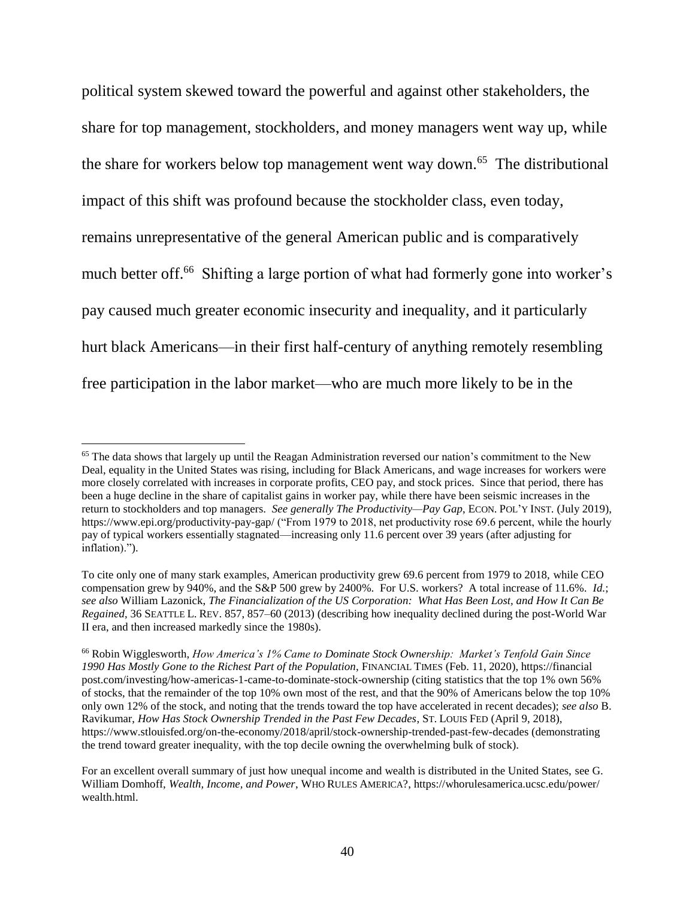political system skewed toward the powerful and against other stakeholders, the share for top management, stockholders, and money managers went way up, while the share for workers below top management went way down.[65] The distributional impact of this shift was profound because the stockholder class, even today, remains unrepresentative of the general American public and is comparatively much better off.[66] Shifting a large portion of what had formerly gone into worker's pay caused much greater economic insecurity and inequality, and it particularly hurt black Americans—in their first half-century of anything remotely resembling free participation in the labor market—who are much more likely to be in the

---

[65] The data shows that largely up until the Reagan Administration reversed our nation's commitment to the New Deal, equality in the United States was rising, including for Black Americans, and wage increases for workers were more closely correlated with increases in corporate profits, CEO pay, and stock prices. Since that period, there has been a huge decline in the share of capitalist gains in worker pay, while there have been seismic increases in the return to stockholders and top managers. *See generally The Productivity—Pay Gap*, ECON. POL'Y INST. (July 2019), https://www.epi.org/productivity-pay-gap/ ("From 1979 to 2018, net productivity rose 69.6 percent, while the hourly pay of typical workers essentially stagnated—increasing only 11.6 percent over 39 years (after adjusting for inflation).").

To cite only one of many stark examples, American productivity grew 69.6 percent from 1979 to 2018, while CEO compensation grew by 940%, and the S&P 500 grew by 2400%. For U.S. workers? A total increase of 11.6%. *Id.*; *see also* William Lazonick, *The Financialization of the US Corporation: What Has Been Lost, and How It Can Be Regained*, 36 SEATTLE L. REV. 857, 857–60 (2013) (describing how inequality declined during the post-World War II era, and then increased markedly since the 1980s).

[66] Robin Wigglesworth, *How America's 1% Came to Dominate Stock Ownership: Market's Tenfold Gain Since 1990 Has Mostly Gone to the Richest Part of the Population*, FINANCIAL TIMES (Feb. 11, 2020), https://financialpost.com/investing/how-americas-1-came-to-dominate-stock-ownership (citing statistics that the top 1% own 56% of stocks, that the remainder of the top 10% own most of the rest, and that the 90% of Americans below the top 10% only own 12% of the stock, and noting that the trends toward the top have accelerated in recent decades); *see also* B. Ravikumar, *How Has Stock Ownership Trended in the Past Few Decades*, ST. LOUIS FED (April 9, 2018), https://www.stlouisfed.org/on-the-economy/2018/april/stock-ownership-trended-past-few-decades (demonstrating the trend toward greater inequality, with the top decile owning the overwhelming bulk of stock).

For an excellent overall summary of just how unequal income and wealth is distributed in the United States, see G. William Domhoff, *Wealth, Income, and Power*, WHO RULES AMERICA?, https://whorulesamerica.ucsc.edu/power/wealth.html.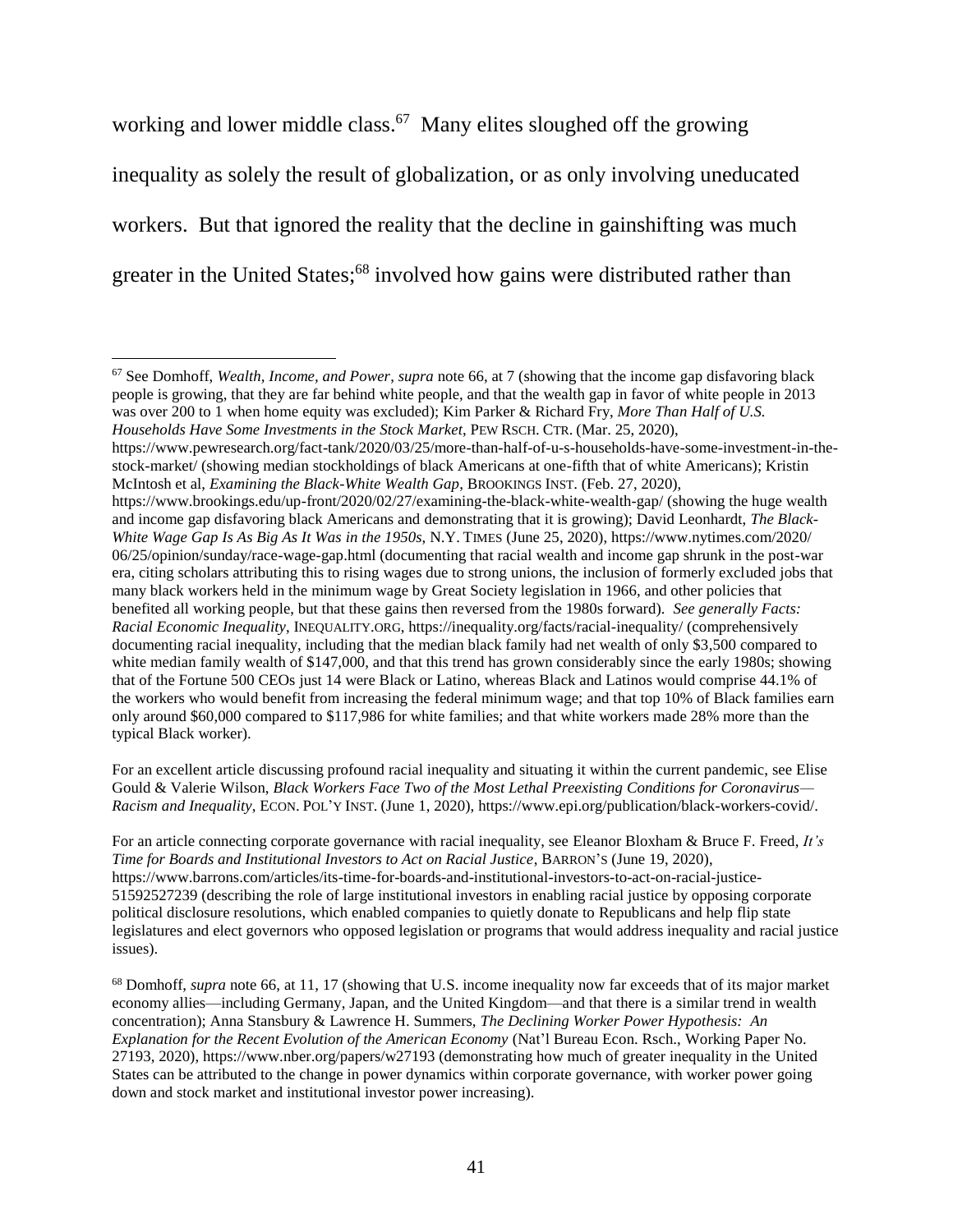working and lower middle class.[67] Many elites sloughed off the growing inequality as solely the result of globalization, or as only involving uneducated workers. But that ignored the reality that the decline in gainshifting was much greater in the United States;[68] involved how gains were distributed rather than

---

[67] See Domhoff, *Wealth, Income, and Power*, *supra* note 66, at 7 (showing that the income gap disfavoring black people is growing, that they are far behind white people, and that the wealth gap in favor of white people in 2013 was over 200 to 1 when home equity was excluded); Kim Parker & Richard Fry, *More Than Half of U.S. Households Have Some Investments in the Stock Market*, PEW RSCH. CTR. (Mar. 25, 2020), https://www.pewresearch.org/fact-tank/2020/03/25/more-than-half-of-u-s-households-have-some-investment-in-the-stock-market/ (showing median stockholdings of black Americans at one-fifth that of white Americans); Kristin McIntosh et al, *Examining the Black-White Wealth Gap*, BROOKINGS INST. (Feb. 27, 2020), https://www.brookings.edu/up-front/2020/02/27/examining-the-black-white-wealth-gap/ (showing the huge wealth and income gap disfavoring black Americans and demonstrating that it is growing); David Leonhardt, *The Black-White Wage Gap Is As Big As It Was in the 1950s*, N.Y. TIMES (June 25, 2020), https://www.nytimes.com/2020/06/25/opinion/sunday/race-wage-gap.html (documenting that racial wealth and income gap shrunk in the post-war era, citing scholars attributing this to rising wages due to strong unions, the inclusion of formerly excluded jobs that many black workers held in the minimum wage by Great Society legislation in 1966, and other policies that benefited all working people, but that these gains then reversed from the 1980s forward). *See generally Facts: Racial Economic Inequality*, INEQUALITY.ORG, https://inequality.org/facts/racial-inequality/ (comprehensively documenting racial inequality, including that the median black family had net wealth of only $3,500 compared to white median family wealth of $147,000, and that this trend has grown considerably since the early 1980s; showing that of the Fortune 500 CEOs just 14 were Black or Latino, whereas Black and Latinos would comprise 44.1% of the workers who would benefit from increasing the federal minimum wage; and that top 10% of Black families earn only around $60,000 compared to $117,986 for white families; and that white workers made 28% more than the typical Black worker).

For an excellent article discussing profound racial inequality and situating it within the current pandemic, see Elise Gould & Valerie Wilson, *Black Workers Face Two of the Most Lethal Preexisting Conditions for Coronavirus—Racism and Inequality*, ECON. POL'Y INST. (June 1, 2020), https://www.epi.org/publication/black-workers-covid/.

For an article connecting corporate governance with racial inequality, see Eleanor Bloxham & Bruce F. Freed, *It's Time for Boards and Institutional Investors to Act on Racial Justice*, BARRON'S (June 19, 2020), https://www.barrons.com/articles/its-time-for-boards-and-institutional-investors-to-act-on-racial-justice-51592527239 (describing the role of large institutional investors in enabling racial justice by opposing corporate political disclosure resolutions, which enabled companies to quietly donate to Republicans and help flip state legislatures and elect governors who opposed legislation or programs that would address inequality and racial justice issues).

[68] Domhoff, *supra* note 66, at 11, 17 (showing that U.S. income inequality now far exceeds that of its major market economy allies—including Germany, Japan, and the United Kingdom—and that there is a similar trend in wealth concentration); Anna Stansbury & Lawrence H. Summers, *The Declining Worker Power Hypothesis: An Explanation for the Recent Evolution of the American Economy* (Nat'l Bureau Econ. Rsch., Working Paper No. 27193, 2020), https://www.nber.org/papers/w27193 (demonstrating how much of greater inequality in the United States can be attributed to the change in power dynamics within corporate governance, with worker power going down and stock market and institutional investor power increasing).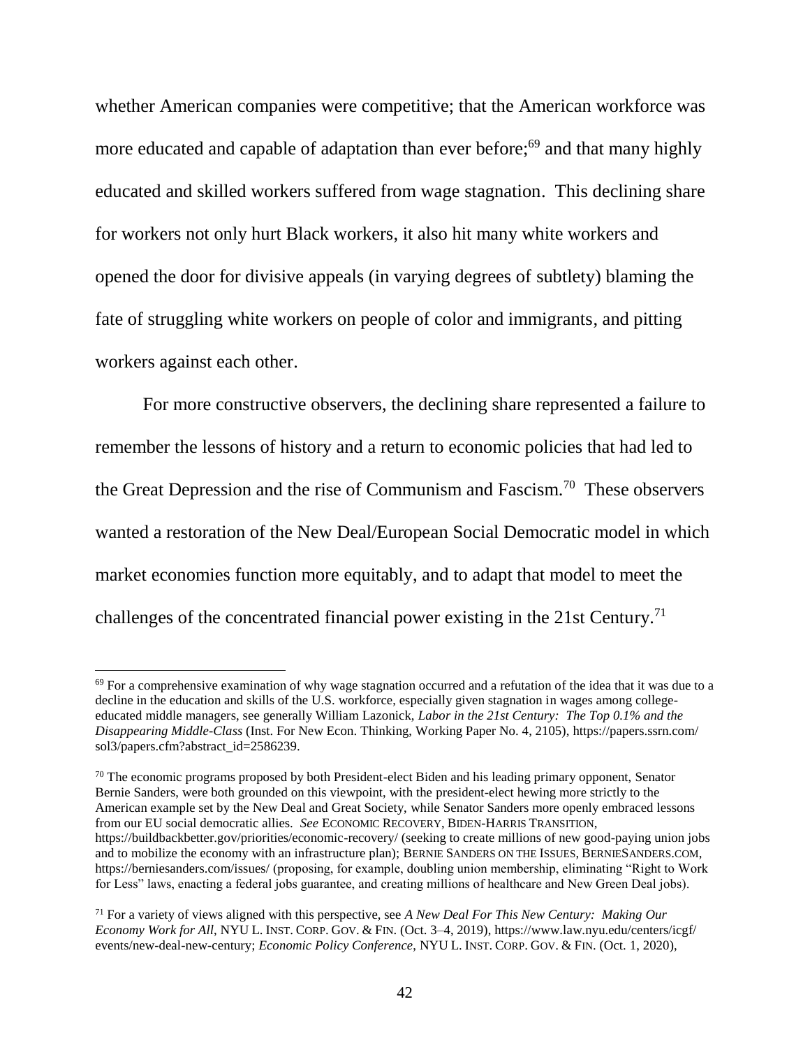whether American companies were competitive; that the American workforce was more educated and capable of adaptation than ever before;[69] and that many highly educated and skilled workers suffered from wage stagnation. This declining share for workers not only hurt Black workers, it also hit many white workers and opened the door for divisive appeals (in varying degrees of subtlety) blaming the fate of struggling white workers on people of color and immigrants, and pitting workers against each other.

For more constructive observers, the declining share represented a failure to remember the lessons of history and a return to economic policies that had led to the Great Depression and the rise of Communism and Fascism.[70] These observers wanted a restoration of the New Deal/European Social Democratic model in which market economies function more equitably, and to adapt that model to meet the challenges of the concentrated financial power existing in the 21st Century.[71]

---

[69] For a comprehensive examination of why wage stagnation occurred and a refutation of the idea that it was due to a decline in the education and skills of the U.S. workforce, especially given stagnation in wages among college-educated middle managers, see generally William Lazonick, *Labor in the 21st Century: The Top 0.1% and the Disappearing Middle-Class* (Inst. For New Econ. Thinking, Working Paper No. 4, 2105), https://papers.ssrn.com/sol3/papers.cfm?abstract_id=2586239.

[70] The economic programs proposed by both President-elect Biden and his leading primary opponent, Senator Bernie Sanders, were both grounded on this viewpoint, with the president-elect hewing more strictly to the American example set by the New Deal and Great Society, while Senator Sanders more openly embraced lessons from our EU social democratic allies. *See* ECONOMIC RECOVERY, BIDEN-HARRIS TRANSITION, https://buildbackbetter.gov/priorities/economic-recovery/ (seeking to create millions of new good-paying union jobs and to mobilize the economy with an infrastructure plan); BERNIE SANDERS ON THE ISSUES, BERNIESANDERS.COM, https://berniesanders.com/issues/ (proposing, for example, doubling union membership, eliminating "Right to Work for Less" laws, enacting a federal jobs guarantee, and creating millions of healthcare and New Green Deal jobs).

[71] For a variety of views aligned with this perspective, see *A New Deal For This New Century: Making Our Economy Work for All*, NYU L. INST. CORP. GOV. & FIN. (Oct. 3–4, 2019), https://www.law.nyu.edu/centers/icgf/events/new-deal-new-century; *Economic Policy Conference*, NYU L. INST. CORP. GOV. & FIN. (Oct. 1, 2020),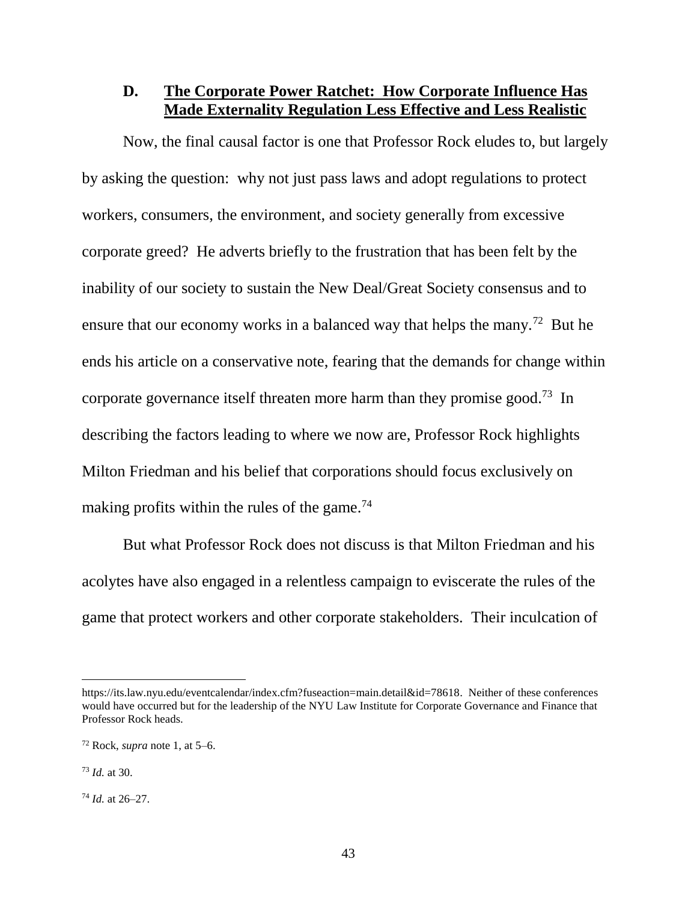### D. **The Corporate Power Ratchet: How Corporate Influence Has Made Externality Regulation Less Effective and Less Realistic**

Now, the final causal factor is one that Professor Rock eludes to, but largely by asking the question: why not just pass laws and adopt regulations to protect workers, consumers, the environment, and society generally from excessive corporate greed? He adverts briefly to the frustration that has been felt by the inability of our society to sustain the New Deal/Great Society consensus and to ensure that our economy works in a balanced way that helps the many.[72] But he ends his article on a conservative note, fearing that the demands for change within corporate governance itself threaten more harm than they promise good.[73] In describing the factors leading to where we now are, Professor Rock highlights Milton Friedman and his belief that corporations should focus exclusively on making profits within the rules of the game.[74]

But what Professor Rock does not discuss is that Milton Friedman and his acolytes have also engaged in a relentless campaign to eviscerate the rules of the game that protect workers and other corporate stakeholders. Their inculcation of

---

https://its.law.nyu.edu/eventcalendar/index.cfm?fuseaction=main.detail&id=78618. Neither of these conferences would have occurred but for the leadership of the NYU Law Institute for Corporate Governance and Finance that Professor Rock heads.

[72] Rock, *supra* note 1, at 5–6.

[73] *Id.* at 30.

[74] *Id.* at 26–27.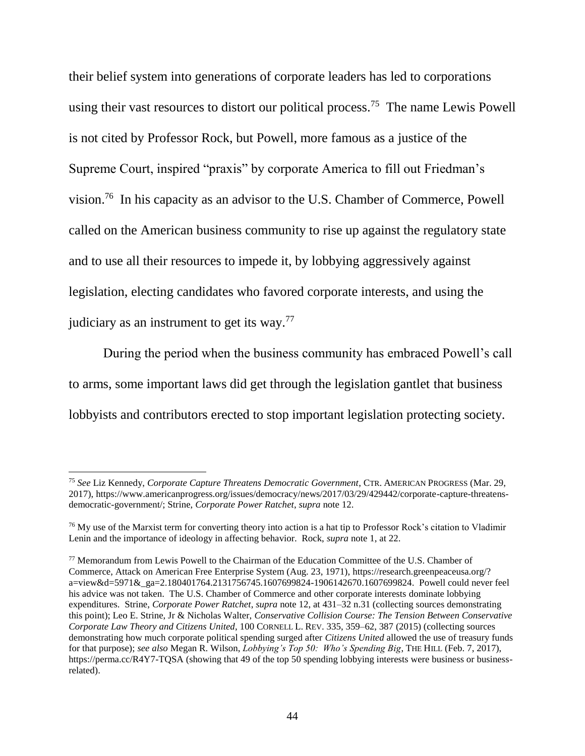their belief system into generations of corporate leaders has led to corporations using their vast resources to distort our political process.[75] The name Lewis Powell is not cited by Professor Rock, but Powell, more famous as a justice of the Supreme Court, inspired "praxis" by corporate America to fill out Friedman's vision.[76] In his capacity as an advisor to the U.S. Chamber of Commerce, Powell called on the American business community to rise up against the regulatory state and to use all their resources to impede it, by lobbying aggressively against legislation, electing candidates who favored corporate interests, and using the judiciary as an instrument to get its way.[77]

During the period when the business community has embraced Powell's call to arms, some important laws did get through the legislation gantlet that business lobbyists and contributors erected to stop important legislation protecting society.

---

[75] *See* Liz Kennedy, *Corporate Capture Threatens Democratic Government*, CTR. AMERICAN PROGRESS (Mar. 29, 2017), https://www.americanprogress.org/issues/democracy/news/2017/03/29/429442/corporate-capture-threatens-democratic-government/; Strine, *Corporate Power Ratchet*, *supra* note 12.

[76] My use of the Marxist term for converting theory into action is a hat tip to Professor Rock's citation to Vladimir Lenin and the importance of ideology in affecting behavior. Rock, *supra* note 1, at 22.

[77] Memorandum from Lewis Powell to the Chairman of the Education Committee of the U.S. Chamber of Commerce, Attack on American Free Enterprise System (Aug. 23, 1971), https://research.greenpeaceusa.org/?a=view&d=5971&_ga=2.180401764.2131756745.1607699824-1906142670.1607699824. Powell could never feel his advice was not taken. The U.S. Chamber of Commerce and other corporate interests dominate lobbying expenditures. Strine, *Corporate Power Ratchet*, *supra* note 12, at 431–32 n.31 (collecting sources demonstrating this point); Leo E. Strine, Jr & Nicholas Walter, *Conservative Collision Course: The Tension Between Conservative Corporate Law Theory and Citizens United*, 100 CORNELL L. REV. 335, 359–62, 387 (2015) (collecting sources demonstrating how much corporate political spending surged after *Citizens United* allowed the use of treasury funds for that purpose); *see also* Megan R. Wilson, *Lobbying's Top 50: Who's Spending Big*, THE HILL (Feb. 7, 2017), https://perma.cc/R4Y7-TQSA (showing that 49 of the top 50 spending lobbying interests were business or business-related).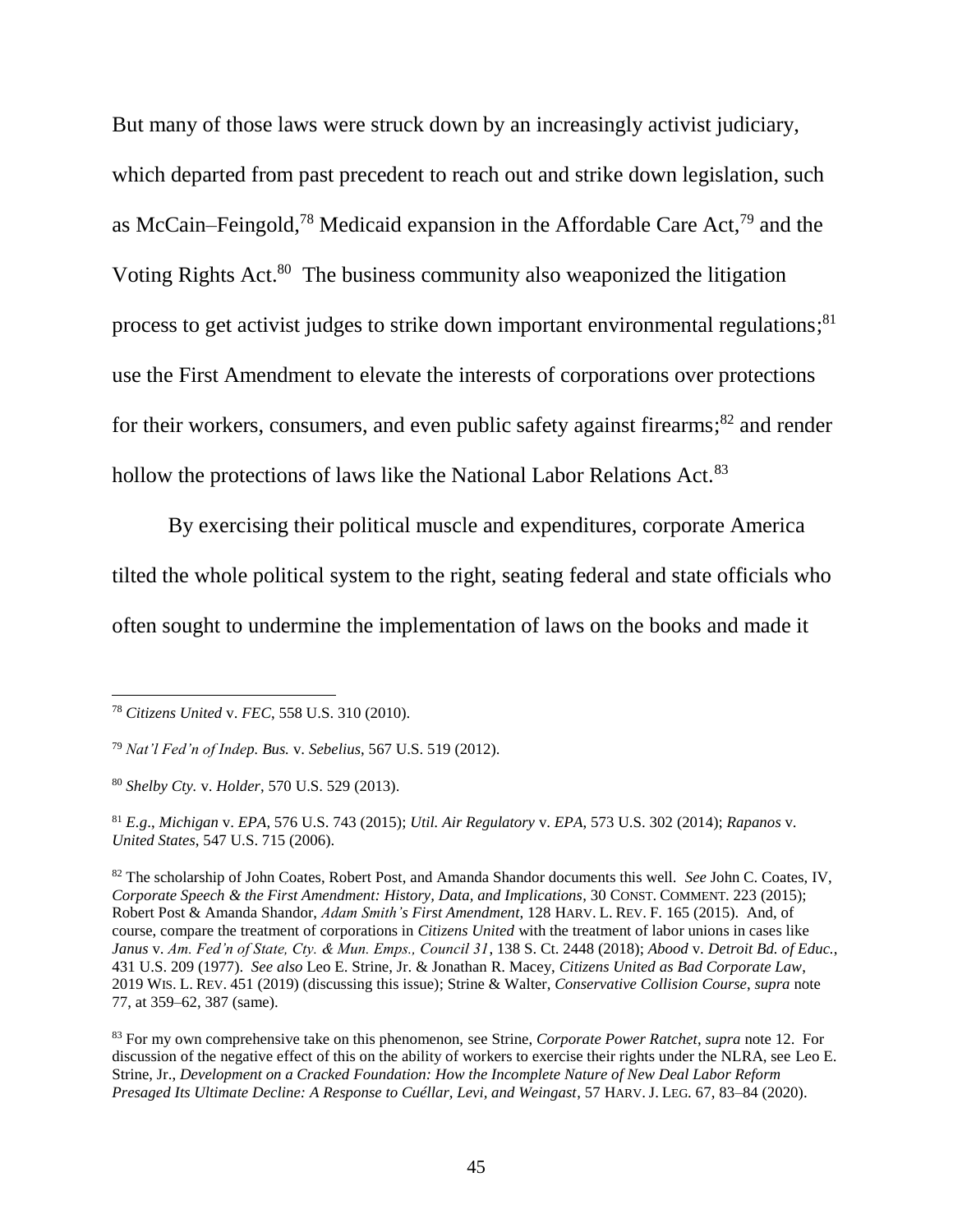But many of those laws were struck down by an increasingly activist judiciary, which departed from past precedent to reach out and strike down legislation, such as McCain–Feingold,[78] Medicaid expansion in the Affordable Care Act,[79] and the Voting Rights Act.[80] The business community also weaponized the litigation process to get activist judges to strike down important environmental regulations;[81] use the First Amendment to elevate the interests of corporations over protections for their workers, consumers, and even public safety against firearms;[82] and render hollow the protections of laws like the National Labor Relations Act.[83]

By exercising their political muscle and expenditures, corporate America tilted the whole political system to the right, seating federal and state officials who often sought to undermine the implementation of laws on the books and made it

---

[78] *Citizens United* v. *FEC*, 558 U.S. 310 (2010).

[79] *Nat'l Fed'n of Indep. Bus.* v. *Sebelius*, 567 U.S. 519 (2012).

[80] *Shelby Cty.* v. *Holder*, 570 U.S. 529 (2013).

[81] *E.g*., *Michigan* v. *EPA*, 576 U.S. 743 (2015); *Util. Air Regulatory* v. *EPA*, 573 U.S. 302 (2014); *Rapanos* v. *United States*, 547 U.S. 715 (2006).

[82] The scholarship of John Coates, Robert Post, and Amanda Shandor documents this well. *See* John C. Coates, IV, *Corporate Speech & the First Amendment: History, Data, and Implications*, 30 CONST. COMMENT. 223 (2015); Robert Post & Amanda Shandor, *Adam Smith's First Amendment*, 128 HARV. L. REV. F. 165 (2015). And, of course, compare the treatment of corporations in *Citizens United* with the treatment of labor unions in cases like *Janus* v. *Am. Fed'n of State, Cty. & Mun. Emps., Council 31*, 138 S. Ct. 2448 (2018); *Abood* v. *Detroit Bd. of Educ.*, 431 U.S. 209 (1977). *See also* Leo E. Strine, Jr. & Jonathan R. Macey, *Citizens United as Bad Corporate Law*, 2019 WIS. L. REV. 451 (2019) (discussing this issue); Strine & Walter, *Conservative Collision Course*, *supra* note 77, at 359–62, 387 (same).

[83] For my own comprehensive take on this phenomenon, see Strine, *Corporate Power Ratchet*, *supra* note 12. For discussion of the negative effect of this on the ability of workers to exercise their rights under the NLRA, see Leo E. Strine, Jr., *Development on a Cracked Foundation: How the Incomplete Nature of New Deal Labor Reform Presaged Its Ultimate Decline: A Response to Cuéllar, Levi, and Weingast*, 57 HARV. J. LEG. 67, 83–84 (2020).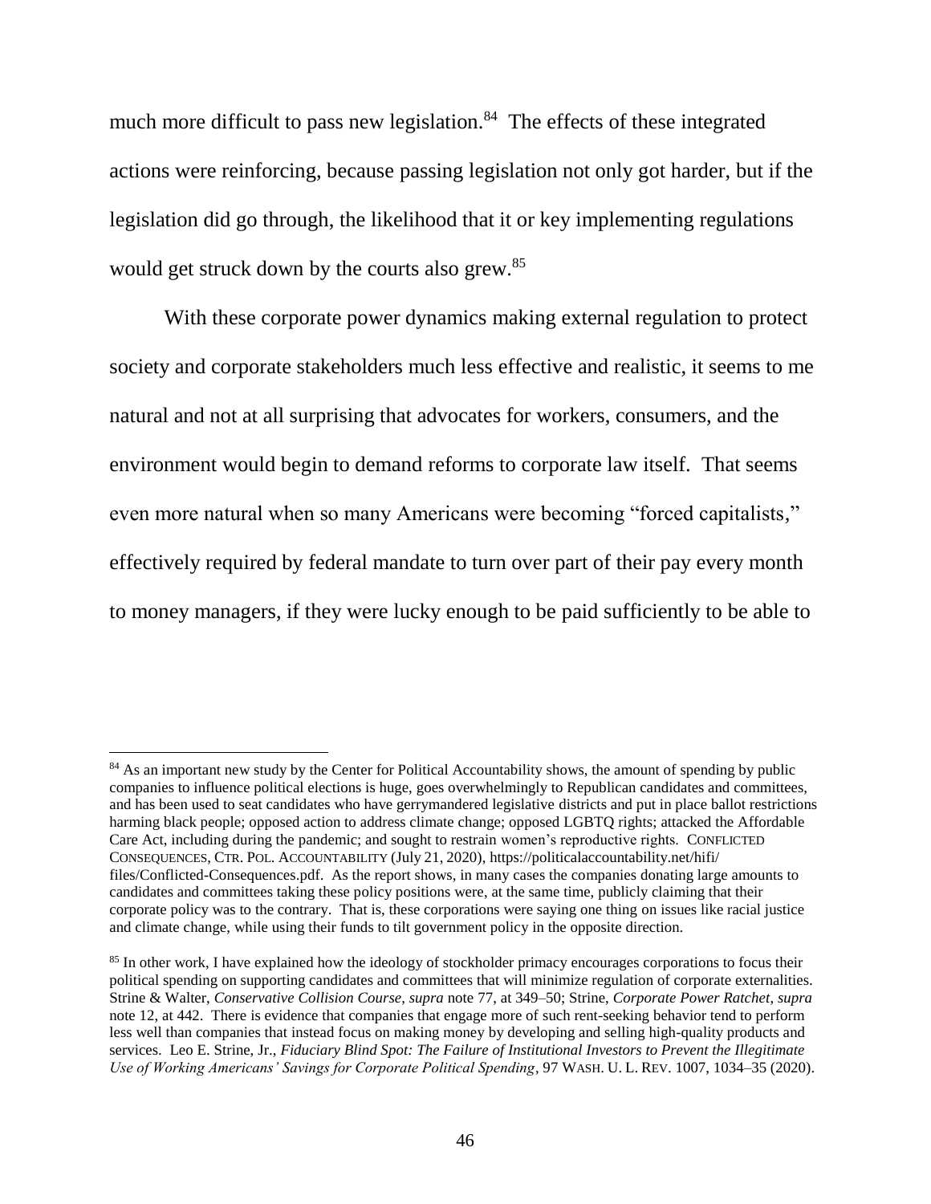much more difficult to pass new legislation.[84] The effects of these integrated actions were reinforcing, because passing legislation not only got harder, but if the legislation did go through, the likelihood that it or key implementing regulations would get struck down by the courts also grew.[85]

With these corporate power dynamics making external regulation to protect society and corporate stakeholders much less effective and realistic, it seems to me natural and not at all surprising that advocates for workers, consumers, and the environment would begin to demand reforms to corporate law itself. That seems even more natural when so many Americans were becoming "forced capitalists," effectively required by federal mandate to turn over part of their pay every month to money managers, if they were lucky enough to be paid sufficiently to be able to

---

[84] As an important new study by the Center for Political Accountability shows, the amount of spending by public companies to influence political elections is huge, goes overwhelmingly to Republican candidates and committees, and has been used to seat candidates who have gerrymandered legislative districts and put in place ballot restrictions harming black people; opposed action to address climate change; opposed LGBTQ rights; attacked the Affordable Care Act, including during the pandemic; and sought to restrain women's reproductive rights. CONFLICTED CONSEQUENCES, CTR. POL. ACCOUNTABILITY (July 21, 2020), https://politicalaccountability.net/hifi/files/Conflicted-Consequences.pdf. As the report shows, in many cases the companies donating large amounts to candidates and committees taking these policy positions were, at the same time, publicly claiming that their corporate policy was to the contrary. That is, these corporations were saying one thing on issues like racial justice and climate change, while using their funds to tilt government policy in the opposite direction.

[85] In other work, I have explained how the ideology of stockholder primacy encourages corporations to focus their political spending on supporting candidates and committees that will minimize regulation of corporate externalities. Strine & Walter, *Conservative Collision Course*, *supra* note 77, at 349–50; Strine, *Corporate Power Ratchet*, *supra* note 12, at 442. There is evidence that companies that engage more of such rent-seeking behavior tend to perform less well than companies that instead focus on making money by developing and selling high-quality products and services. Leo E. Strine, Jr., *Fiduciary Blind Spot: The Failure of Institutional Investors to Prevent the Illegitimate Use of Working Americans' Savings for Corporate Political Spending*, 97 WASH. U. L. REV. 1007, 1034–35 (2020).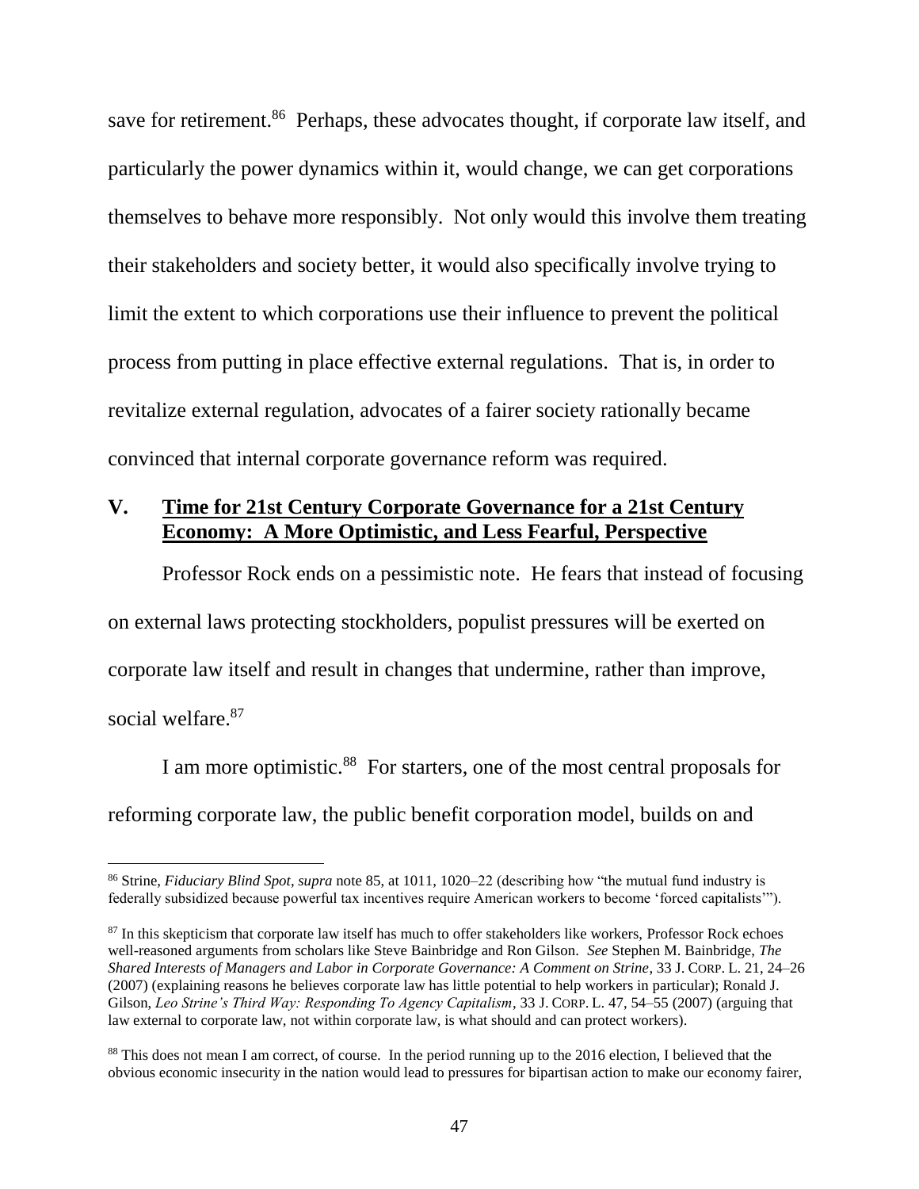save for retirement.[86] Perhaps, these advocates thought, if corporate law itself, and particularly the power dynamics within it, would change, we can get corporations themselves to behave more responsibly. Not only would this involve them treating their stakeholders and society better, it would also specifically involve trying to limit the extent to which corporations use their influence to prevent the political process from putting in place effective external regulations. That is, in order to revitalize external regulation, advocates of a fairer society rationally became convinced that internal corporate governance reform was required.

## V. Time for 21st Century Corporate Governance for a 21st Century Economy: A More Optimistic, and Less Fearful, Perspective

Professor Rock ends on a pessimistic note. He fears that instead of focusing on external laws protecting stockholders, populist pressures will be exerted on corporate law itself and result in changes that undermine, rather than improve, social welfare.[87]

I am more optimistic.[88] For starters, one of the most central proposals for reforming corporate law, the public benefit corporation model, builds on and

---

[86] Strine, *Fiduciary Blind Spot*, *supra* note 85, at 1011, 1020–22 (describing how "the mutual fund industry is federally subsidized because powerful tax incentives require American workers to become 'forced capitalists'").

[87] In this skepticism that corporate law itself has much to offer stakeholders like workers, Professor Rock echoes well-reasoned arguments from scholars like Steve Bainbridge and Ron Gilson. *See* Stephen M. Bainbridge, *The Shared Interests of Managers and Labor in Corporate Governance: A Comment on Strine*, 33 J. CORP. L. 21, 24–26 (2007) (explaining reasons he believes corporate law has little potential to help workers in particular); Ronald J. Gilson, *Leo Strine's Third Way: Responding To Agency Capitalism*, 33 J. CORP. L. 47, 54–55 (2007) (arguing that law external to corporate law, not within corporate law, is what should and can protect workers).

[88] This does not mean I am correct, of course. In the period running up to the 2016 election, I believed that the obvious economic insecurity in the nation would lead to pressures for bipartisan action to make our economy fairer,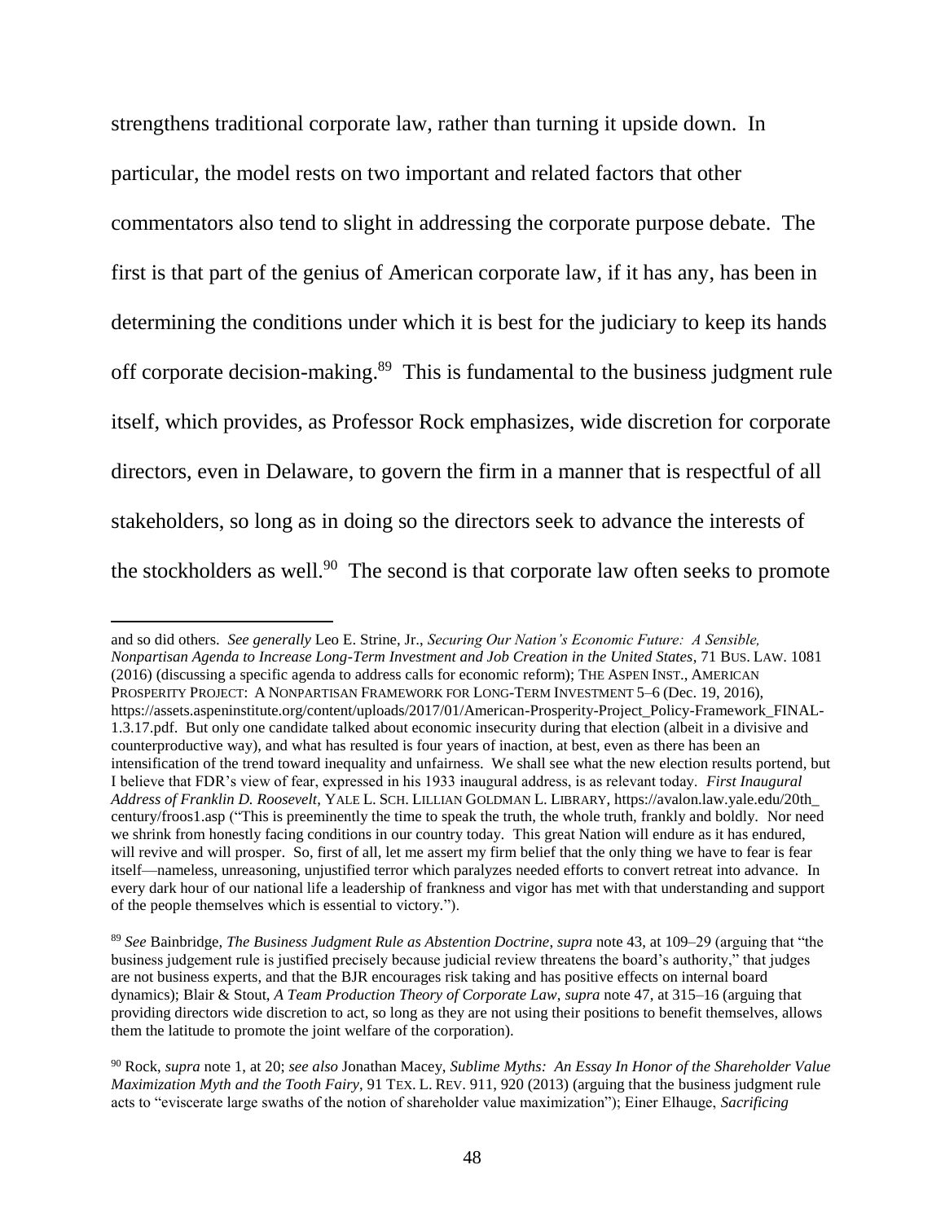strengthens traditional corporate law, rather than turning it upside down. In particular, the model rests on two important and related factors that other commentators also tend to slight in addressing the corporate purpose debate. The first is that part of the genius of American corporate law, if it has any, has been in determining the conditions under which it is best for the judiciary to keep its hands off corporate decision-making.[89] This is fundamental to the business judgment rule itself, which provides, as Professor Rock emphasizes, wide discretion for corporate directors, even in Delaware, to govern the firm in a manner that is respectful of all stakeholders, so long as in doing so the directors seek to advance the interests of the stockholders as well.[90] The second is that corporate law often seeks to promote

---

and so did others. *See generally* Leo E. Strine, Jr., *Securing Our Nation's Economic Future: A Sensible, Nonpartisan Agenda to Increase Long-Term Investment and Job Creation in the United States*, 71 BUS. LAW. 1081 (2016) (discussing a specific agenda to address calls for economic reform); THE ASPEN INST., AMERICAN PROSPERITY PROJECT: A NONPARTISAN FRAMEWORK FOR LONG-TERM INVESTMENT 5–6 (Dec. 19, 2016), https://assets.aspeninstitute.org/content/uploads/2017/01/American-Prosperity-Project_Policy-Framework_FINAL-1.3.17.pdf. But only one candidate talked about economic insecurity during that election (albeit in a divisive and counterproductive way), and what has resulted is four years of inaction, at best, even as there has been an intensification of the trend toward inequality and unfairness. We shall see what the new election results portend, but I believe that FDR's view of fear, expressed in his 1933 inaugural address, is as relevant today. *First Inaugural Address of Franklin D. Roosevelt*, YALE L. SCH. LILLIAN GOLDMAN L. LIBRARY, https://avalon.law.yale.edu/20th_century/froos1.asp ("This is preeminently the time to speak the truth, the whole truth, frankly and boldly. Nor need we shrink from honestly facing conditions in our country today. This great Nation will endure as it has endured, will revive and will prosper. So, first of all, let me assert my firm belief that the only thing we have to fear is fear itself—nameless, unreasoning, unjustified terror which paralyzes needed efforts to convert retreat into advance. In every dark hour of our national life a leadership of frankness and vigor has met with that understanding and support of the people themselves which is essential to victory.").

[89] *See* Bainbridge, *The Business Judgment Rule as Abstention Doctrine*, *supra* note 43, at 109–29 (arguing that "the business judgement rule is justified precisely because judicial review threatens the board's authority," that judges are not business experts, and that the BJR encourages risk taking and has positive effects on internal board dynamics); Blair & Stout, *A Team Production Theory of Corporate Law*, *supra* note 47, at 315–16 (arguing that providing directors wide discretion to act, so long as they are not using their positions to benefit themselves, allows them the latitude to promote the joint welfare of the corporation).

[90] Rock, *supra* note 1, at 20; *see also* Jonathan Macey, *Sublime Myths: An Essay In Honor of the Shareholder Value Maximization Myth and the Tooth Fairy*, 91 TEX. L. REV. 911, 920 (2013) (arguing that the business judgment rule acts to "eviscerate large swaths of the notion of shareholder value maximization"); Einer Elhauge, *Sacrificing*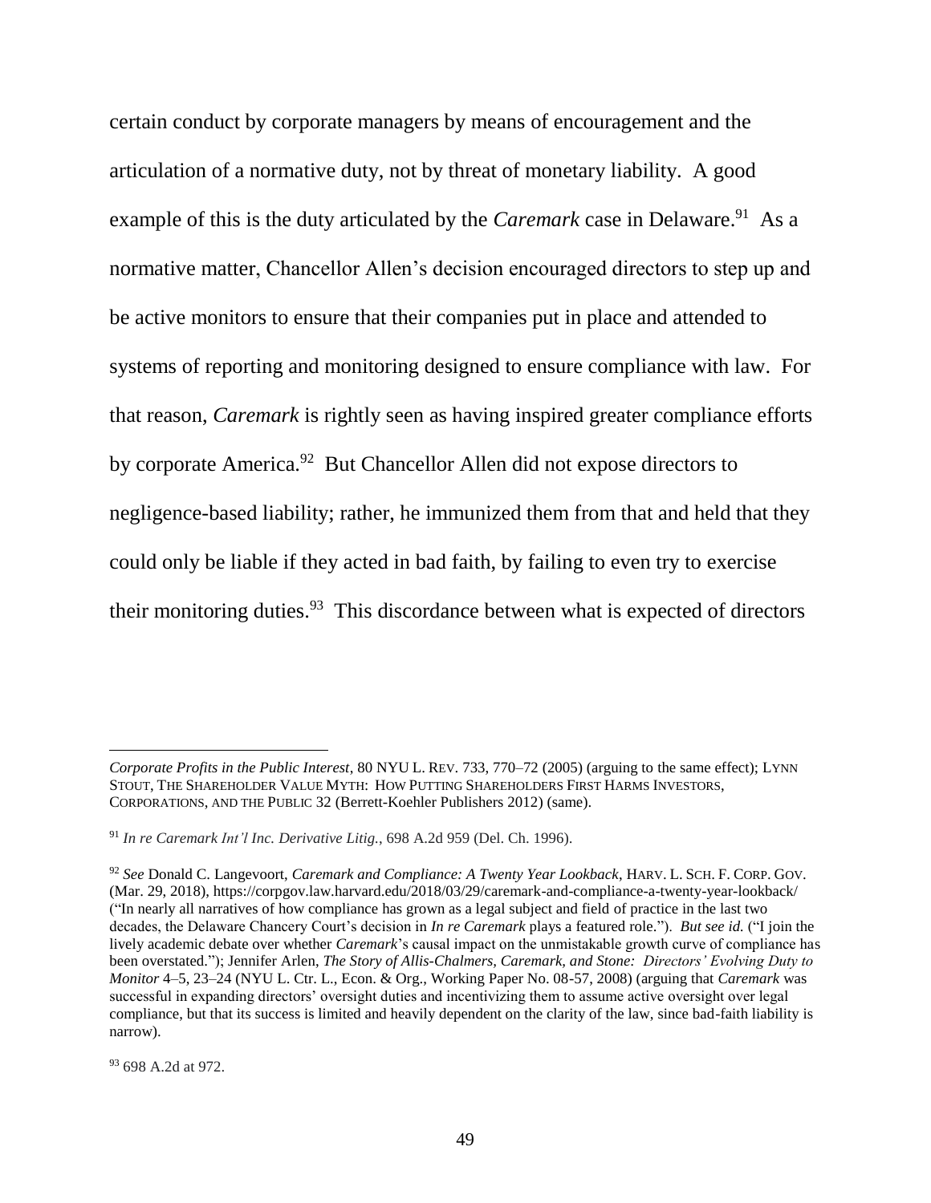certain conduct by corporate managers by means of encouragement and the articulation of a normative duty, not by threat of monetary liability. A good example of this is the duty articulated by the *Caremark* case in Delaware.[91] As a normative matter, Chancellor Allen's decision encouraged directors to step up and be active monitors to ensure that their companies put in place and attended to systems of reporting and monitoring designed to ensure compliance with law. For that reason, *Caremark* is rightly seen as having inspired greater compliance efforts by corporate America.[92] But Chancellor Allen did not expose directors to negligence-based liability; rather, he immunized them from that and held that they could only be liable if they acted in bad faith, by failing to even try to exercise their monitoring duties.[93] This discordance between what is expected of directors

---

*Corporate Profits in the Public Interest*, 80 NYU L. REV. 733, 770–72 (2005) (arguing to the same effect); LYNN STOUT, THE SHAREHOLDER VALUE MYTH: HOW PUTTING SHAREHOLDERS FIRST HARMS INVESTORS, CORPORATIONS, AND THE PUBLIC 32 (Berrett-Koehler Publishers 2012) (same).

[91] *In re Caremark Int'l Inc. Derivative Litig.*, 698 A.2d 959 (Del. Ch. 1996).

[92] *See* Donald C. Langevoort, *Caremark and Compliance: A Twenty Year Lookback*, HARV. L. SCH. F. CORP. GOV. (Mar. 29, 2018), https://corpgov.law.harvard.edu/2018/03/29/caremark-and-compliance-a-twenty-year-lookback/ ("In nearly all narratives of how compliance has grown as a legal subject and field of practice in the last two decades, the Delaware Chancery Court's decision in *In re Caremark* plays a featured role."). *But see id.* ("I join the lively academic debate over whether *Caremark*'s causal impact on the unmistakable growth curve of compliance has been overstated."); Jennifer Arlen, *The Story of Allis-Chalmers, Caremark, and Stone: Directors' Evolving Duty to Monitor* 4–5, 23–24 (NYU L. Ctr. L., Econ. & Org., Working Paper No. 08-57, 2008) (arguing that *Caremark* was successful in expanding directors' oversight duties and incentivizing them to assume active oversight over legal compliance, but that its success is limited and heavily dependent on the clarity of the law, since bad-faith liability is narrow).

[93] 698 A.2d at 972.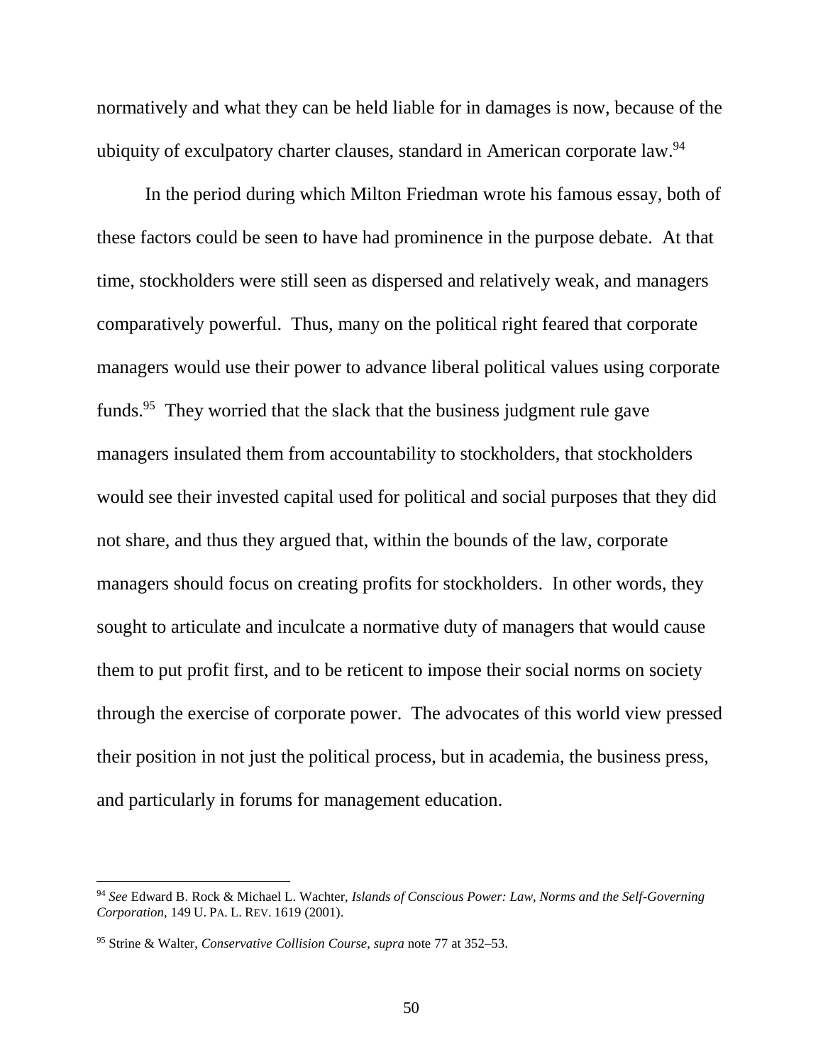normatively and what they can be held liable for in damages is now, because of the ubiquity of exculpatory charter clauses, standard in American corporate law.[94]

In the period during which Milton Friedman wrote his famous essay, both of these factors could be seen to have had prominence in the purpose debate. At that time, stockholders were still seen as dispersed and relatively weak, and managers comparatively powerful. Thus, many on the political right feared that corporate managers would use their power to advance liberal political values using corporate funds.[95] They worried that the slack that the business judgment rule gave managers insulated them from accountability to stockholders, that stockholders would see their invested capital used for political and social purposes that they did not share, and thus they argued that, within the bounds of the law, corporate managers should focus on creating profits for stockholders. In other words, they sought to articulate and inculcate a normative duty of managers that would cause them to put profit first, and to be reticent to impose their social norms on society through the exercise of corporate power. The advocates of this world view pressed their position in not just the political process, but in academia, the business press, and particularly in forums for management education.

---

[94] *See* Edward B. Rock & Michael L. Wachter, *Islands of Conscious Power: Law, Norms and the Self-Governing Corporation*, 149 U. PA. L. REV. 1619 (2001).

[95] Strine & Walter, *Conservative Collision Course*, *supra* note 77 at 352–53.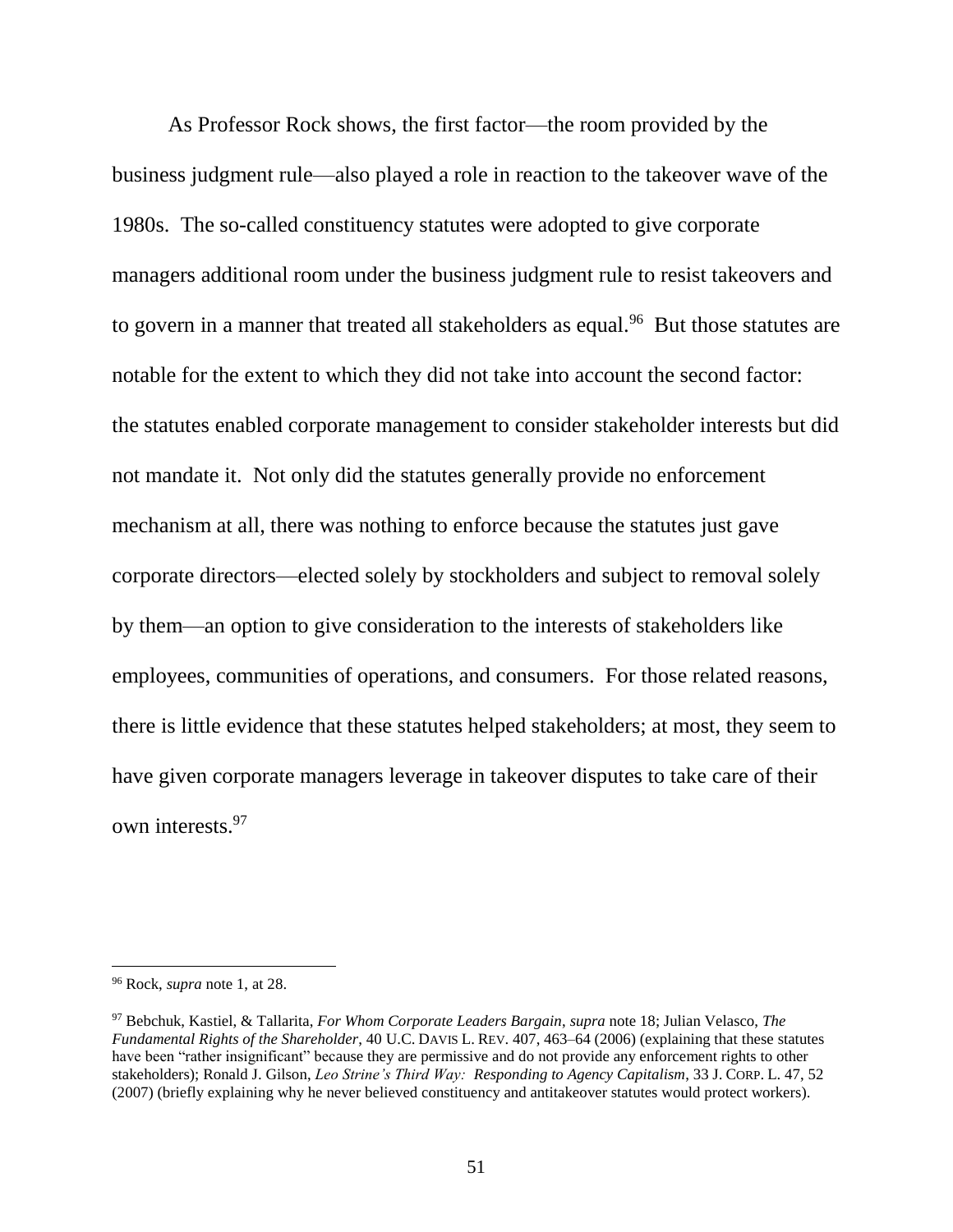As Professor Rock shows, the first factor—the room provided by the business judgment rule—also played a role in reaction to the takeover wave of the 1980s. The so-called constituency statutes were adopted to give corporate managers additional room under the business judgment rule to resist takeovers and to govern in a manner that treated all stakeholders as equal.[96] But those statutes are notable for the extent to which they did not take into account the second factor: the statutes enabled corporate management to consider stakeholder interests but did not mandate it. Not only did the statutes generally provide no enforcement mechanism at all, there was nothing to enforce because the statutes just gave corporate directors—elected solely by stockholders and subject to removal solely by them—an option to give consideration to the interests of stakeholders like employees, communities of operations, and consumers. For those related reasons, there is little evidence that these statutes helped stakeholders; at most, they seem to have given corporate managers leverage in takeover disputes to take care of their own interests.[97]

---

[96] Rock, *supra* note 1, at 28.

[97] Bebchuk, Kastiel, & Tallarita, *For Whom Corporate Leaders Bargain*, *supra* note 18; Julian Velasco, *The Fundamental Rights of the Shareholder*, 40 U.C. DAVIS L. REV. 407, 463–64 (2006) (explaining that these statutes have been "rather insignificant" because they are permissive and do not provide any enforcement rights to other stakeholders); Ronald J. Gilson, *Leo Strine's Third Way: Responding to Agency Capitalism*, 33 J. CORP. L. 47, 52 (2007) (briefly explaining why he never believed constituency and antitakeover statutes would protect workers).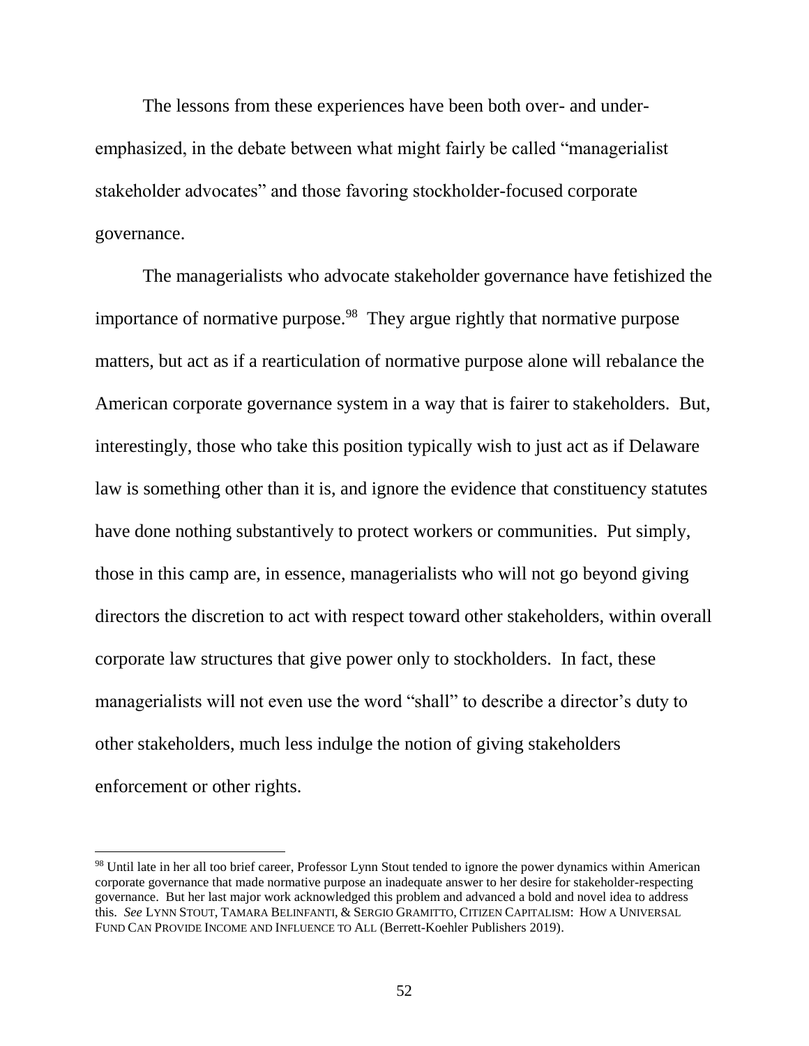The lessons from these experiences have been both over- and under-emphasized, in the debate between what might fairly be called "managerialist stakeholder advocates" and those favoring stockholder-focused corporate governance.

The managerialists who advocate stakeholder governance have fetishized the importance of normative purpose.[98] They argue rightly that normative purpose matters, but act as if a rearticulation of normative purpose alone will rebalance the American corporate governance system in a way that is fairer to stakeholders. But, interestingly, those who take this position typically wish to just act as if Delaware law is something other than it is, and ignore the evidence that constituency statutes have done nothing substantively to protect workers or communities. Put simply, those in this camp are, in essence, managerialists who will not go beyond giving directors the discretion to act with respect toward other stakeholders, within overall corporate law structures that give power only to stockholders. In fact, these managerialists will not even use the word "shall" to describe a director's duty to other stakeholders, much less indulge the notion of giving stakeholders enforcement or other rights.

---

[98] Until late in her all too brief career, Professor Lynn Stout tended to ignore the power dynamics within American corporate governance that made normative purpose an inadequate answer to her desire for stakeholder-respecting governance. But her last major work acknowledged this problem and advanced a bold and novel idea to address this. *See* LYNN STOUT, TAMARA BELINFANTI, & SERGIO GRAMITTO, CITIZEN CAPITALISM: HOW A UNIVERSAL FUND CAN PROVIDE INCOME AND INFLUENCE TO ALL (Berrett-Koehler Publishers 2019).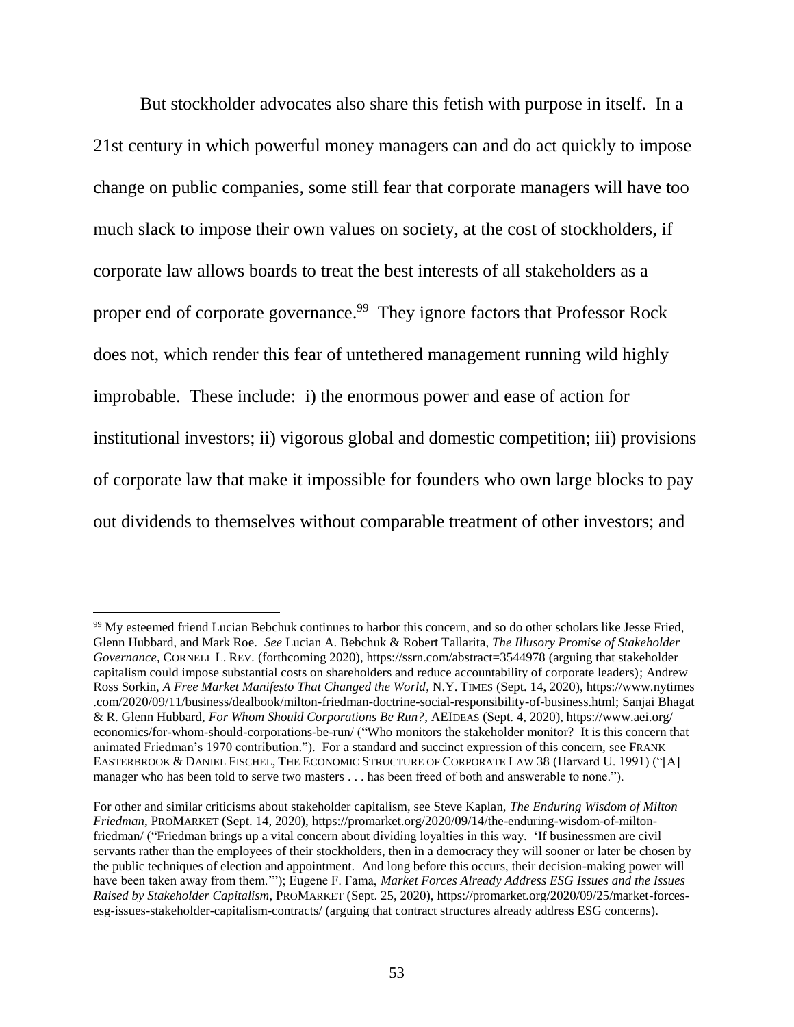But stockholder advocates also share this fetish with purpose in itself. In a 21st century in which powerful money managers can and do act quickly to impose change on public companies, some still fear that corporate managers will have too much slack to impose their own values on society, at the cost of stockholders, if corporate law allows boards to treat the best interests of all stakeholders as a proper end of corporate governance.[99] They ignore factors that Professor Rock does not, which render this fear of untethered management running wild highly improbable. These include: i) the enormous power and ease of action for institutional investors; ii) vigorous global and domestic competition; iii) provisions of corporate law that make it impossible for founders who own large blocks to pay out dividends to themselves without comparable treatment of other investors; and

---

[99] My esteemed friend Lucian Bebchuk continues to harbor this concern, and so do other scholars like Jesse Fried, Glenn Hubbard, and Mark Roe. *See* Lucian A. Bebchuk & Robert Tallarita, *The Illusory Promise of Stakeholder Governance*, CORNELL L. REV. (forthcoming 2020), https://ssrn.com/abstract=3544978 (arguing that stakeholder capitalism could impose substantial costs on shareholders and reduce accountability of corporate leaders); Andrew Ross Sorkin, *A Free Market Manifesto That Changed the World*, N.Y. TIMES (Sept. 14, 2020), https://www.nytimes.com/2020/09/11/business/dealbook/milton-friedman-doctrine-social-responsibility-of-business.html; Sanjai Bhagat & R. Glenn Hubbard, *For Whom Should Corporations Be Run?*, AEIDEAS (Sept. 4, 2020), https://www.aei.org/economics/for-whom-should-corporations-be-run/ ("Who monitors the stakeholder monitor? It is this concern that animated Friedman's 1970 contribution."). For a standard and succinct expression of this concern, see FRANK EASTERBROOK & DANIEL FISCHEL, THE ECONOMIC STRUCTURE OF CORPORATE LAW 38 (Harvard U. 1991) ("[A] manager who has been told to serve two masters . . . has been freed of both and answerable to none.").

For other and similar criticisms about stakeholder capitalism, see Steve Kaplan, *The Enduring Wisdom of Milton Friedman*, PROMARKET (Sept. 14, 2020), https://promarket.org/2020/09/14/the-enduring-wisdom-of-milton-friedman/ ("Friedman brings up a vital concern about dividing loyalties in this way. 'If businessmen are civil servants rather than the employees of their stockholders, then in a democracy they will sooner or later be chosen by the public techniques of election and appointment. And long before this occurs, their decision-making power will have been taken away from them.'"); Eugene F. Fama, *Market Forces Already Address ESG Issues and the Issues Raised by Stakeholder Capitalism*, PROMARKET (Sept. 25, 2020), https://promarket.org/2020/09/25/market-forces-esg-issues-stakeholder-capitalism-contracts/ (arguing that contract structures already address ESG concerns).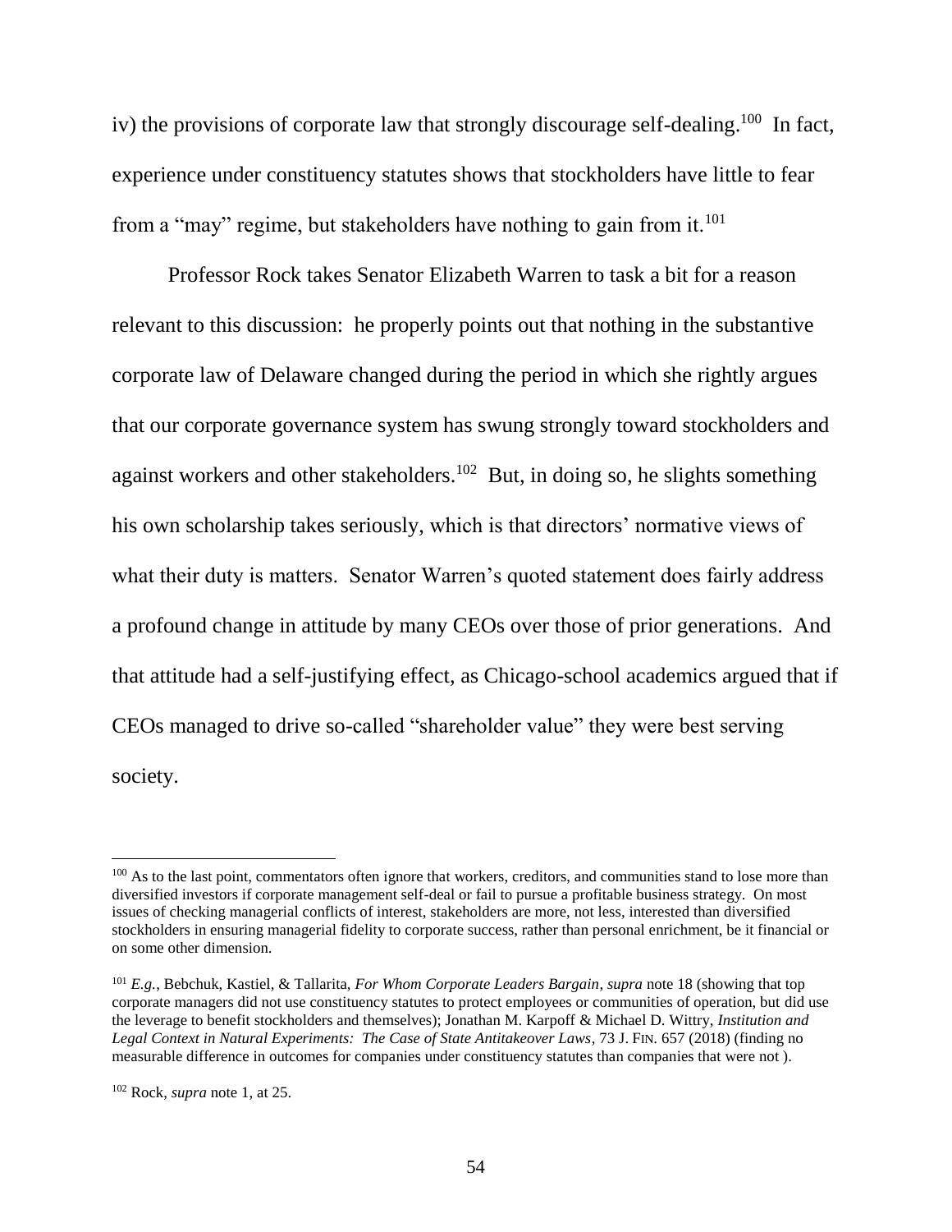iv) the provisions of corporate law that strongly discourage self-dealing.[100] In fact, experience under constituency statutes shows that stockholders have little to fear from a "may" regime, but stakeholders have nothing to gain from it.[101]

Professor Rock takes Senator Elizabeth Warren to task a bit for a reason relevant to this discussion: he properly points out that nothing in the substantive corporate law of Delaware changed during the period in which she rightly argues that our corporate governance system has swung strongly toward stockholders and against workers and other stakeholders.[102] But, in doing so, he slights something his own scholarship takes seriously, which is that directors' normative views of what their duty is matters. Senator Warren's quoted statement does fairly address a profound change in attitude by many CEOs over those of prior generations. And that attitude had a self-justifying effect, as Chicago-school academics argued that if CEOs managed to drive so-called "shareholder value" they were best serving society.

---

[100] As to the last point, commentators often ignore that workers, creditors, and communities stand to lose more than diversified investors if corporate management self-deal or fail to pursue a profitable business strategy. On most issues of checking managerial conflicts of interest, stakeholders are more, not less, interested than diversified stockholders in ensuring managerial fidelity to corporate success, rather than personal enrichment, be it financial or on some other dimension.

[101] *E.g.*, Bebchuk, Kastiel, & Tallarita, *For Whom Corporate Leaders Bargain*, *supra* note 18 (showing that top corporate managers did not use constituency statutes to protect employees or communities of operation, but did use the leverage to benefit stockholders and themselves); Jonathan M. Karpoff & Michael D. Wittry, *Institution and Legal Context in Natural Experiments: The Case of State Antitakeover Laws*, 73 J. FIN. 657 (2018) (finding no measurable difference in outcomes for companies under constituency statutes than companies that were not ).

[102] Rock, *supra* note 1, at 25.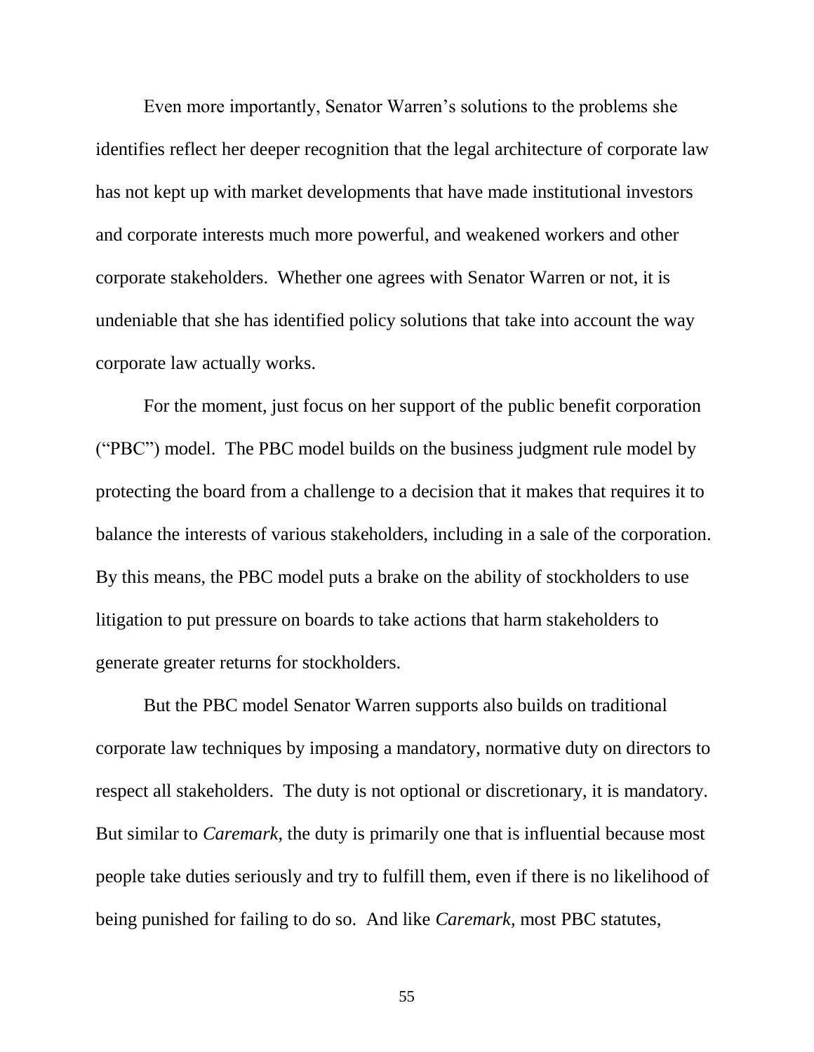Even more importantly, Senator Warren's solutions to the problems she identifies reflect her deeper recognition that the legal architecture of corporate law has not kept up with market developments that have made institutional investors and corporate interests much more powerful, and weakened workers and other corporate stakeholders. Whether one agrees with Senator Warren or not, it is undeniable that she has identified policy solutions that take into account the way corporate law actually works.

For the moment, just focus on her support of the public benefit corporation ("PBC") model. The PBC model builds on the business judgment rule model by protecting the board from a challenge to a decision that it makes that requires it to balance the interests of various stakeholders, including in a sale of the corporation. By this means, the PBC model puts a brake on the ability of stockholders to use litigation to put pressure on boards to take actions that harm stakeholders to generate greater returns for stockholders.

But the PBC model Senator Warren supports also builds on traditional corporate law techniques by imposing a mandatory, normative duty on directors to respect all stakeholders. The duty is not optional or discretionary, it is mandatory. But similar to *Caremark*, the duty is primarily one that is influential because most people take duties seriously and try to fulfill them, even if there is no likelihood of being punished for failing to do so. And like *Caremark*, most PBC statutes,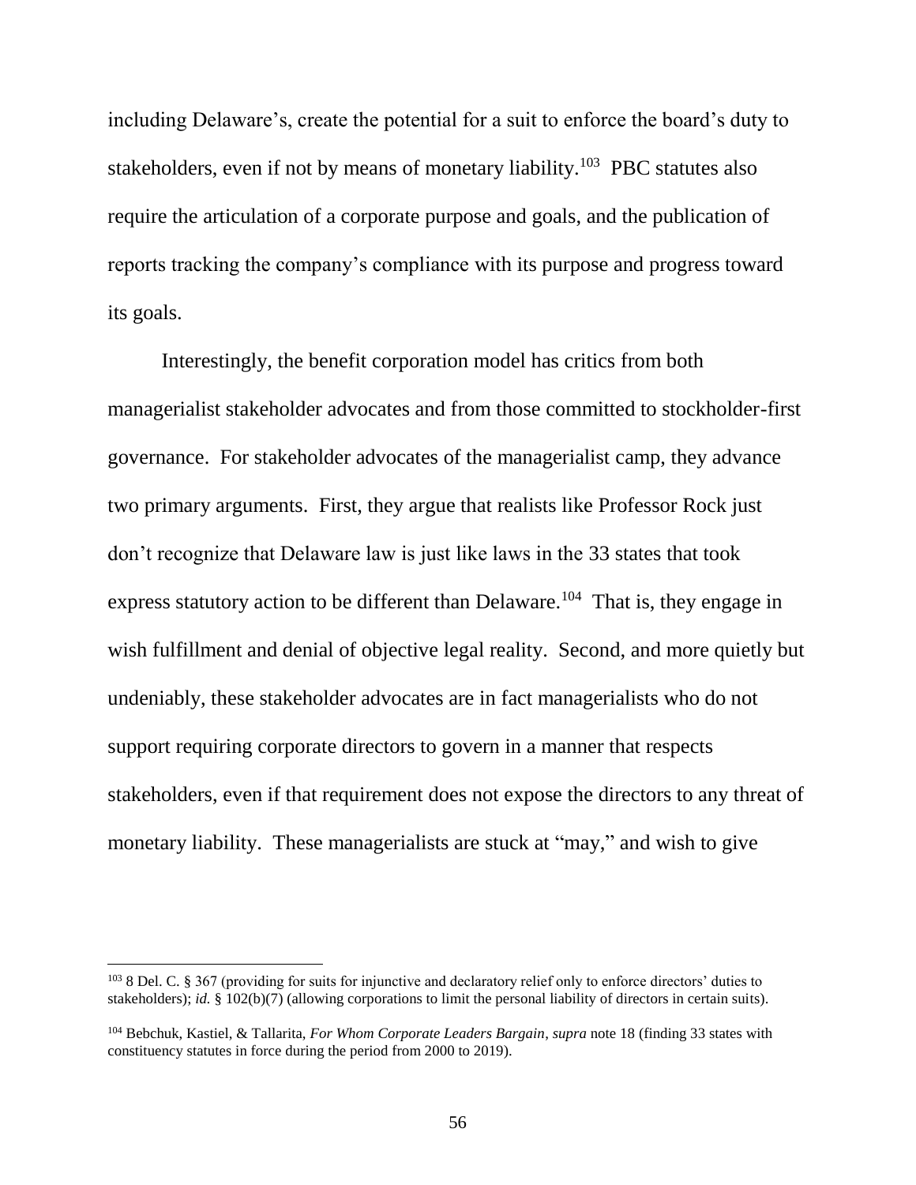including Delaware's, create the potential for a suit to enforce the board's duty to stakeholders, even if not by means of monetary liability.[103] PBC statutes also require the articulation of a corporate purpose and goals, and the publication of reports tracking the company's compliance with its purpose and progress toward its goals.

Interestingly, the benefit corporation model has critics from both managerialist stakeholder advocates and from those committed to stockholder-first governance. For stakeholder advocates of the managerialist camp, they advance two primary arguments. First, they argue that realists like Professor Rock just don't recognize that Delaware law is just like laws in the 33 states that took express statutory action to be different than Delaware.[104] That is, they engage in wish fulfillment and denial of objective legal reality. Second, and more quietly but undeniably, these stakeholder advocates are in fact managerialists who do not support requiring corporate directors to govern in a manner that respects stakeholders, even if that requirement does not expose the directors to any threat of monetary liability. These managerialists are stuck at "may," and wish to give

---

[103] 8 Del. C. § 367 (providing for suits for injunctive and declaratory relief only to enforce directors' duties to stakeholders); *id.* § 102(b)(7) (allowing corporations to limit the personal liability of directors in certain suits).

[104] Bebchuk, Kastiel, & Tallarita, *For Whom Corporate Leaders Bargain*, *supra* note 18 (finding 33 states with constituency statutes in force during the period from 2000 to 2019).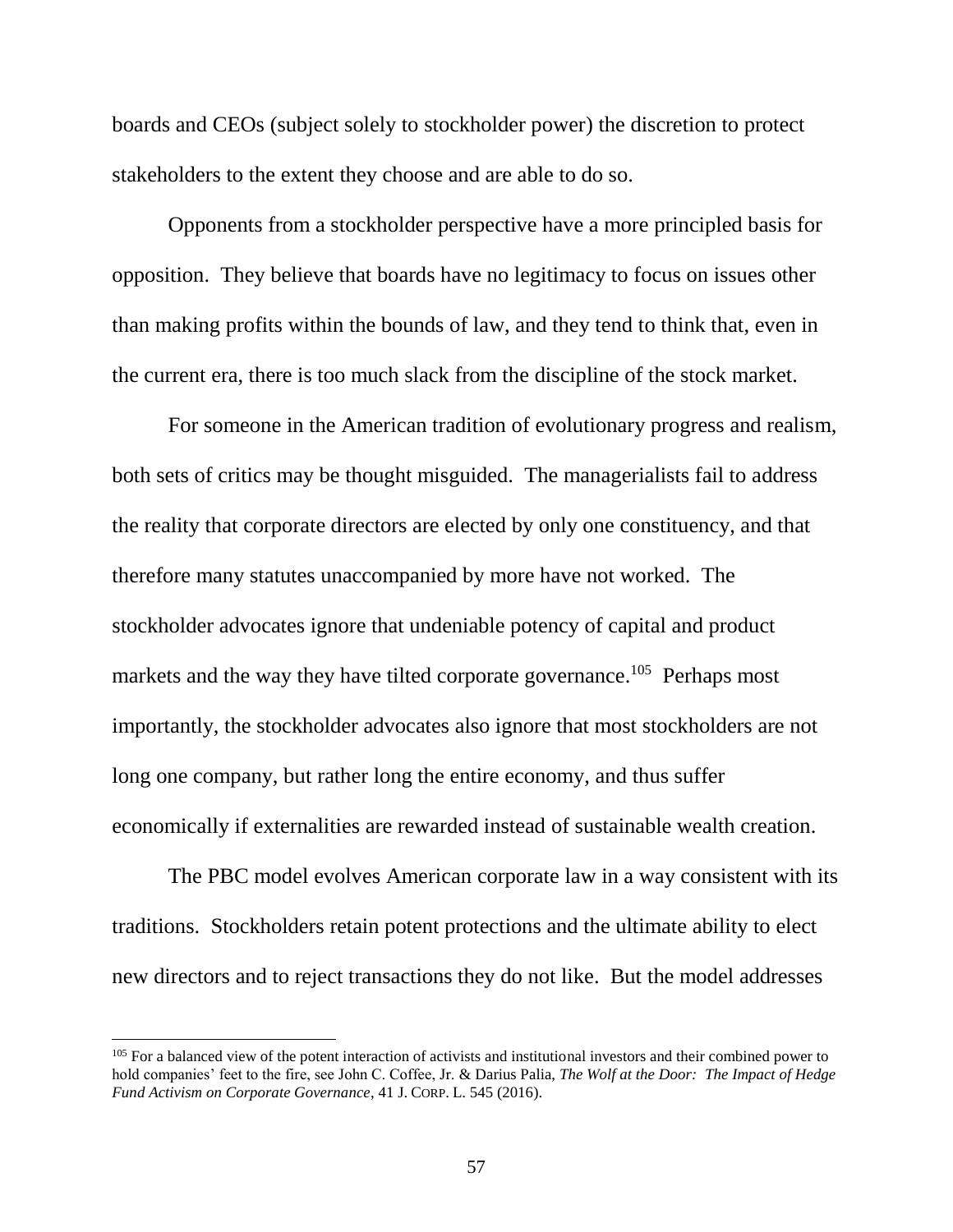boards and CEOs (subject solely to stockholder power) the discretion to protect stakeholders to the extent they choose and are able to do so.

Opponents from a stockholder perspective have a more principled basis for opposition. They believe that boards have no legitimacy to focus on issues other than making profits within the bounds of law, and they tend to think that, even in the current era, there is too much slack from the discipline of the stock market.

For someone in the American tradition of evolutionary progress and realism, both sets of critics may be thought misguided. The managerialists fail to address the reality that corporate directors are elected by only one constituency, and that therefore many statutes unaccompanied by more have not worked. The stockholder advocates ignore that undeniable potency of capital and product markets and the way they have tilted corporate governance.[105] Perhaps most importantly, the stockholder advocates also ignore that most stockholders are not long one company, but rather long the entire economy, and thus suffer economically if externalities are rewarded instead of sustainable wealth creation.

The PBC model evolves American corporate law in a way consistent with its traditions. Stockholders retain potent protections and the ultimate ability to elect new directors and to reject transactions they do not like. But the model addresses

---

[105] For a balanced view of the potent interaction of activists and institutional investors and their combined power to hold companies' feet to the fire, see John C. Coffee, Jr. & Darius Palia, *The Wolf at the Door: The Impact of Hedge Fund Activism on Corporate Governance*, 41 J. CORP. L. 545 (2016).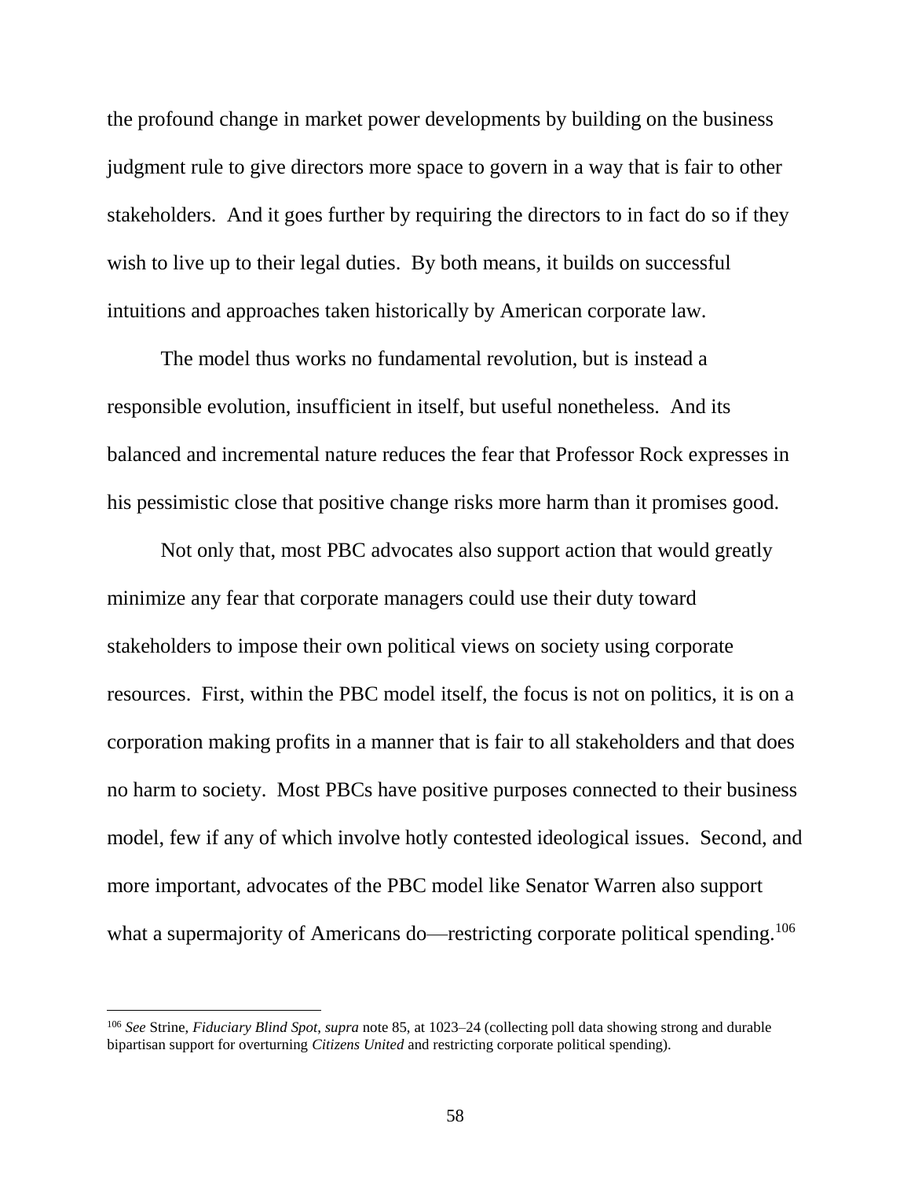the profound change in market power developments by building on the business judgment rule to give directors more space to govern in a way that is fair to other stakeholders. And it goes further by requiring the directors to in fact do so if they wish to live up to their legal duties. By both means, it builds on successful intuitions and approaches taken historically by American corporate law.

The model thus works no fundamental revolution, but is instead a responsible evolution, insufficient in itself, but useful nonetheless. And its balanced and incremental nature reduces the fear that Professor Rock expresses in his pessimistic close that positive change risks more harm than it promises good.

Not only that, most PBC advocates also support action that would greatly minimize any fear that corporate managers could use their duty toward stakeholders to impose their own political views on society using corporate resources. First, within the PBC model itself, the focus is not on politics, it is on a corporation making profits in a manner that is fair to all stakeholders and that does no harm to society. Most PBCs have positive purposes connected to their business model, few if any of which involve hotly contested ideological issues. Second, and more important, advocates of the PBC model like Senator Warren also support what a supermajority of Americans do—restricting corporate political spending.[106]

---

[106] *See* Strine, *Fiduciary Blind Spot*, *supra* note 85, at 1023–24 (collecting poll data showing strong and durable bipartisan support for overturning *Citizens United* and restricting corporate political spending).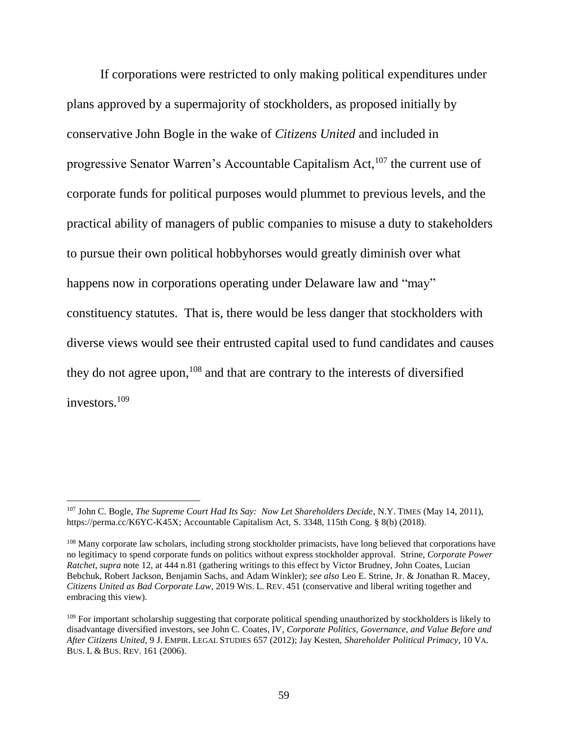If corporations were restricted to only making political expenditures under plans approved by a supermajority of stockholders, as proposed initially by conservative John Bogle in the wake of *Citizens United* and included in progressive Senator Warren's Accountable Capitalism Act,[107] the current use of corporate funds for political purposes would plummet to previous levels, and the practical ability of managers of public companies to misuse a duty to stakeholders to pursue their own political hobbyhorses would greatly diminish over what happens now in corporations operating under Delaware law and "may" constituency statutes. That is, there would be less danger that stockholders with diverse views would see their entrusted capital used to fund candidates and causes they do not agree upon,[108] and that are contrary to the interests of diversified investors.[109]

---

[107] John C. Bogle, *The Supreme Court Had Its Say: Now Let Shareholders Decide*, N.Y. TIMES (May 14, 2011), https://perma.cc/K6YC-K45X; Accountable Capitalism Act, S. 3348, 115th Cong. § 8(b) (2018).

[108] Many corporate law scholars, including strong stockholder primacists, have long believed that corporations have no legitimacy to spend corporate funds on politics without express stockholder approval. Strine, *Corporate Power Ratchet*, *supra* note 12, at 444 n.81 (gathering writings to this effect by Victor Brudney, John Coates, Lucian Bebchuk, Robert Jackson, Benjamin Sachs, and Adam Winkler); *see also* Leo E. Strine, Jr. & Jonathan R. Macey, *Citizens United as Bad Corporate Law*, 2019 WIS. L. REV. 451 (conservative and liberal writing together and embracing this view).

[109] For important scholarship suggesting that corporate political spending unauthorized by stockholders is likely to disadvantage diversified investors, see John C. Coates, IV, *Corporate Politics, Governance, and Value Before and After Citizens United*, 9 J. EMPIR. LEGAL STUDIES 657 (2012); Jay Kesten, *Shareholder Political Primacy*, 10 VA. BUS. L & BUS. REV. 161 (2006).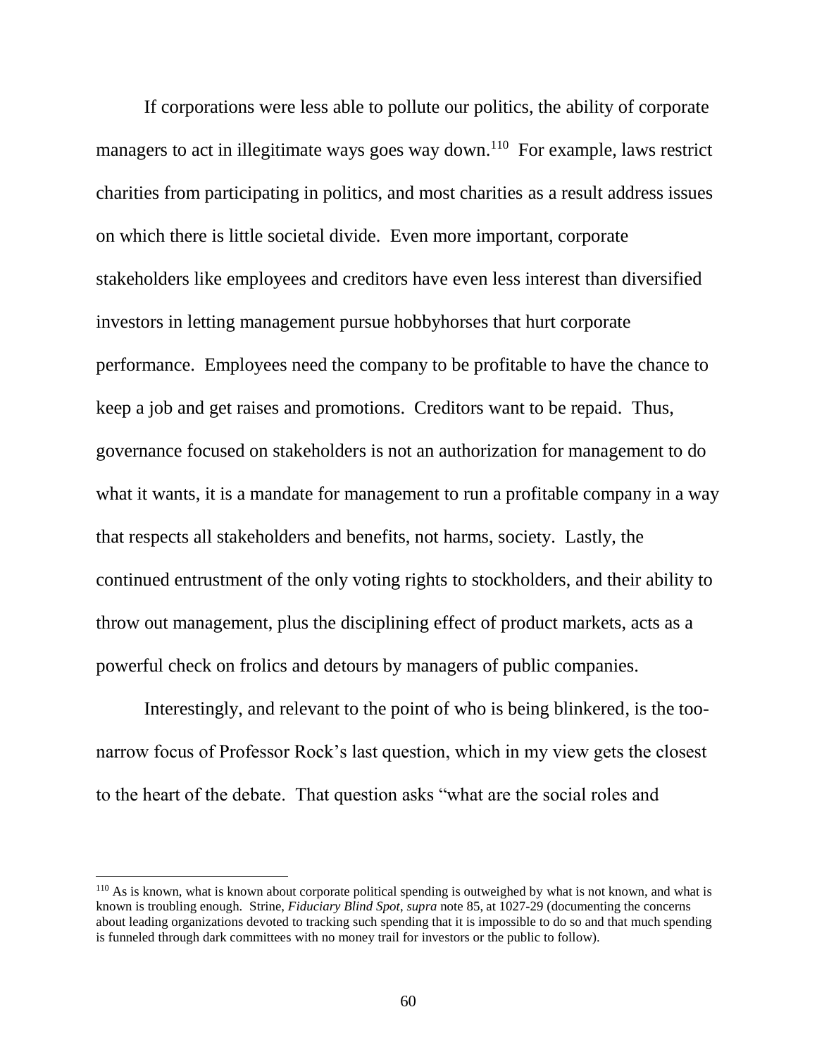If corporations were less able to pollute our politics, the ability of corporate managers to act in illegitimate ways goes way down.[110] For example, laws restrict charities from participating in politics, and most charities as a result address issues on which there is little societal divide. Even more important, corporate stakeholders like employees and creditors have even less interest than diversified investors in letting management pursue hobbyhorses that hurt corporate performance. Employees need the company to be profitable to have the chance to keep a job and get raises and promotions. Creditors want to be repaid. Thus, governance focused on stakeholders is not an authorization for management to do what it wants, it is a mandate for management to run a profitable company in a way that respects all stakeholders and benefits, not harms, society. Lastly, the continued entrustment of the only voting rights to stockholders, and their ability to throw out management, plus the disciplining effect of product markets, acts as a powerful check on frolics and detours by managers of public companies.

Interestingly, and relevant to the point of who is being blinkered, is the too-narrow focus of Professor Rock's last question, which in my view gets the closest to the heart of the debate. That question asks "what are the social roles and

---

[110] As is known, what is known about corporate political spending is outweighed by what is not known, and what is known is troubling enough. Strine, *Fiduciary Blind Spot*, *supra* note 85, at 1027-29 (documenting the concerns about leading organizations devoted to tracking such spending that it is impossible to do so and that much spending is funneled through dark committees with no money trail for investors or the public to follow).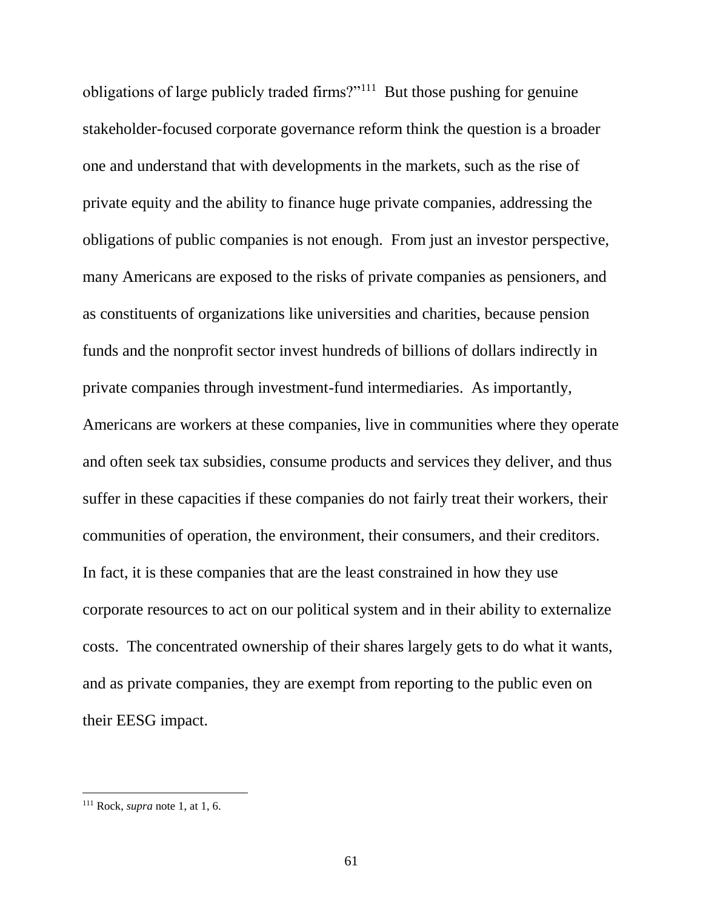obligations of large publicly traded firms?"[111] But those pushing for genuine stakeholder-focused corporate governance reform think the question is a broader one and understand that with developments in the markets, such as the rise of private equity and the ability to finance huge private companies, addressing the obligations of public companies is not enough. From just an investor perspective, many Americans are exposed to the risks of private companies as pensioners, and as constituents of organizations like universities and charities, because pension funds and the nonprofit sector invest hundreds of billions of dollars indirectly in private companies through investment-fund intermediaries. As importantly, Americans are workers at these companies, live in communities where they operate and often seek tax subsidies, consume products and services they deliver, and thus suffer in these capacities if these companies do not fairly treat their workers, their communities of operation, the environment, their consumers, and their creditors. In fact, it is these companies that are the least constrained in how they use corporate resources to act on our political system and in their ability to externalize costs. The concentrated ownership of their shares largely gets to do what it wants, and as private companies, they are exempt from reporting to the public even on their EESG impact.

---

[111] Rock, *supra* note 1, at 1, 6.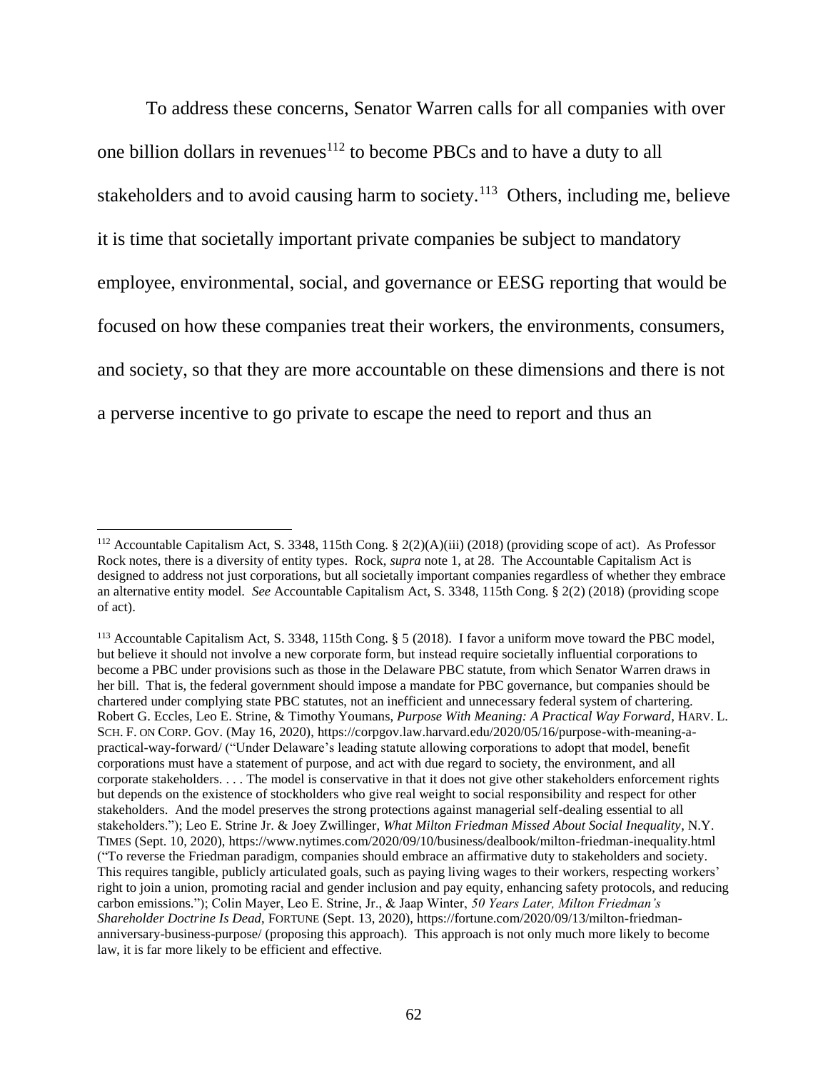To address these concerns, Senator Warren calls for all companies with over one billion dollars in revenues[112] to become PBCs and to have a duty to all stakeholders and to avoid causing harm to society.[113] Others, including me, believe it is time that societally important private companies be subject to mandatory employee, environmental, social, and governance or EESG reporting that would be focused on how these companies treat their workers, the environments, consumers, and society, so that they are more accountable on these dimensions and there is not a perverse incentive to go private to escape the need to report and thus an

---

[112] Accountable Capitalism Act, S. 3348, 115th Cong. § 2(2)(A)(iii) (2018) (providing scope of act). As Professor Rock notes, there is a diversity of entity types. Rock, *supra* note 1, at 28. The Accountable Capitalism Act is designed to address not just corporations, but all societally important companies regardless of whether they embrace an alternative entity model. *See* Accountable Capitalism Act, S. 3348, 115th Cong. § 2(2) (2018) (providing scope of act).

[113] Accountable Capitalism Act, S. 3348, 115th Cong. § 5 (2018). I favor a uniform move toward the PBC model, but believe it should not involve a new corporate form, but instead require societally influential corporations to become a PBC under provisions such as those in the Delaware PBC statute, from which Senator Warren draws in her bill. That is, the federal government should impose a mandate for PBC governance, but companies should be chartered under complying state PBC statutes, not an inefficient and unnecessary federal system of chartering. Robert G. Eccles, Leo E. Strine, & Timothy Youmans, *Purpose With Meaning: A Practical Way Forward*, HARV. L. SCH. F. ON CORP. GOV. (May 16, 2020), https://corpgov.law.harvard.edu/2020/05/16/purpose-with-meaning-a-practical-way-forward/ ("Under Delaware's leading statute allowing corporations to adopt that model, benefit corporations must have a statement of purpose, and act with due regard to society, the environment, and all corporate stakeholders. . . . The model is conservative in that it does not give other stakeholders enforcement rights but depends on the existence of stockholders who give real weight to social responsibility and respect for other stakeholders. And the model preserves the strong protections against managerial self-dealing essential to all stakeholders."); Leo E. Strine Jr. & Joey Zwillinger, *What Milton Friedman Missed About Social Inequality*, N.Y. TIMES (Sept. 10, 2020), https://www.nytimes.com/2020/09/10/business/dealbook/milton-friedman-inequality.html ("To reverse the Friedman paradigm, companies should embrace an affirmative duty to stakeholders and society. This requires tangible, publicly articulated goals, such as paying living wages to their workers, respecting workers' right to join a union, promoting racial and gender inclusion and pay equity, enhancing safety protocols, and reducing carbon emissions."); Colin Mayer, Leo E. Strine, Jr., & Jaap Winter, *50 Years Later, Milton Friedman's Shareholder Doctrine Is Dead*, FORTUNE (Sept. 13, 2020), https://fortune.com/2020/09/13/milton-friedman-anniversary-business-purpose/ (proposing this approach). This approach is not only much more likely to become law, it is far more likely to be efficient and effective.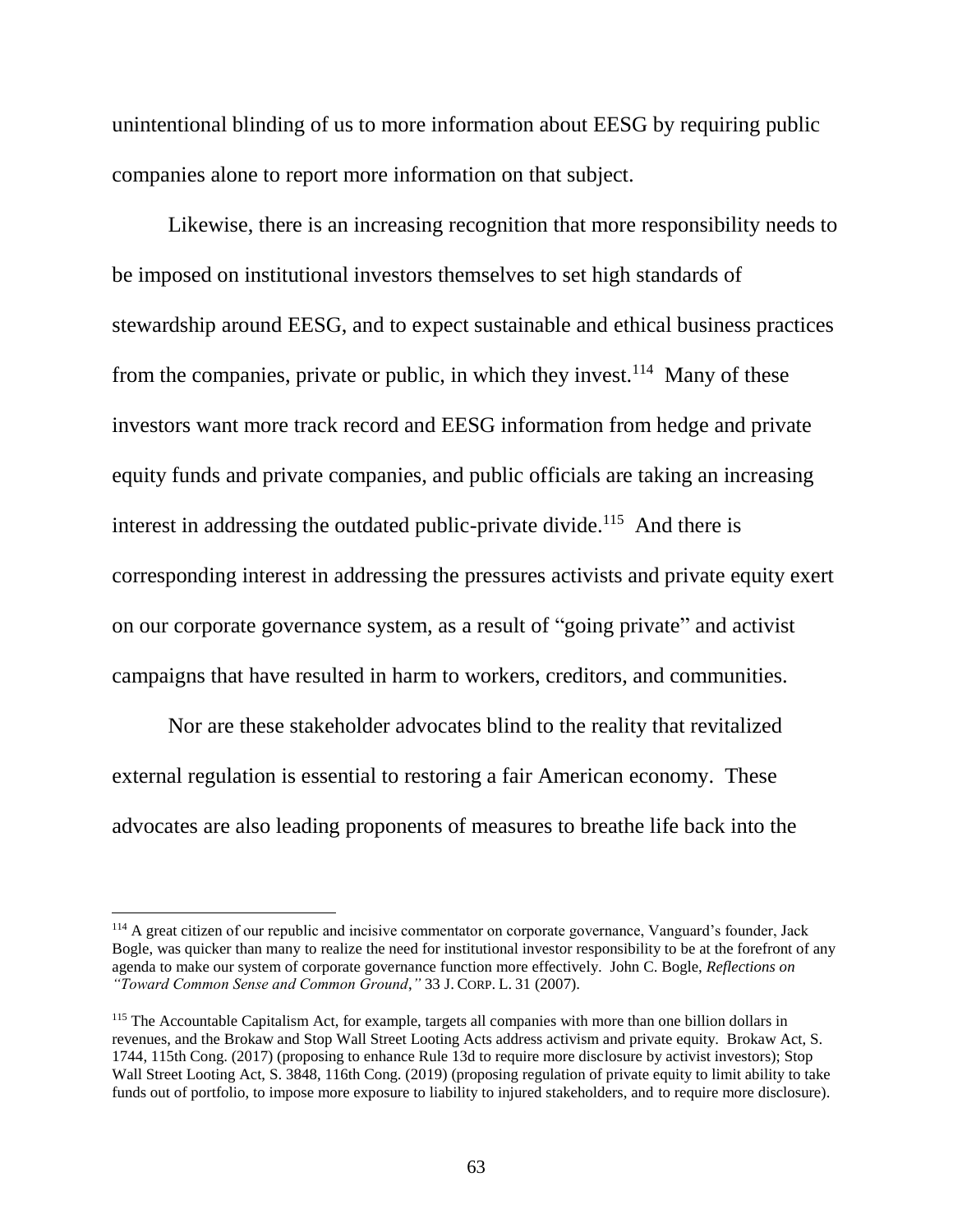unintentional blinding of us to more information about EESG by requiring public companies alone to report more information on that subject.

Likewise, there is an increasing recognition that more responsibility needs to be imposed on institutional investors themselves to set high standards of stewardship around EESG, and to expect sustainable and ethical business practices from the companies, private or public, in which they invest.[114] Many of these investors want more track record and EESG information from hedge and private equity funds and private companies, and public officials are taking an increasing interest in addressing the outdated public-private divide.[115] And there is corresponding interest in addressing the pressures activists and private equity exert on our corporate governance system, as a result of "going private" and activist campaigns that have resulted in harm to workers, creditors, and communities.

Nor are these stakeholder advocates blind to the reality that revitalized external regulation is essential to restoring a fair American economy. These advocates are also leading proponents of measures to breathe life back into the

---

[114] A great citizen of our republic and incisive commentator on corporate governance, Vanguard's founder, Jack Bogle, was quicker than many to realize the need for institutional investor responsibility to be at the forefront of any agenda to make our system of corporate governance function more effectively. John C. Bogle, *Reflections on "Toward Common Sense and Common Ground*,*"* 33 J. CORP. L. 31 (2007).

[115] The Accountable Capitalism Act, for example, targets all companies with more than one billion dollars in revenues, and the Brokaw and Stop Wall Street Looting Acts address activism and private equity. Brokaw Act, S. 1744, 115th Cong. (2017) (proposing to enhance Rule 13d to require more disclosure by activist investors); Stop Wall Street Looting Act, S. 3848, 116th Cong. (2019) (proposing regulation of private equity to limit ability to take funds out of portfolio, to impose more exposure to liability to injured stakeholders, and to require more disclosure).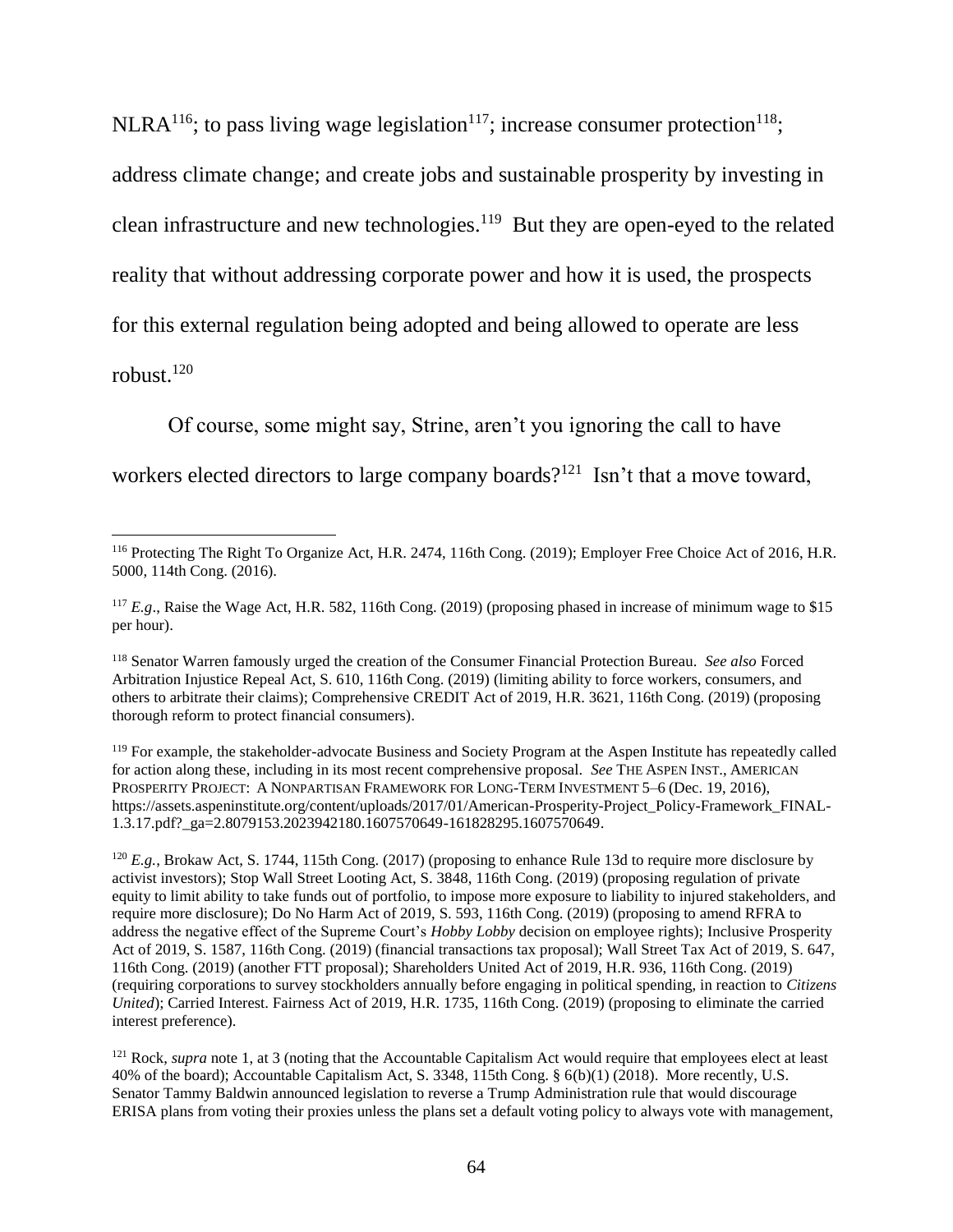NLRA[116]; to pass living wage legislation[117]; increase consumer protection[118]; address climate change; and create jobs and sustainable prosperity by investing in clean infrastructure and new technologies.[119] But they are open-eyed to the related reality that without addressing corporate power and how it is used, the prospects for this external regulation being adopted and being allowed to operate are less robust.[120]

Of course, some might say, Strine, aren't you ignoring the call to have workers elected directors to large company boards?[121] Isn't that a move toward,

---

[116] Protecting The Right To Organize Act, H.R. 2474, 116th Cong. (2019); Employer Free Choice Act of 2016, H.R. 5000, 114th Cong. (2016).

[117] *E.g*., Raise the Wage Act, H.R. 582, 116th Cong. (2019) (proposing phased in increase of minimum wage to $15 per hour).

[118] Senator Warren famously urged the creation of the Consumer Financial Protection Bureau. *See also* Forced Arbitration Injustice Repeal Act, S. 610, 116th Cong. (2019) (limiting ability to force workers, consumers, and others to arbitrate their claims); Comprehensive CREDIT Act of 2019, H.R. 3621, 116th Cong. (2019) (proposing thorough reform to protect financial consumers).

[119] For example, the stakeholder-advocate Business and Society Program at the Aspen Institute has repeatedly called for action along these, including in its most recent comprehensive proposal. *See* THE ASPEN INST., AMERICAN PROSPERITY PROJECT: A NONPARTISAN FRAMEWORK FOR LONG-TERM INVESTMENT 5–6 (Dec. 19, 2016), https://assets.aspeninstitute.org/content/uploads/2017/01/American-Prosperity-Project_Policy-Framework_FINAL-1.3.17.pdf?_ga=2.8079153.2023942180.1607570649-161828295.1607570649.

[120] *E.g.*, Brokaw Act, S. 1744, 115th Cong. (2017) (proposing to enhance Rule 13d to require more disclosure by activist investors); Stop Wall Street Looting Act, S. 3848, 116th Cong. (2019) (proposing regulation of private equity to limit ability to take funds out of portfolio, to impose more exposure to liability to injured stakeholders, and require more disclosure); Do No Harm Act of 2019, S. 593, 116th Cong. (2019) (proposing to amend RFRA to address the negative effect of the Supreme Court's *Hobby Lobby* decision on employee rights); Inclusive Prosperity Act of 2019, S. 1587, 116th Cong. (2019) (financial transactions tax proposal); Wall Street Tax Act of 2019, S. 647, 116th Cong. (2019) (another FTT proposal); Shareholders United Act of 2019, H.R. 936, 116th Cong. (2019) (requiring corporations to survey stockholders annually before engaging in political spending, in reaction to *Citizens United*); Carried Interest. Fairness Act of 2019, H.R. 1735, 116th Cong. (2019) (proposing to eliminate the carried interest preference).

[121] Rock, *supra* note 1, at 3 (noting that the Accountable Capitalism Act would require that employees elect at least 40% of the board); Accountable Capitalism Act, S. 3348, 115th Cong. § 6(b)(1) (2018). More recently, U.S. Senator Tammy Baldwin announced legislation to reverse a Trump Administration rule that would discourage ERISA plans from voting their proxies unless the plans set a default voting policy to always vote with management,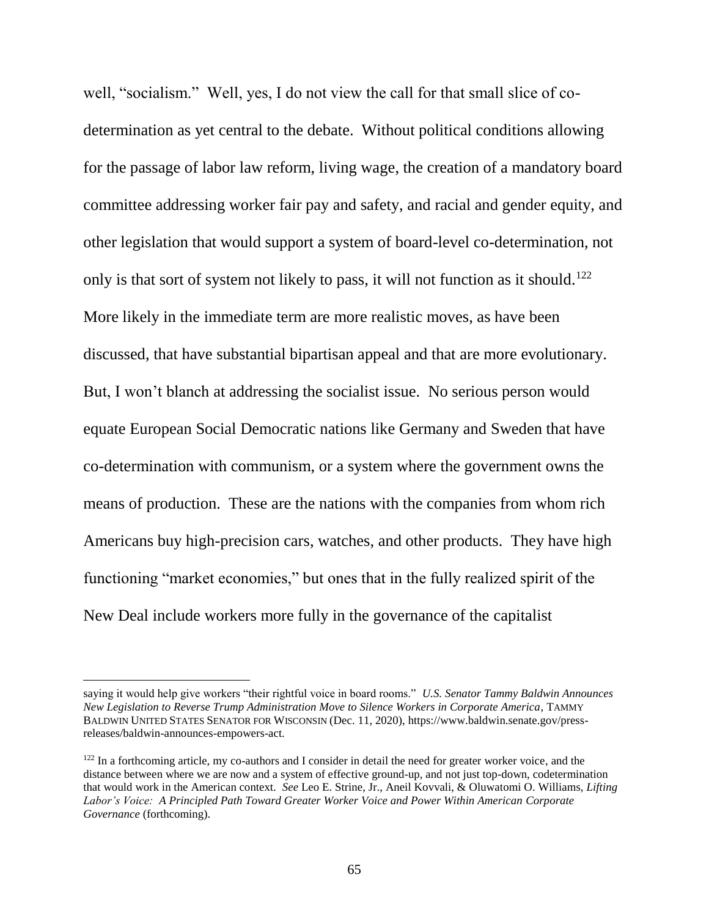well, "socialism." Well, yes, I do not view the call for that small slice of co-determination as yet central to the debate. Without political conditions allowing for the passage of labor law reform, living wage, the creation of a mandatory board committee addressing worker fair pay and safety, and racial and gender equity, and other legislation that would support a system of board-level co-determination, not only is that sort of system not likely to pass, it will not function as it should.[122] More likely in the immediate term are more realistic moves, as have been discussed, that have substantial bipartisan appeal and that are more evolutionary. But, I won't blanch at addressing the socialist issue. No serious person would equate European Social Democratic nations like Germany and Sweden that have co-determination with communism, or a system where the government owns the means of production. These are the nations with the companies from whom rich Americans buy high-precision cars, watches, and other products. They have high functioning "market economies," but ones that in the fully realized spirit of the New Deal include workers more fully in the governance of the capitalist

---

saying it would help give workers "their rightful voice in board rooms." *U.S. Senator Tammy Baldwin Announces New Legislation to Reverse Trump Administration Move to Silence Workers in Corporate America*, TAMMY BALDWIN UNITED STATES SENATOR FOR WISCONSIN (Dec. 11, 2020), https://www.baldwin.senate.gov/press-releases/baldwin-announces-empowers-act.

[122] In a forthcoming article, my co-authors and I consider in detail the need for greater worker voice, and the distance between where we are now and a system of effective ground-up, and not just top-down, codetermination that would work in the American context. *See* Leo E. Strine, Jr., Aneil Kovvali, & Oluwatomi O. Williams, *Lifting Labor's Voice: A Principled Path Toward Greater Worker Voice and Power Within American Corporate Governance* (forthcoming).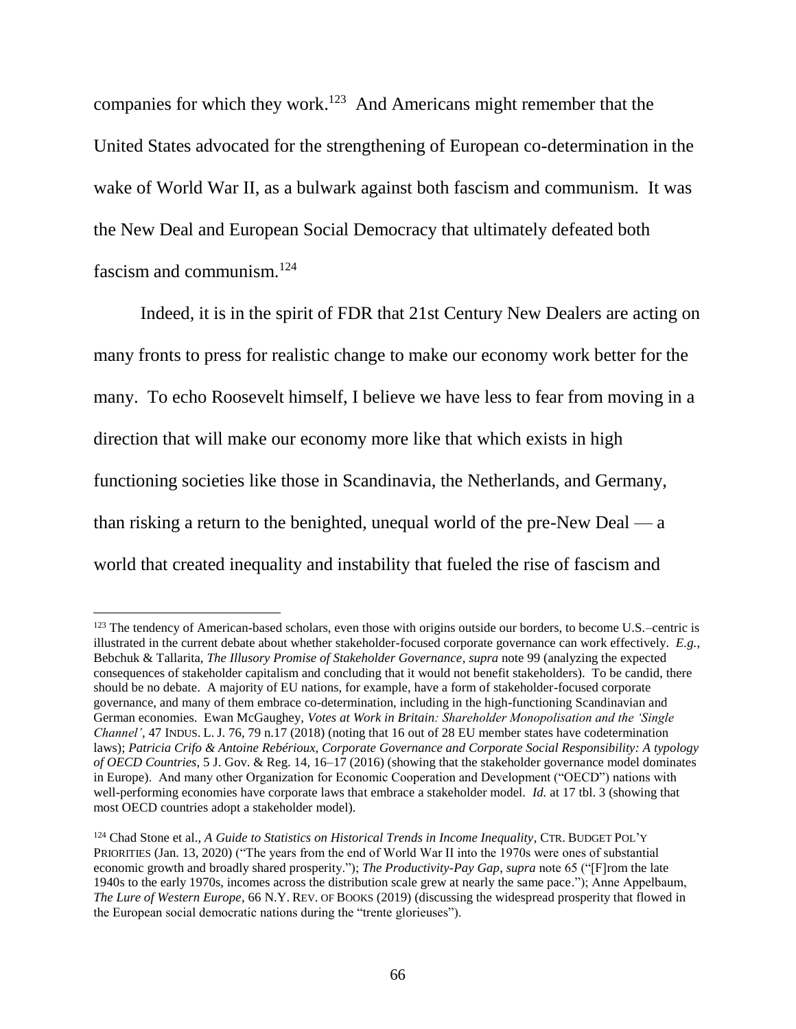companies for which they work.[123] And Americans might remember that the United States advocated for the strengthening of European co-determination in the wake of World War II, as a bulwark against both fascism and communism. It was the New Deal and European Social Democracy that ultimately defeated both fascism and communism.[124]

Indeed, it is in the spirit of FDR that 21st Century New Dealers are acting on many fronts to press for realistic change to make our economy work better for the many. To echo Roosevelt himself, I believe we have less to fear from moving in a direction that will make our economy more like that which exists in high functioning societies like those in Scandinavia, the Netherlands, and Germany, than risking a return to the benighted, unequal world of the pre-New Deal — a world that created inequality and instability that fueled the rise of fascism and

---

[123] The tendency of American-based scholars, even those with origins outside our borders, to become U.S.–centric is illustrated in the current debate about whether stakeholder-focused corporate governance can work effectively. *E.g.*, Bebchuk & Tallarita, *The Illusory Promise of Stakeholder Governance*, *supra* note 99 (analyzing the expected consequences of stakeholder capitalism and concluding that it would not benefit stakeholders). To be candid, there should be no debate. A majority of EU nations, for example, have a form of stakeholder-focused corporate governance, and many of them embrace co-determination, including in the high-functioning Scandinavian and German economies. Ewan McGaughey, *Votes at Work in Britain: Shareholder Monopolisation and the 'Single Channel'*, 47 INDUS. L. J. 76, 79 n.17 (2018) (noting that 16 out of 28 EU member states have codetermination laws); *Patricia Crifo & Antoine Rebérioux, Corporate Governance and Corporate Social Responsibility: A typology of OECD Countries*, 5 J. Gov. & Reg. 14, 16–17 (2016) (showing that the stakeholder governance model dominates in Europe). And many other Organization for Economic Cooperation and Development ("OECD") nations with well-performing economies have corporate laws that embrace a stakeholder model. *Id.* at 17 tbl. 3 (showing that most OECD countries adopt a stakeholder model).

[124] Chad Stone et al., *A Guide to Statistics on Historical Trends in Income Inequality*, CTR. BUDGET POL'Y PRIORITIES (Jan. 13, 2020) ("The years from the end of World War II into the 1970s were ones of substantial economic growth and broadly shared prosperity."); *The Productivity-Pay Gap*, *supra* note 65 ("[F]rom the late 1940s to the early 1970s, incomes across the distribution scale grew at nearly the same pace."); Anne Appelbaum, *The Lure of Western Europe*, 66 N.Y. REV. OF BOOKS (2019) (discussing the widespread prosperity that flowed in the European social democratic nations during the "trente glorieuses").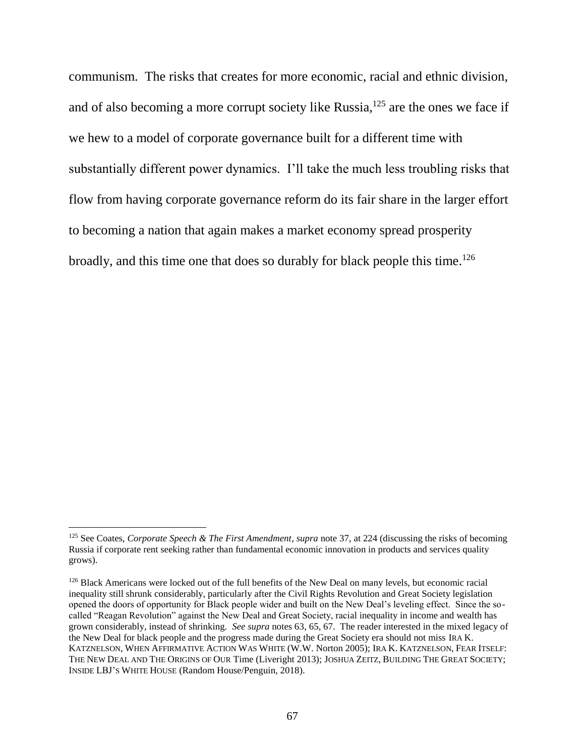communism. The risks that creates for more economic, racial and ethnic division, and of also becoming a more corrupt society like Russia,[125] are the ones we face if we hew to a model of corporate governance built for a different time with substantially different power dynamics. I'll take the much less troubling risks that flow from having corporate governance reform do its fair share in the larger effort to becoming a nation that again makes a market economy spread prosperity broadly, and this time one that does so durably for black people this time.[126]

---

[125] See Coates, *Corporate Speech & The First Amendment*, *supra* note 37, at 224 (discussing the risks of becoming Russia if corporate rent seeking rather than fundamental economic innovation in products and services quality grows).

[126] Black Americans were locked out of the full benefits of the New Deal on many levels, but economic racial inequality still shrunk considerably, particularly after the Civil Rights Revolution and Great Society legislation opened the doors of opportunity for Black people wider and built on the New Deal's leveling effect. Since the so-called "Reagan Revolution" against the New Deal and Great Society, racial inequality in income and wealth has grown considerably, instead of shrinking. *See supra* notes 63, 65, 67. The reader interested in the mixed legacy of the New Deal for black people and the progress made during the Great Society era should not miss IRA K. KATZNELSON, WHEN AFFIRMATIVE ACTION WAS WHITE (W.W. Norton 2005); IRA K. KATZNELSON, FEAR ITSELF: THE NEW DEAL AND THE ORIGINS OF OUR Time (Liveright 2013); JOSHUA ZEITZ, BUILDING THE GREAT SOCIETY; INSIDE LBJ'S WHITE HOUSE (Random House/Penguin, 2018).